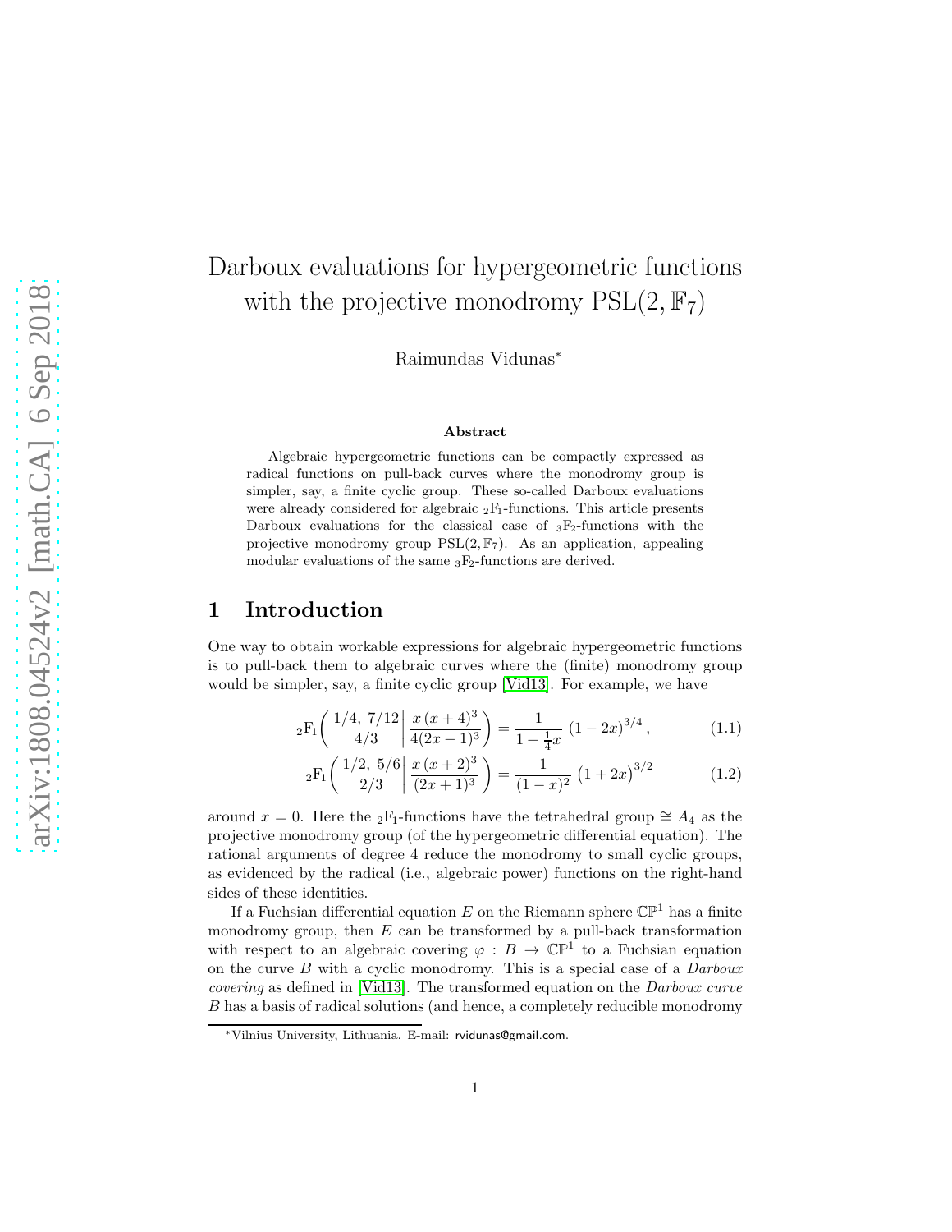# Darboux evaluations for hypergeometric functions with the projective monodromy $\mathrm{PSL}(2, \mathbb{F}_7)$

Raimundas Vidunas*

### Abstract

Algebraic hypergeometric functions can be compactly expressed as radical functions on pull-back curves where the monodromy group is simpler, say, a finite cyclic group. These so-called Darboux evaluations were already considered for algebraic ${}_2\mathrm{F}_1$-functions. This article presents Darboux evaluations for the classical case of ${}_3\mathrm{F}_2$-functions with the projective monodromy group $\mathrm{PSL}(2, \mathbb{F}_7)$. As an application, appealing modular evaluations of the same ${}_3\mathrm{F}_2$-functions are derived.

## 1 Introduction

One way to obtain workable expressions for algebraic hypergeometric functions is to pull-back them to algebraic curves where the (finite) monodromy group would be simpler, say, a finite cyclic group [Vid13]. For example, we have

$$
{}_2\mathrm{F}_1\left( \left. \begin{matrix} 1/4,\ 7/12 \\ 4/3 \end{matrix} \right| \frac{x\,(x+4)^3}{4(2x-1)^3} \right) = \frac{1}{1+\frac{1}{4}x}\,\left(1-2x\right)^{3/4}, \tag{1.1}
$$

$$
{}_2\mathrm{F}_1\left( \left. \begin{matrix} 1/2,\ 5/6 \\ 2/3 \end{matrix} \right| \frac{x\,(x+2)^3}{(2x+1)^3} \right) = \frac{1}{(1-x)^2}\,\left(1+2x\right)^{3/2} \tag{1.2}
$$

around $x = 0$. Here the ${}_2\mathrm{F}_1$-functions have the tetrahedral group $\cong A_4$ as the projective monodromy group (of the hypergeometric differential equation). The rational arguments of degree 4 reduce the monodromy to small cyclic groups, as evidenced by the radical (i.e., algebraic power) functions on the right-hand sides of these identities.

If a Fuchsian differential equation $E$ on the Riemann sphere $\mathbb{CP}^1$ has a finite monodromy group, then $E$ can be transformed by a pull-back transformation with respect to an algebraic covering $\varphi : B \to \mathbb{CP}^1$ to a Fuchsian equation on the curve $B$ with a cyclic monodromy. This is a special case of a *Darboux covering* as defined in [Vid13]. The transformed equation on the *Darboux curve* $B$ has a basis of radical solutions (and hence, a completely reducible monodromy

*Vilnius University, Lithuania. E-mail: rvidunas@gmail.com.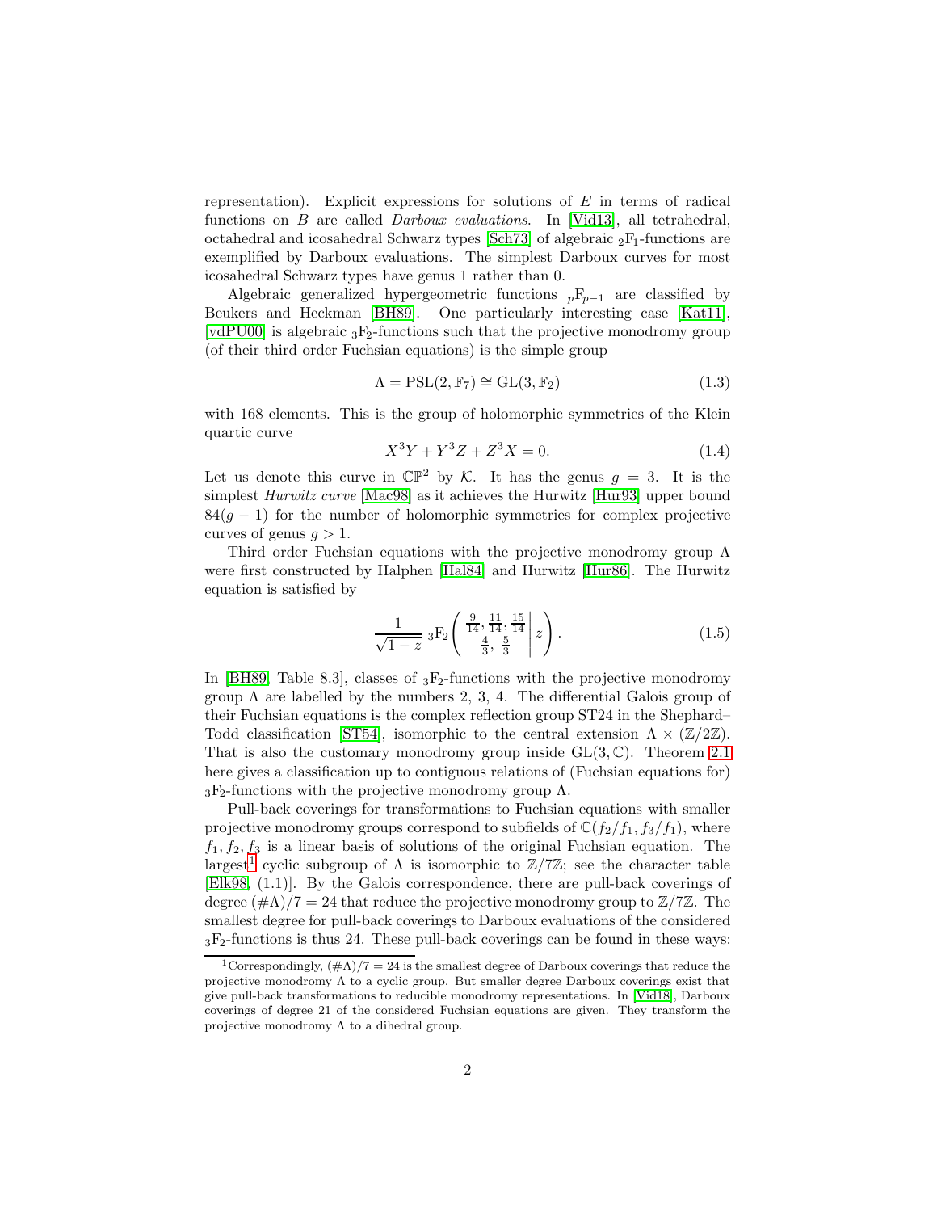representation). Explicit expressions for solutions of $E$ in terms of radical functions on $B$ are called *Darboux evaluations*. In [Vid13], all tetrahedral, octahedral and icosahedral Schwarz types [Sch73] of algebraic ${}_2\mathrm{F}_1$-functions are exemplified by Darboux evaluations. The simplest Darboux curves for most icosahedral Schwarz types have genus 1 rather than 0.

Algebraic generalized hypergeometric functions ${}_p\mathrm{F}_{p-1}$ are classified by Beukers and Heckman [BH89]. One particularly interesting case [Kat11], [vdPU00] is algebraic ${}_3\mathrm{F}_2$-functions such that the projective monodromy group (of their third order Fuchsian equations) is the simple group

$$\Lambda = \mathrm{PSL}(2, \mathbb{F}_7) \cong \mathrm{GL}(3, \mathbb{F}_2) \tag{1.3}$$

with 168 elements. This is the group of holomorphic symmetries of the Klein quartic curve

$$X^3Y + Y^3Z + Z^3X = 0. \tag{1.4}$$

Let us denote this curve in $\mathbb{CP}^2$ by $\mathcal{K}$. It has the genus $g = 3$. It is the simplest *Hurwitz curve* [Mac98] as it achieves the Hurwitz [Hur93] upper bound $84(g-1)$ for the number of holomorphic symmetries for complex projective curves of genus $g > 1$.

Third order Fuchsian equations with the projective monodromy group $\Lambda$ were first constructed by Halphen [Hal84] and Hurwitz [Hur86]. The Hurwitz equation is satisfied by

$$\frac{1}{\sqrt{1-z}}\, {}_3\mathrm{F}_2\left( \left. \begin{array}{c} \frac{9}{14}, \frac{11}{14}, \frac{15}{14} \\ \frac{4}{3}, \; \frac{5}{3} \end{array} \right| z \right). \tag{1.5}$$

In [BH89, Table 8.3], classes of ${}_3\mathrm{F}_2$-functions with the projective monodromy group $\Lambda$ are labelled by the numbers 2, 3, 4. The differential Galois group of their Fuchsian equations is the complex reflection group ST24 in the Shephard–Todd classification [ST54], isomorphic to the central extension $\Lambda \times (\mathbb{Z}/2\mathbb{Z})$. That is also the customary monodromy group inside $\mathrm{GL}(3, \mathbb{C})$. Theorem 2.1 here gives a classification up to contiguous relations of (Fuchsian equations for) ${}_3\mathrm{F}_2$-functions with the projective monodromy group $\Lambda$.

Pull-back coverings for transformations to Fuchsian equations with smaller projective monodromy groups correspond to subfields of $\mathbb{C}(f_2/f_1, f_3/f_1)$, where $f_1, f_2, f_3$ is a linear basis of solutions of the original Fuchsian equation. The largest[1] cyclic subgroup of $\Lambda$ is isomorphic to $\mathbb{Z}/7\mathbb{Z}$; see the character table [Elk98, (1.1)]. By the Galois correspondence, there are pull-back coverings of degree $(\#\Lambda)/7 = 24$ that reduce the projective monodromy group to $\mathbb{Z}/7\mathbb{Z}$. The smallest degree for pull-back coverings to Darboux evaluations of the considered ${}_3\mathrm{F}_2$-functions is thus 24. These pull-back coverings can be found in these ways:

[1] Correspondingly, $(\#\Lambda)/7 = 24$ is the smallest degree of Darboux coverings that reduce the projective monodromy $\Lambda$ to a cyclic group. But smaller degree Darboux coverings exist that give pull-back transformations to reducible monodromy representations. In [Vid18], Darboux coverings of degree 21 of the considered Fuchsian equations are given. They transform the projective monodromy $\Lambda$ to a dihedral group.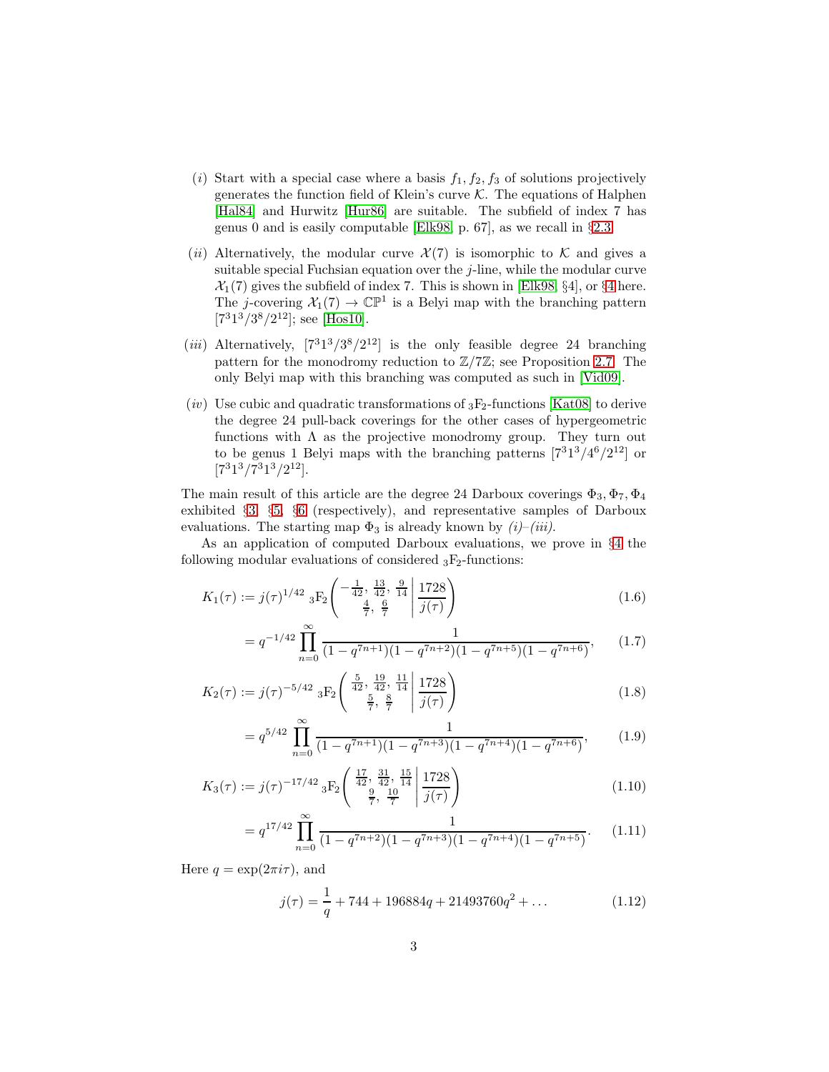(*i*) Start with a special case where a basis $f_1, f_2, f_3$ of solutions projectively generates the function field of Klein's curve $\mathcal{K}$. The equations of Halphen [Hal84] and Hurwitz [Hur86] are suitable. The subfield of index 7 has genus 0 and is easily computable [Elk98, p. 67], as we recall in §2.3.

(*ii*) Alternatively, the modular curve $\mathcal{X}(7)$ is isomorphic to $\mathcal{K}$ and gives a suitable special Fuchsian equation over the $j$-line, while the modular curve $\mathcal{X}_1(7)$ gives the subfield of index 7. This is shown in [Elk98, §4], or §4 here. The $j$-covering $\mathcal{X}_1(7) \to \mathbb{CP}^1$ is a Belyi map with the branching pattern $[7^3 1^3/3^8/2^{12}]$; see [Hos10].

(*iii*) Alternatively, $[7^3 1^3/3^8/2^{12}]$ is the only feasible degree 24 branching pattern for the monodromy reduction to $\mathbb{Z}/7\mathbb{Z}$; see Proposition 2.7. The only Belyi map with this branching was computed as such in [Vid09].

(*iv*) Use cubic and quadratic transformations of ${}_3\mathrm{F}_2$-functions [Kat08] to derive the degree 24 pull-back coverings for the other cases of hypergeometric functions with $\Lambda$ as the projective monodromy group. They turn out to be genus 1 Belyi maps with the branching patterns $[7^3 1^3/4^6/2^{12}]$ or $[7^3 1^3/7^3 1^3/2^{12}]$.

The main result of this article are the degree 24 Darboux coverings $\Phi_3, \Phi_7, \Phi_4$ exhibited §3, §5, §6 (respectively), and representative samples of Darboux evaluations. The starting map $\Phi_3$ is already known by *(i)–(iii)*.

As an application of computed Darboux evaluations, we prove in §4 the following modular evaluations of considered ${}_3\mathrm{F}_2$-functions:

$$K_1(\tau) := j(\tau)^{1/42}\; {}_3\mathrm{F}_2\left( \left. \begin{matrix} -\frac{1}{42},\; \frac{13}{42},\; \frac{9}{14} \\ \frac{4}{7},\; \frac{6}{7} \end{matrix} \right| \frac{1728}{j(\tau)} \right) \tag{1.6}$$

$$= q^{-1/42} \prod_{n=0}^{\infty} \frac{1}{(1-q^{7n+1})(1-q^{7n+2})(1-q^{7n+5})(1-q^{7n+6})}, \tag{1.7}$$

$$K_2(\tau) := j(\tau)^{-5/42}\; {}_3\mathrm{F}_2\left( \left. \begin{matrix} \frac{5}{42},\; \frac{19}{42},\; \frac{11}{14} \\ \frac{5}{7},\; \frac{8}{7} \end{matrix} \right| \frac{1728}{j(\tau)} \right) \tag{1.8}$$

$$= q^{5/42} \prod_{n=0}^{\infty} \frac{1}{(1-q^{7n+1})(1-q^{7n+3})(1-q^{7n+4})(1-q^{7n+6})}, \tag{1.9}$$

$$K_3(\tau) := j(\tau)^{-17/42}\; {}_3\mathrm{F}_2\left( \left. \begin{matrix} \frac{17}{42},\; \frac{31}{42},\; \frac{15}{14} \\ \frac{9}{7},\; \frac{10}{7} \end{matrix} \right| \frac{1728}{j(\tau)} \right) \tag{1.10}$$

$$= q^{17/42} \prod_{n=0}^{\infty} \frac{1}{(1-q^{7n+2})(1-q^{7n+3})(1-q^{7n+4})(1-q^{7n+5})}. \tag{1.11}$$

Here $q = \exp(2\pi i \tau)$, and

$$j(\tau) = \frac{1}{q} + 744 + 196884q + 21493760q^2 + \ldots \tag{1.12}$$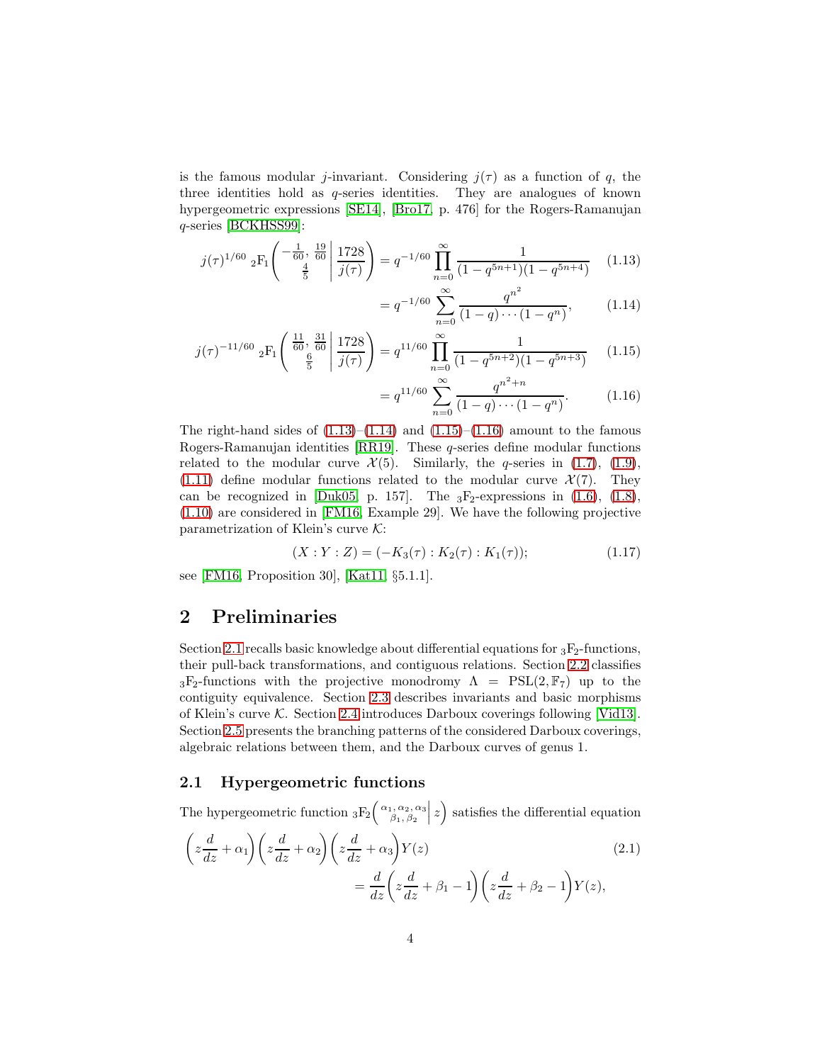is the famous modular $j$-invariant. Considering $j(\tau)$ as a function of $q$, the three identities hold as $q$-series identities. They are analogues of known hypergeometric expressions [SE14], [Bro17, p. 476] for the Rogers-Ramanujan $q$-series [BCKHSS99]:

$$j(\tau)^{1/60}\ {}_2\mathrm{F}_1\left(\left.\begin{matrix}-\frac{1}{60},\ \frac{19}{60}\\ \frac{4}{5}\end{matrix}\right|\frac{1728}{j(\tau)}\right) = q^{-1/60}\prod_{n=0}^{\infty}\frac{1}{(1-q^{5n+1})(1-q^{5n+4})} \tag{1.13}$$

$$= q^{-1/60}\sum_{n=0}^{\infty}\frac{q^{n^2}}{(1-q)\cdots(1-q^n)}, \tag{1.14}$$

$$j(\tau)^{-11/60}\ {}_2\mathrm{F}_1\left(\left.\begin{matrix}\frac{11}{60},\ \frac{31}{60}\\ \frac{6}{5}\end{matrix}\right|\frac{1728}{j(\tau)}\right) = q^{11/60}\prod_{n=0}^{\infty}\frac{1}{(1-q^{5n+2})(1-q^{5n+3})} \tag{1.15}$$

$$= q^{11/60}\sum_{n=0}^{\infty}\frac{q^{n^2+n}}{(1-q)\cdots(1-q^n)}. \tag{1.16}$$

The right-hand sides of (1.13)–(1.14) and (1.15)–(1.16) amount to the famous Rogers-Ramanujan identities [RR19]. These $q$-series define modular functions related to the modular curve $\mathcal{X}(5)$. Similarly, the $q$-series in (1.7), (1.9), (1.11) define modular functions related to the modular curve $\mathcal{X}(7)$. They can be recognized in [Duk05, p. 157]. The ${}_3\mathrm{F}_2$-expressions in (1.6), (1.8), (1.10) are considered in [FM16, Example 29]. We have the following projective parametrization of Klein's curve $\mathcal{K}$:

$$(X:Y:Z) = (-K_3(\tau):K_2(\tau):K_1(\tau)); \tag{1.17}$$

see [FM16, Proposition 30], [Kat11, §5.1.1].

# 2 Preliminaries

Section 2.1 recalls basic knowledge about differential equations for ${}_3\mathrm{F}_2$-functions, their pull-back transformations, and contiguous relations. Section 2.2 classifies ${}_3\mathrm{F}_2$-functions with the projective monodromy $\Lambda = \mathrm{PSL}(2,\mathbb{F}_7)$ up to the contiguity equivalence. Section 2.3 describes invariants and basic morphisms of Klein's curve $\mathcal{K}$. Section 2.4 introduces Darboux coverings following [Vid13]. Section 2.5 presents the branching patterns of the considered Darboux coverings, algebraic relations between them, and the Darboux curves of genus 1.

## 2.1 Hypergeometric functions

The hypergeometric function ${}_3\mathrm{F}_2\left(\left.\begin{matrix}\alpha_1,\alpha_2,\alpha_3\\ \beta_1,\beta_2\end{matrix}\right| z\right)$ satisfies the differential equation

$$\left(z\frac{d}{dz}+\alpha_1\right)\left(z\frac{d}{dz}+\alpha_2\right)\left(z\frac{d}{dz}+\alpha_3\right)Y(z) \\ = \frac{d}{dz}\left(z\frac{d}{dz}+\beta_1-1\right)\left(z\frac{d}{dz}+\beta_2-1\right)Y(z), \tag{2.1}$$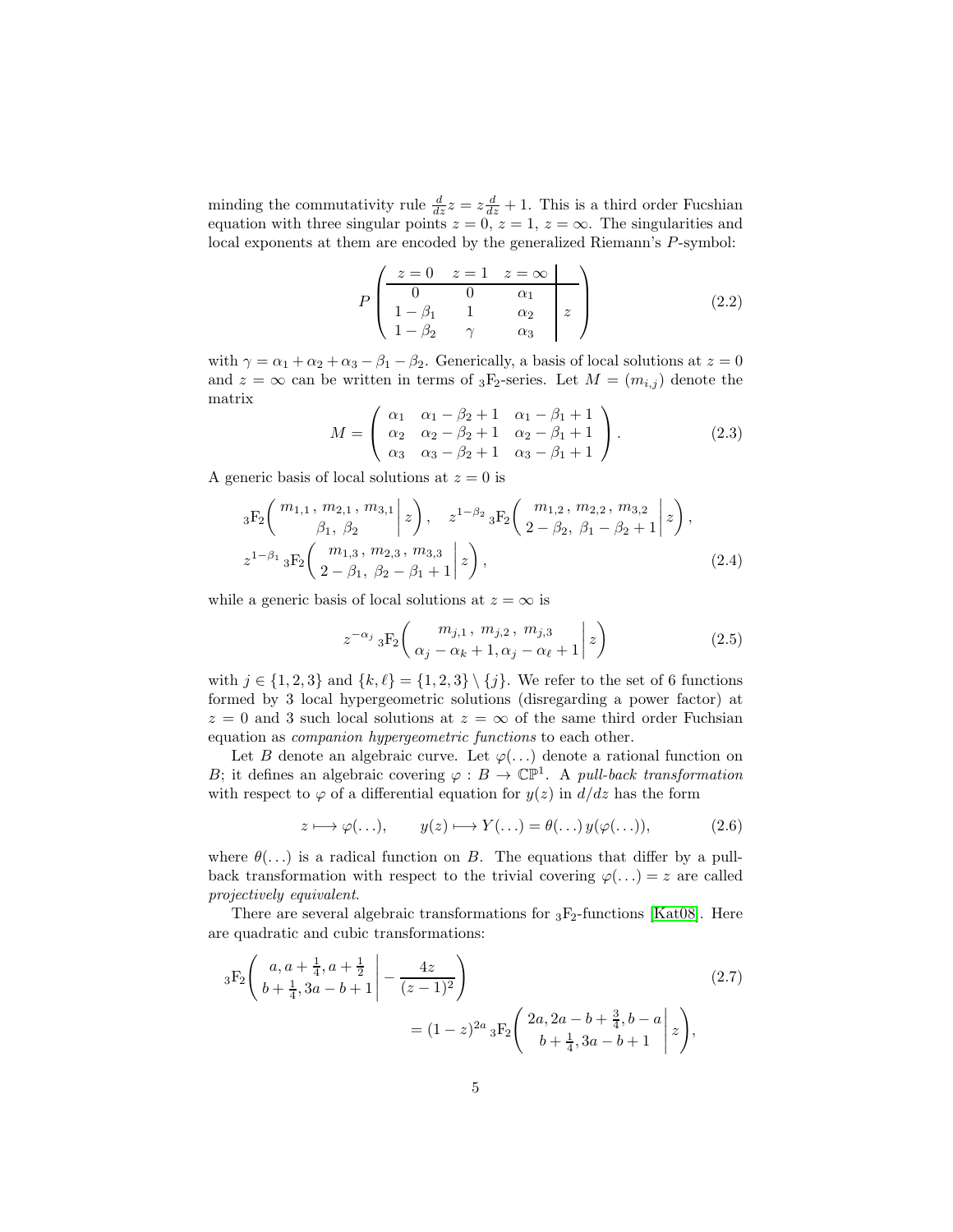minding the commutativity rule $\frac{d}{dz}z = z\frac{d}{dz} + 1$. This is a third order Fucshian equation with three singular points $z = 0$, $z = 1$, $z = \infty$. The singularities and local exponents at them are encoded by the generalized Riemann's $P$-symbol:

$$
P \left( \begin{array}{ccc|c} z=0 & z=1 & z=\infty & \\ \hline 0 & 0 & \alpha_1 & \\ 1-\beta_1 & 1 & \alpha_2 & z \\ 1-\beta_2 & \gamma & \alpha_3 & \end{array} \right) \tag{2.2}
$$

with $\gamma = \alpha_1 + \alpha_2 + \alpha_3 - \beta_1 - \beta_2$. Generically, a basis of local solutions at $z = 0$ and $z = \infty$ can be written in terms of ${}_3\mathrm{F}_2$-series. Let $M = (m_{i,j})$ denote the matrix

$$
M = \left( \begin{array}{ccc} \alpha_1 & \alpha_1 - \beta_2 + 1 & \alpha_1 - \beta_1 + 1 \\ \alpha_2 & \alpha_2 - \beta_2 + 1 & \alpha_2 - \beta_1 + 1 \\ \alpha_3 & \alpha_3 - \beta_2 + 1 & \alpha_3 - \beta_1 + 1 \end{array} \right). \tag{2.3}
$$

A generic basis of local solutions at $z = 0$ is

$$
{}_3\mathrm{F}_2\left( \left. \begin{array}{c} m_{1,1},\, m_{2,1},\, m_{3,1} \\ \beta_1,\, \beta_2 \end{array} \right| z \right), \quad z^{1-\beta_2}\, {}_3\mathrm{F}_2\left( \left. \begin{array}{c} m_{1,2},\, m_{2,2},\, m_{3,2} \\ 2-\beta_2,\, \beta_1-\beta_2+1 \end{array} \right| z \right),
$$
$$
z^{1-\beta_1}\, {}_3\mathrm{F}_2\left( \left. \begin{array}{c} m_{1,3},\, m_{2,3},\, m_{3,3} \\ 2-\beta_1,\, \beta_2-\beta_1+1 \end{array} \right| z \right), \tag{2.4}
$$

while a generic basis of local solutions at $z = \infty$ is

$$
z^{-\alpha_j}\, {}_3\mathrm{F}_2\left( \left. \begin{array}{c} m_{j,1},\, m_{j,2},\, m_{j,3} \\ \alpha_j - \alpha_k + 1, \alpha_j - \alpha_\ell + 1 \end{array} \right| z \right) \tag{2.5}
$$

with $j \in \{1, 2, 3\}$ and $\{k, \ell\} = \{1, 2, 3\} \setminus \{j\}$. We refer to the set of 6 functions formed by 3 local hypergeometric solutions (disregarding a power factor) at $z = 0$ and 3 such local solutions at $z = \infty$ of the same third order Fuchsian equation as *companion hypergeometric functions* to each other.

Let $B$ denote an algebraic curve. Let $\varphi(\ldots)$ denote a rational function on $B$; it defines an algebraic covering $\varphi : B \to \mathbb{CP}^1$. A *pull-back transformation* with respect to $\varphi$ of a differential equation for $y(z)$ in $d/dz$ has the form

$$
z \longmapsto \varphi(\ldots), \qquad y(z) \longmapsto Y(\ldots) = \theta(\ldots)\, y(\varphi(\ldots)), \tag{2.6}
$$

where $\theta(\ldots)$ is a radical function on $B$. The equations that differ by a pull-back transformation with respect to the trivial covering $\varphi(\ldots) = z$ are called *projectively equivalent*.

There are several algebraic transformations for ${}_3\mathrm{F}_2$-functions [Kat08]. Here are quadratic and cubic transformations:

$$
{}_3\mathrm{F}_2\left( \left. \begin{array}{c} a, a+\frac{1}{4}, a+\frac{1}{2} \\ b+\frac{1}{4}, 3a-b+1 \end{array} \right| -\frac{4z}{(z-1)^2} \right) \tag{2.7}
$$
$$
= (1-z)^{2a}\, {}_3\mathrm{F}_2\left( \left. \begin{array}{c} 2a, 2a-b+\frac{3}{4}, b-a \\ b+\frac{1}{4}, 3a-b+1 \end{array} \right| z \right),
$$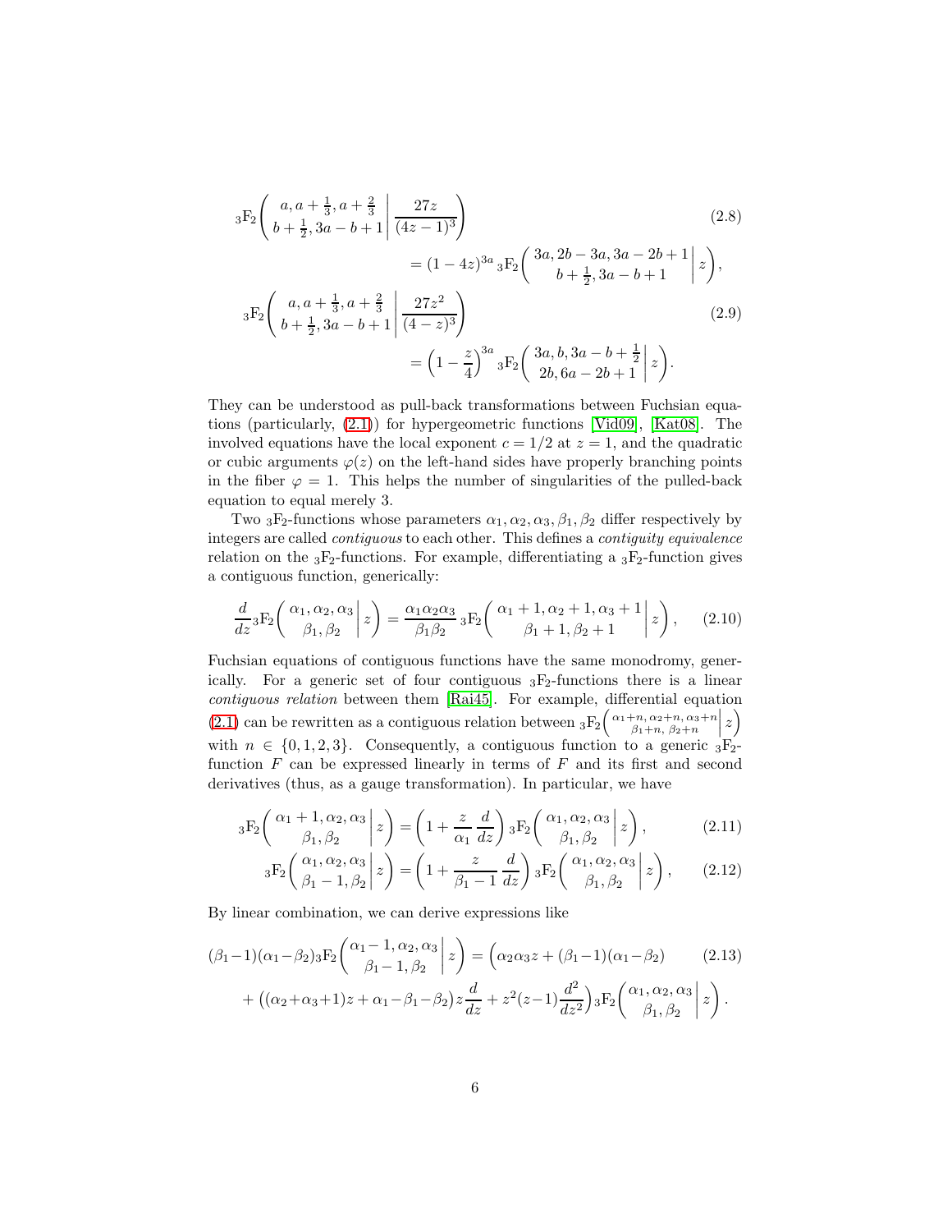$$
{}_3\mathrm{F}_2\left( \left. \begin{array}{c} a, a+\frac{1}{3}, a+\frac{2}{3} \\ b+\frac{1}{2}, 3a-b+1 \end{array} \right| \frac{27z}{(4z-1)^3} \right) = (1-4z)^{3a}\, {}_3\mathrm{F}_2\left( \left. \begin{array}{c} 3a, 2b-3a, 3a-2b+1 \\ b+\frac{1}{2}, 3a-b+1 \end{array} \right| z \right), \tag{2.8}
$$

$$
{}_3\mathrm{F}_2\left( \left. \begin{array}{c} a, a+\frac{1}{3}, a+\frac{2}{3} \\ b+\frac{1}{2}, 3a-b+1 \end{array} \right| \frac{27z^2}{(4-z)^3} \right) = \left(1-\frac{z}{4}\right)^{3a} {}_3\mathrm{F}_2\left( \left. \begin{array}{c} 3a, b, 3a-b+\frac{1}{2} \\ 2b, 6a-2b+1 \end{array} \right| z \right). \tag{2.9}
$$

They can be understood as pull-back transformations between Fuchsian equations (particularly, (2.1)) for hypergeometric functions [Vid09], [Kat08]. The involved equations have the local exponent $c = 1/2$ at $z = 1$, and the quadratic or cubic arguments $\varphi(z)$ on the left-hand sides have properly branching points in the fiber $\varphi = 1$. This helps the number of singularities of the pulled-back equation to equal merely 3.

Two ${}_3\mathrm{F}_2$-functions whose parameters $\alpha_1, \alpha_2, \alpha_3, \beta_1, \beta_2$ differ respectively by integers are called *contiguous* to each other. This defines a *contiguity equivalence* relation on the ${}_3\mathrm{F}_2$-functions. For example, differentiating a ${}_3\mathrm{F}_2$-function gives a contiguous function, generically:

$$
\frac{d}{dz}{}_3\mathrm{F}_2\left( \left. \begin{array}{c} \alpha_1, \alpha_2, \alpha_3 \\ \beta_1, \beta_2 \end{array} \right| z \right) = \frac{\alpha_1\alpha_2\alpha_3}{\beta_1\beta_2}\, {}_3\mathrm{F}_2\left( \left. \begin{array}{c} \alpha_1+1, \alpha_2+1, \alpha_3+1 \\ \beta_1+1, \beta_2+1 \end{array} \right| z \right), \tag{2.10}
$$

Fuchsian equations of contiguous functions have the same monodromy, generically. For a generic set of four contiguous ${}_3\mathrm{F}_2$-functions there is a linear *contiguous relation* between them [Rai45]. For example, differential equation (2.1) can be rewritten as a contiguous relation between ${}_3\mathrm{F}_2\left( \left. \begin{array}{c} \alpha_1+n, \alpha_2+n, \alpha_3+n \\ \beta_1+n, \beta_2+n \end{array} \right| z \right)$ with $n \in \{0, 1, 2, 3\}$. Consequently, a contiguous function to a generic ${}_3\mathrm{F}_2$-function $F$ can be expressed linearly in terms of $F$ and its first and second derivatives (thus, as a gauge transformation). In particular, we have

$$
{}_3\mathrm{F}_2\left( \left. \begin{array}{c} \alpha_1+1, \alpha_2, \alpha_3 \\ \beta_1, \beta_2 \end{array} \right| z \right) = \left(1 + \frac{z}{\alpha_1}\frac{d}{dz}\right) {}_3\mathrm{F}_2\left( \left. \begin{array}{c} \alpha_1, \alpha_2, \alpha_3 \\ \beta_1, \beta_2 \end{array} \right| z \right), \tag{2.11}
$$

$$
{}_3\mathrm{F}_2\left( \left. \begin{array}{c} \alpha_1, \alpha_2, \alpha_3 \\ \beta_1-1, \beta_2 \end{array} \right| z \right) = \left(1 + \frac{z}{\beta_1-1}\frac{d}{dz}\right) {}_3\mathrm{F}_2\left( \left. \begin{array}{c} \alpha_1, \alpha_2, \alpha_3 \\ \beta_1, \beta_2 \end{array} \right| z \right), \tag{2.12}
$$

By linear combination, we can derive expressions like

$$
\begin{aligned}
(\beta_1-1)(\alpha_1-\beta_2){}_3\mathrm{F}_2\left( \left. \begin{array}{c} \alpha_1-1, \alpha_2, \alpha_3 \\ \beta_1-1, \beta_2 \end{array} \right| z \right) &= \Big(\alpha_2\alpha_3 z + (\beta_1-1)(\alpha_1-\beta_2) \\
&\quad + \big((\alpha_2+\alpha_3+1)z + \alpha_1-\beta_1-\beta_2\big)z\frac{d}{dz} + z^2(z-1)\frac{d^2}{dz^2}\Big){}_3\mathrm{F}_2\left( \left. \begin{array}{c} \alpha_1, \alpha_2, \alpha_3 \\ \beta_1, \beta_2 \end{array} \right| z \right).
\end{aligned} \tag{2.13}
$$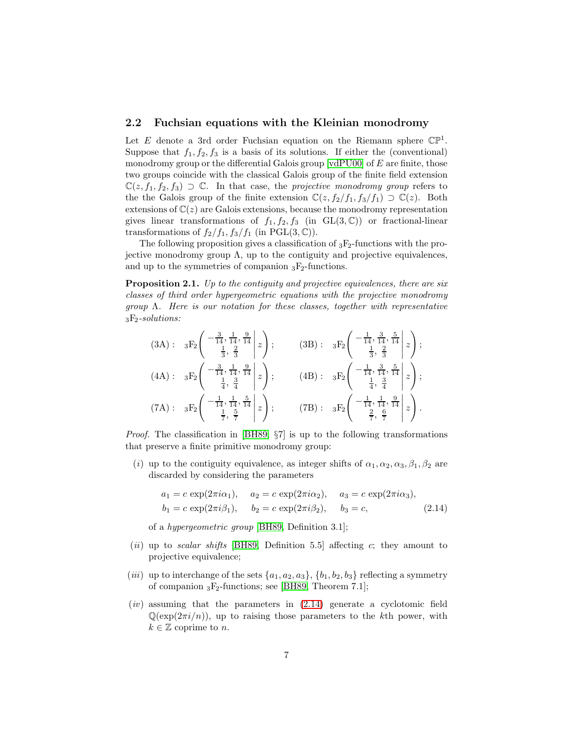## 2.2 Fuchsian equations with the Kleinian monodromy

Let $E$ denote a 3rd order Fuchsian equation on the Riemann sphere $\mathbb{CP}^1$. Suppose that $f_1, f_2, f_3$ is a basis of its solutions. If either the (conventional) monodromy group or the differential Galois group [vdPU00] of $E$ are finite, those two groups coincide with the classical Galois group of the finite field extension $\mathbb{C}(z, f_1, f_2, f_3) \supset \mathbb{C}$. In that case, the *projective monodromy group* refers to the the Galois group of the finite extension $\mathbb{C}(z, f_2/f_1, f_3/f_1) \supset \mathbb{C}(z)$. Both extensions of $\mathbb{C}(z)$ are Galois extensions, because the monodromy representation gives linear transformations of $f_1, f_2, f_3$ (in $\mathrm{GL}(3, \mathbb{C})$) or fractional-linear transformations of $f_2/f_1, f_3/f_1$ (in $\mathrm{PGL}(3, \mathbb{C})$).

The following proposition gives a classification of ${}_3\mathrm{F}_2$-functions with the projective monodromy group $\Lambda$, up to the contiguity and projective equivalences, and up to the symmetries of companion ${}_3\mathrm{F}_2$-functions.

**Proposition 2.1.** *Up to the contiguity and projective equivalences, there are six classes of third order hypergeometric equations with the projective monodromy group $\Lambda$. Here is our notation for these classes, together with representative ${}_3\mathrm{F}_2$-solutions:*

$$\text{(3A)}: \quad {}_3\mathrm{F}_2\left( \left. \begin{array}{c} -\frac{3}{14}, \frac{1}{14}, \frac{9}{14} \\ \frac{1}{3}, \frac{2}{3} \end{array} \right| z \right); \qquad \text{(3B)}: \quad {}_3\mathrm{F}_2\left( \left. \begin{array}{c} -\frac{1}{14}, \frac{3}{14}, \frac{5}{14} \\ \frac{1}{3}, \frac{2}{3} \end{array} \right| z \right);$$

$$\text{(4A)}: \quad {}_3\mathrm{F}_2\left( \left. \begin{array}{c} -\frac{3}{14}, \frac{1}{14}, \frac{9}{14} \\ \frac{1}{4}, \frac{3}{4} \end{array} \right| z \right); \qquad \text{(4B)}: \quad {}_3\mathrm{F}_2\left( \left. \begin{array}{c} -\frac{1}{14}, \frac{3}{14}, \frac{5}{14} \\ \frac{1}{4}, \frac{3}{4} \end{array} \right| z \right);$$

$$\text{(7A)}: \quad {}_3\mathrm{F}_2\left( \left. \begin{array}{c} -\frac{1}{14}, \frac{1}{14}, \frac{5}{14} \\ \frac{1}{7}, \frac{5}{7} \end{array} \right| z \right); \qquad \text{(7B)}: \quad {}_3\mathrm{F}_2\left( \left. \begin{array}{c} -\frac{1}{14}, \frac{1}{14}, \frac{9}{14} \\ \frac{2}{7}, \frac{6}{7} \end{array} \right| z \right).$$

*Proof.* The classification in [BH89, §7] is up to the following transformations that preserve a finite primitive monodromy group:

(*i*) up to the contiguity equivalence, as integer shifts of $\alpha_1, \alpha_2, \alpha_3, \beta_1, \beta_2$ are discarded by considering the parameters

$$\begin{aligned} a_1 &= c \exp(2\pi i \alpha_1), & a_2 &= c \exp(2\pi i \alpha_2), & a_3 &= c \exp(2\pi i \alpha_3), \\ b_1 &= c \exp(2\pi i \beta_1), & b_2 &= c \exp(2\pi i \beta_2), & b_3 &= c, \end{aligned} \tag{2.14}$$

of a *hypergeometric group* [BH89, Definition 3.1];

(*ii*) up to *scalar shifts* [BH89, Definition 5.5] affecting $c$; they amount to projective equivalence;

(*iii*) up to interchange of the sets $\{a_1, a_2, a_3\}$, $\{b_1, b_2, b_3\}$ reflecting a symmetry of companion ${}_3\mathrm{F}_2$-functions; see [BH89, Theorem 7.1];

(*iv*) assuming that the parameters in (2.14) generate a cyclotomic field $\mathbb{Q}(\exp(2\pi i/n))$, up to raising those parameters to the $k$th power, with $k \in \mathbb{Z}$ coprime to $n$.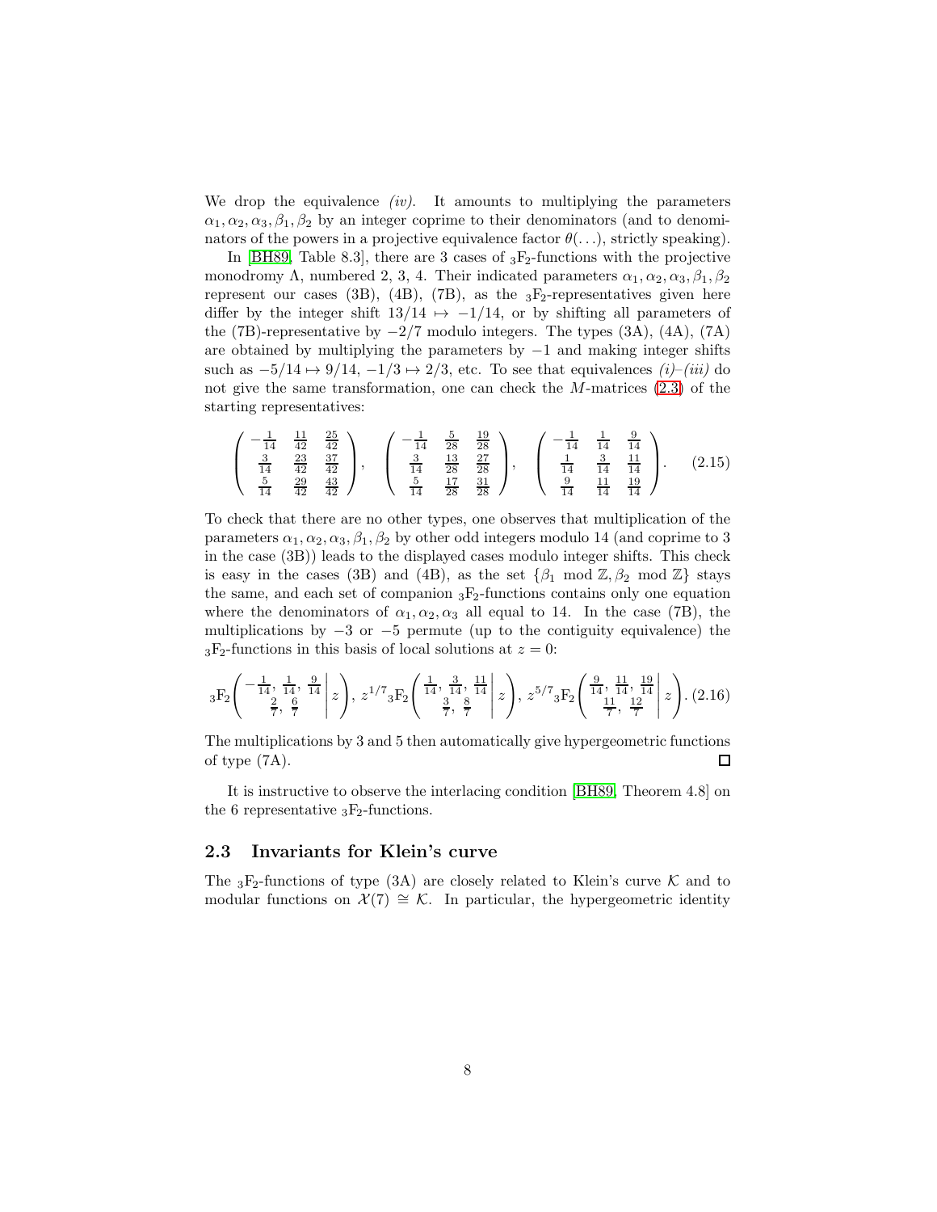We drop the equivalence *(iv)*. It amounts to multiplying the parameters $\alpha_1, \alpha_2, \alpha_3, \beta_1, \beta_2$ by an integer coprime to their denominators (and to denominators of the powers in a projective equivalence factor $\theta(\ldots)$, strictly speaking).

In [BH89, Table 8.3], there are 3 cases of ${}_3\mathrm{F}_2$-functions with the projective monodromy $\Lambda$, numbered 2, 3, 4. Their indicated parameters $\alpha_1, \alpha_2, \alpha_3, \beta_1, \beta_2$ represent our cases (3B), (4B), (7B), as the ${}_3\mathrm{F}_2$-representatives given here differ by the integer shift $13/14 \mapsto -1/14$, or by shifting all parameters of the (7B)-representative by $-2/7$ modulo integers. The types (3A), (4A), (7A) are obtained by multiplying the parameters by $-1$ and making integer shifts such as $-5/14 \mapsto 9/14$, $-1/3 \mapsto 2/3$, etc. To see that equivalences *(i)–(iii)* do not give the same transformation, one can check the $M$-matrices (2.3) of the starting representatives:

$$\begin{pmatrix} -\frac{1}{14} & \frac{11}{42} & \frac{25}{42} \\ \frac{3}{14} & \frac{23}{42} & \frac{37}{42} \\ \frac{5}{14} & \frac{29}{42} & \frac{43}{42} \end{pmatrix}, \quad \begin{pmatrix} -\frac{1}{14} & \frac{5}{28} & \frac{19}{28} \\ \frac{3}{14} & \frac{13}{28} & \frac{27}{28} \\ \frac{5}{14} & \frac{17}{28} & \frac{31}{28} \end{pmatrix}, \quad \begin{pmatrix} -\frac{1}{14} & \frac{1}{14} & \frac{9}{14} \\ \frac{1}{14} & \frac{3}{14} & \frac{11}{14} \\ \frac{9}{14} & \frac{11}{14} & \frac{19}{14} \end{pmatrix}. \tag{2.15}$$

To check that there are no other types, one observes that multiplication of the parameters $\alpha_1, \alpha_2, \alpha_3, \beta_1, \beta_2$ by other odd integers modulo 14 (and coprime to 3 in the case (3B)) leads to the displayed cases modulo integer shifts. This check is easy in the cases (3B) and (4B), as the set $\{\beta_1 \bmod \mathbb{Z}, \beta_2 \bmod \mathbb{Z}\}$ stays the same, and each set of companion ${}_3\mathrm{F}_2$-functions contains only one equation where the denominators of $\alpha_1, \alpha_2, \alpha_3$ all equal to 14. In the case (7B), the multiplications by $-3$ or $-5$ permute (up to the contiguity equivalence) the ${}_3\mathrm{F}_2$-functions in this basis of local solutions at $z = 0$:

$${}_3\mathrm{F}_2\left(\left.\begin{matrix} -\frac{1}{14}, \frac{1}{14}, \frac{9}{14} \\ \frac{2}{7}, \frac{6}{7} \end{matrix}\right| z\right), \; z^{1/7}\,{}_3\mathrm{F}_2\left(\left.\begin{matrix} \frac{1}{14}, \frac{3}{14}, \frac{11}{14} \\ \frac{3}{7}, \frac{8}{7} \end{matrix}\right| z\right), \; z^{5/7}\,{}_3\mathrm{F}_2\left(\left.\begin{matrix} \frac{9}{14}, \frac{11}{14}, \frac{19}{14} \\ \frac{11}{7}, \frac{12}{7} \end{matrix}\right| z\right). \tag{2.16}$$

The multiplications by 3 and 5 then automatically give hypergeometric functions of type (7A). $\square$

It is instructive to observe the interlacing condition [BH89, Theorem 4.8] on the 6 representative ${}_3\mathrm{F}_2$-functions.

## 2.3 Invariants for Klein's curve

The ${}_3\mathrm{F}_2$-functions of type (3A) are closely related to Klein's curve $\mathcal{K}$ and to modular functions on $\mathcal{X}(7) \cong \mathcal{K}$. In particular, the hypergeometric identity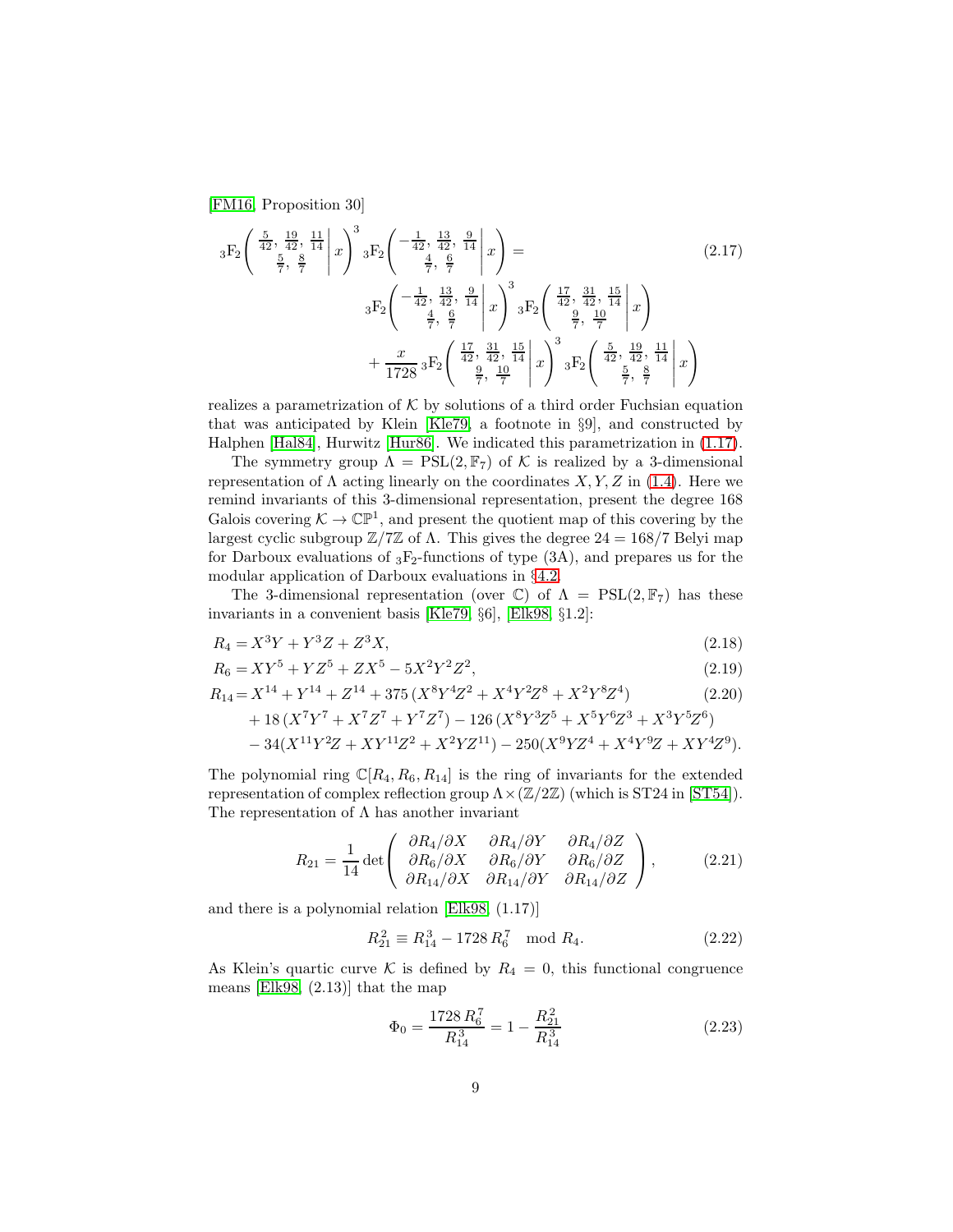[FM16, Proposition 30]

$$
{}_3\mathrm{F}_2\left(\left.\begin{matrix}\frac{5}{42},\, \frac{19}{42},\, \frac{11}{14}\\ \frac{5}{7},\, \frac{8}{7}\end{matrix}\right|\, x\right)^3 {}_3\mathrm{F}_2\left(\left.\begin{matrix}-\frac{1}{42},\, \frac{13}{42},\, \frac{9}{14}\\ \frac{4}{7},\, \frac{6}{7}\end{matrix}\right|\, x\right) = \qquad (2.17)
$$

$$
{}_3\mathrm{F}_2\left(\left.\begin{matrix}-\frac{1}{42},\, \frac{13}{42},\, \frac{9}{14}\\ \frac{4}{7},\, \frac{6}{7}\end{matrix}\right|\, x\right)^3 {}_3\mathrm{F}_2\left(\left.\begin{matrix}\frac{17}{42},\, \frac{31}{42},\, \frac{15}{14}\\ \frac{9}{7},\, \frac{10}{7}\end{matrix}\right|\, x\right)
$$

$$
+ \frac{x}{1728}\, {}_3\mathrm{F}_2\left(\left.\begin{matrix}\frac{17}{42},\, \frac{31}{42},\, \frac{15}{14}\\ \frac{9}{7},\, \frac{10}{7}\end{matrix}\right|\, x\right)^3 {}_3\mathrm{F}_2\left(\left.\begin{matrix}\frac{5}{42},\, \frac{19}{42},\, \frac{11}{14}\\ \frac{5}{7},\, \frac{8}{7}\end{matrix}\right|\, x\right)
$$

realizes a parametrization of $\mathcal{K}$ by solutions of a third order Fuchsian equation that was anticipated by Klein [Kle79, a footnote in §9], and constructed by Halphen [Hal84], Hurwitz [Hur86]. We indicated this parametrization in (1.17).

The symmetry group $\Lambda = \mathrm{PSL}(2, \mathbb{F}_7)$ of $\mathcal{K}$ is realized by a 3-dimensional representation of $\Lambda$ acting linearly on the coordinates $X, Y, Z$ in (1.4). Here we remind invariants of this 3-dimensional representation, present the degree 168 Galois covering $\mathcal{K} \to \mathbb{CP}^1$, and present the quotient map of this covering by the largest cyclic subgroup $\mathbb{Z}/7\mathbb{Z}$ of $\Lambda$. This gives the degree $24 = 168/7$ Belyi map for Darboux evaluations of ${}_3\mathrm{F}_2$-functions of type (3A), and prepares us for the modular application of Darboux evaluations in §4.2.

The 3-dimensional representation (over $\mathbb{C}$) of $\Lambda = \mathrm{PSL}(2, \mathbb{F}_7)$ has these invariants in a convenient basis [Kle79, §6], [Elk98, §1.2]:

$$
R_4 = X^3Y + Y^3Z + Z^3X, \qquad (2.18)
$$

$$
R_6 = XY^5 + YZ^5 + ZX^5 - 5X^2Y^2Z^2, \qquad (2.19)
$$

$$
\begin{aligned}
R_{14} = {} & X^{14} + Y^{14} + Z^{14} + 375\,(X^8Y^4Z^2 + X^4Y^2Z^8 + X^2Y^8Z^4) \qquad (2.20)\\
& + 18\,(X^7Y^7 + X^7Z^7 + Y^7Z^7) - 126\,(X^8Y^3Z^5 + X^5Y^6Z^3 + X^3Y^5Z^6)\\
& - 34(X^{11}Y^2Z + XY^{11}Z^2 + X^2YZ^{11}) - 250(X^9YZ^4 + X^4Y^9Z + XY^4Z^9).
\end{aligned}
$$

The polynomial ring $\mathbb{C}[R_4, R_6, R_{14}]$ is the ring of invariants for the extended representation of complex reflection group $\Lambda \times (\mathbb{Z}/2\mathbb{Z})$ (which is ST24 in [ST54]). The representation of $\Lambda$ has another invariant

$$
R_{21} = \frac{1}{14} \det \begin{pmatrix} \partial R_4/\partial X & \partial R_4/\partial Y & \partial R_4/\partial Z \\ \partial R_6/\partial X & \partial R_6/\partial Y & \partial R_6/\partial Z \\ \partial R_{14}/\partial X & \partial R_{14}/\partial Y & \partial R_{14}/\partial Z \end{pmatrix}, \qquad (2.21)
$$

and there is a polynomial relation [Elk98, (1.17)]

$$
R_{21}^2 \equiv R_{14}^3 - 1728\, R_6^7 \mod R_4. \qquad (2.22)
$$

As Klein's quartic curve $\mathcal{K}$ is defined by $R_4 = 0$, this functional congruence means [Elk98, (2.13)] that the map

$$
\Phi_0 = \frac{1728\, R_6^7}{R_{14}^3} = 1 - \frac{R_{21}^2}{R_{14}^3} \qquad (2.23)
$$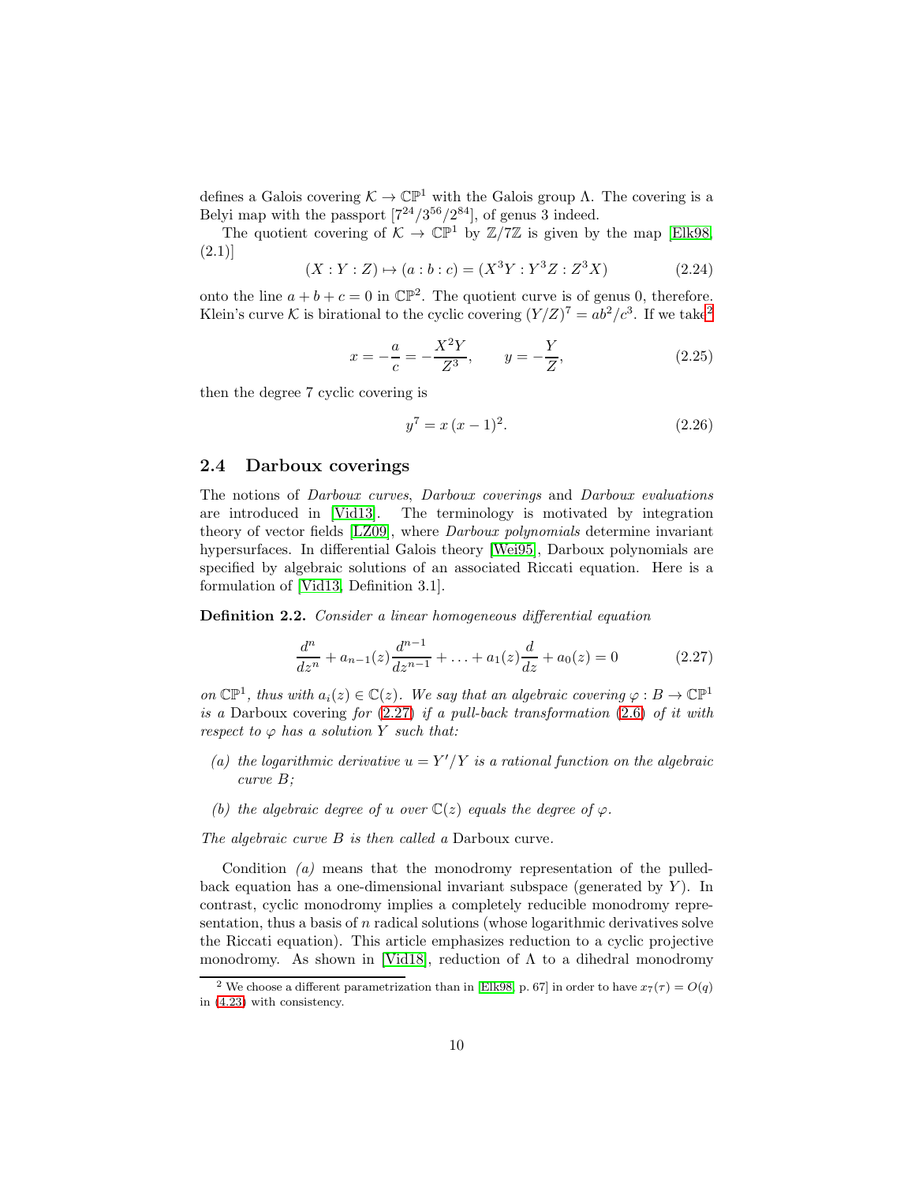defines a Galois covering $\mathcal{K} \to \mathbb{CP}^1$ with the Galois group $\Lambda$. The covering is a Belyi map with the passport $[7^{24}/3^{56}/2^{84}]$, of genus 3 indeed.

The quotient covering of $\mathcal{K} \to \mathbb{CP}^1$ by $\mathbb{Z}/7\mathbb{Z}$ is given by the map [Elk98, (2.1)]

$$(X : Y : Z) \mapsto (a : b : c) = (X^3Y : Y^3Z : Z^3X) \tag{2.24}$$

onto the line $a + b + c = 0$ in $\mathbb{CP}^2$. The quotient curve is of genus 0, therefore. Klein's curve $\mathcal{K}$ is birational to the cyclic covering $(Y/Z)^7 = ab^2/c^3$. If we take[2]

$$x = -\frac{a}{c} = -\frac{X^2Y}{Z^3}, \qquad y = -\frac{Y}{Z}, \tag{2.25}$$

then the degree 7 cyclic covering is

$$y^7 = x\,(x-1)^2. \tag{2.26}$$

## 2.4 Darboux coverings

The notions of *Darboux curves*, *Darboux coverings* and *Darboux evaluations* are introduced in [Vid13]. The terminology is motivated by integration theory of vector fields [LZ09], where *Darboux polynomials* determine invariant hypersurfaces. In differential Galois theory [Wei95], Darboux polynomials are specified by algebraic solutions of an associated Riccati equation. Here is a formulation of [Vid13, Definition 3.1].

**Definition 2.2.** *Consider a linear homogeneous differential equation*

$$\frac{d^n}{dz^n} + a_{n-1}(z)\frac{d^{n-1}}{dz^{n-1}} + \ldots + a_1(z)\frac{d}{dz} + a_0(z) = 0 \tag{2.27}$$

*on $\mathbb{CP}^1$, thus with $a_i(z) \in \mathbb{C}(z)$. We say that an algebraic covering $\varphi : B \to \mathbb{CP}^1$ is a* Darboux covering *for (2.27) if a pull-back transformation (2.6) of it with respect to $\varphi$ has a solution $Y$ such that:*

- *(a) the logarithmic derivative $u = Y'/Y$ is a rational function on the algebraic curve $B$;*
- *(b) the algebraic degree of $u$ over $\mathbb{C}(z)$ equals the degree of $\varphi$.*

*The algebraic curve $B$ is then called a* Darboux curve.

Condition *(a)* means that the monodromy representation of the pulled-back equation has a one-dimensional invariant subspace (generated by $Y$). In contrast, cyclic monodromy implies a completely reducible monodromy representation, thus a basis of $n$ radical solutions (whose logarithmic derivatives solve the Riccati equation). This article emphasizes reduction to a cyclic projective monodromy. As shown in [Vid18], reduction of $\Lambda$ to a dihedral monodromy

[2] We choose a different parametrization than in [Elk98, p. 67] in order to have $x_7(\tau) = O(q)$ in (4.23) with consistency.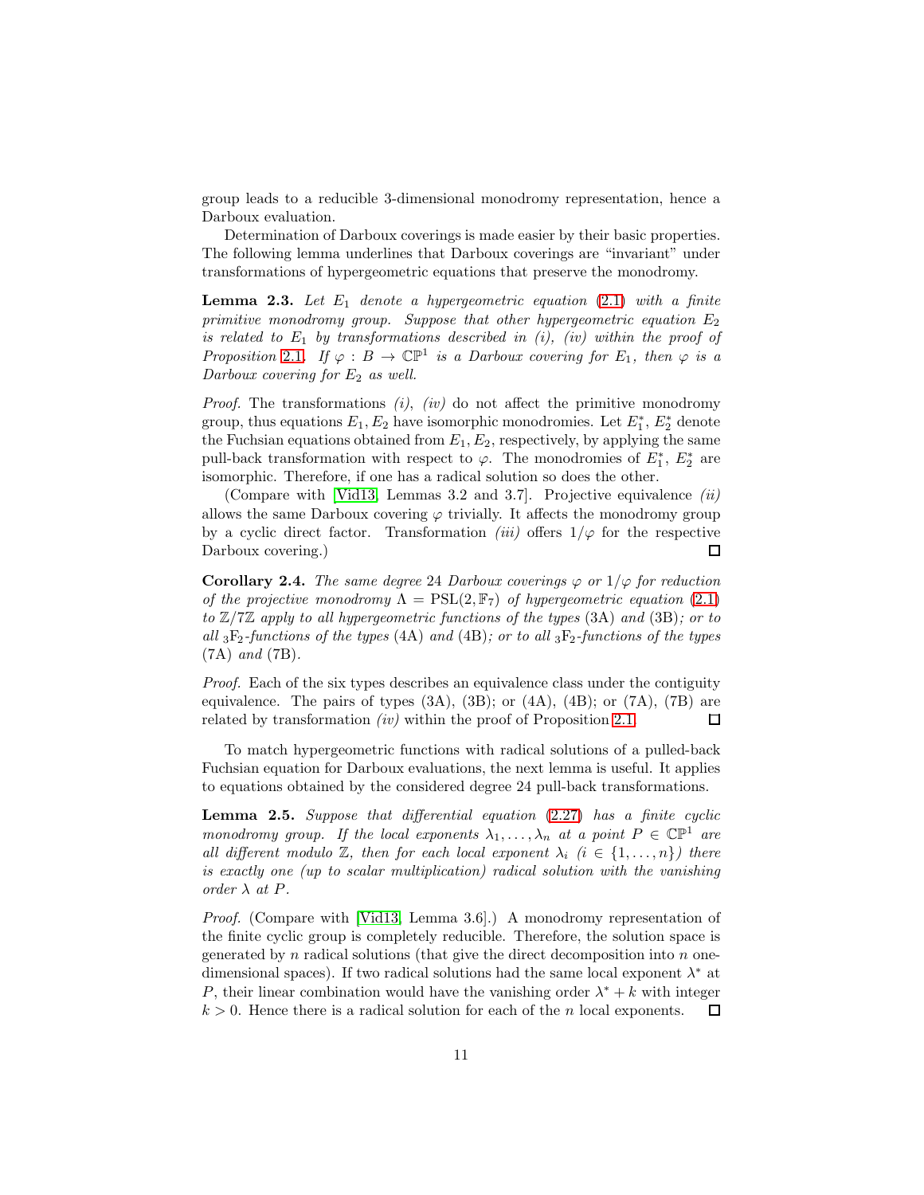group leads to a reducible 3-dimensional monodromy representation, hence a Darboux evaluation.

Determination of Darboux coverings is made easier by their basic properties. The following lemma underlines that Darboux coverings are "invariant" under transformations of hypergeometric equations that preserve the monodromy.

**Lemma 2.3.** *Let $E_1$ denote a hypergeometric equation* (2.1) *with a finite primitive monodromy group. Suppose that other hypergeometric equation $E_2$ is related to $E_1$ by transformations described in (i), (iv) within the proof of Proposition* 2.1*. If $\varphi : B \to \mathbb{CP}^1$ is a Darboux covering for $E_1$, then $\varphi$ is a Darboux covering for $E_2$ as well.*

*Proof.* The transformations *(i)*, *(iv)* do not affect the primitive monodromy group, thus equations $E_1, E_2$ have isomorphic monodromies. Let $E_1^*$, $E_2^*$ denote the Fuchsian equations obtained from $E_1, E_2$, respectively, by applying the same pull-back transformation with respect to $\varphi$. The monodromies of $E_1^*$, $E_2^*$ are isomorphic. Therefore, if one has a radical solution so does the other.

(Compare with [Vid13, Lemmas 3.2 and 3.7]. Projective equivalence *(ii)* allows the same Darboux covering $\varphi$ trivially. It affects the monodromy group by a cyclic direct factor. Transformation *(iii)* offers $1/\varphi$ for the respective Darboux covering.) □

**Corollary 2.4.** *The same degree 24 Darboux coverings $\varphi$ or $1/\varphi$ for reduction of the projective monodromy $\Lambda = \mathrm{PSL}(2, \mathbb{F}_7)$ of hypergeometric equation* (2.1) *to $\mathbb{Z}/7\mathbb{Z}$ apply to all hypergeometric functions of the types* (3A) *and* (3B)*; or to all ${}_3\mathrm{F}_2$-functions of the types* (4A) *and* (4B)*; or to all ${}_3\mathrm{F}_2$-functions of the types* (7A) *and* (7B).

*Proof.* Each of the six types describes an equivalence class under the contiguity equivalence. The pairs of types (3A), (3B); or (4A), (4B); or (7A), (7B) are related by transformation *(iv)* within the proof of Proposition 2.1. □

To match hypergeometric functions with radical solutions of a pulled-back Fuchsian equation for Darboux evaluations, the next lemma is useful. It applies to equations obtained by the considered degree 24 pull-back transformations.

**Lemma 2.5.** *Suppose that differential equation* (2.27) *has a finite cyclic monodromy group. If the local exponents $\lambda_1, \ldots, \lambda_n$ at a point $P \in \mathbb{CP}^1$ are all different modulo $\mathbb{Z}$, then for each local exponent $\lambda_i$ ($i \in \{1, \ldots, n\}$) there is exactly one (up to scalar multiplication) radical solution with the vanishing order $\lambda$ at $P$.*

*Proof.* (Compare with [Vid13, Lemma 3.6].) A monodromy representation of the finite cyclic group is completely reducible. Therefore, the solution space is generated by $n$ radical solutions (that give the direct decomposition into $n$ one-dimensional spaces). If two radical solutions had the same local exponent $\lambda^*$ at $P$, their linear combination would have the vanishing order $\lambda^* + k$ with integer $k > 0$. Hence there is a radical solution for each of the $n$ local exponents. □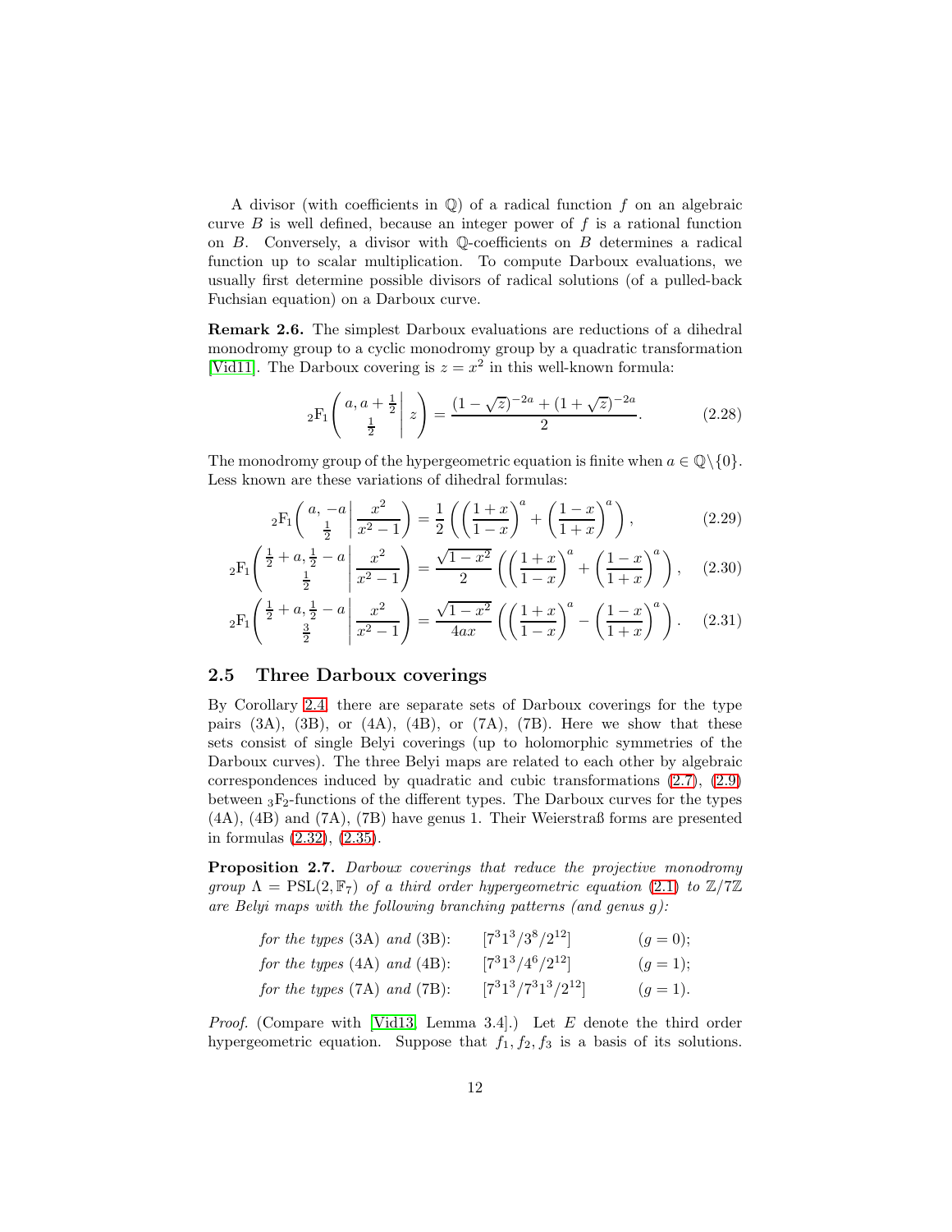A divisor (with coefficients in $\mathbb{Q}$) of a radical function $f$ on an algebraic curve $B$ is well defined, because an integer power of $f$ is a rational function on $B$. Conversely, a divisor with $\mathbb{Q}$-coefficients on $B$ determines a radical function up to scalar multiplication. To compute Darboux evaluations, we usually first determine possible divisors of radical solutions (of a pulled-back Fuchsian equation) on a Darboux curve.

**Remark 2.6.** The simplest Darboux evaluations are reductions of a dihedral monodromy group to a cyclic monodromy group by a quadratic transformation [Vid11]. The Darboux covering is $z = x^2$ in this well-known formula:

$$
{}_2\mathrm{F}_1\left( \left. \begin{matrix} a, a+\frac{1}{2} \\ \frac{1}{2} \end{matrix} \right| z \right) = \frac{(1-\sqrt{z})^{-2a} + (1+\sqrt{z})^{-2a}}{2}. \tag{2.28}
$$

The monodromy group of the hypergeometric equation is finite when $a \in \mathbb{Q}\backslash\{0\}$. Less known are these variations of dihedral formulas:

$$
{}_2\mathrm{F}_1\left( \left. \begin{matrix} a, -a \\ \frac{1}{2} \end{matrix} \right| \frac{x^2}{x^2-1} \right) = \frac{1}{2}\left( \left(\frac{1+x}{1-x}\right)^a + \left(\frac{1-x}{1+x}\right)^a \right), \tag{2.29}
$$

$$
{}_2\mathrm{F}_1\left( \left. \begin{matrix} \frac{1}{2}+a, \frac{1}{2}-a \\ \frac{1}{2} \end{matrix} \right| \frac{x^2}{x^2-1} \right) = \frac{\sqrt{1-x^2}}{2}\left( \left(\frac{1+x}{1-x}\right)^a + \left(\frac{1-x}{1+x}\right)^a \right), \tag{2.30}
$$

$$
{}_2\mathrm{F}_1\left( \left. \begin{matrix} \frac{1}{2}+a, \frac{1}{2}-a \\ \frac{3}{2} \end{matrix} \right| \frac{x^2}{x^2-1} \right) = \frac{\sqrt{1-x^2}}{4ax}\left( \left(\frac{1+x}{1-x}\right)^a - \left(\frac{1-x}{1+x}\right)^a \right). \tag{2.31}
$$

## 2.5 Three Darboux coverings

By Corollary 2.4, there are separate sets of Darboux coverings for the type pairs (3A), (3B), or (4A), (4B), or (7A), (7B). Here we show that these sets consist of single Belyi coverings (up to holomorphic symmetries of the Darboux curves). The three Belyi maps are related to each other by algebraic correspondences induced by quadratic and cubic transformations (2.7), (2.9) between ${}_3\mathrm{F}_2$-functions of the different types. The Darboux curves for the types (4A), (4B) and (7A), (7B) have genus 1. Their Weierstraß forms are presented in formulas (2.32), (2.35).

**Proposition 2.7.** *Darboux coverings that reduce the projective monodromy group $\Lambda = \mathrm{PSL}(2, \mathbb{F}_7)$ of a third order hypergeometric equation (2.1) to $\mathbb{Z}/7\mathbb{Z}$ are Belyi maps with the following branching patterns (and genus $g$):*

*for the types* (3A) *and* (3B): $[7^3 1^3 / 3^8 / 2^{12}]$ $(g = 0)$;

*for the types* (4A) *and* (4B): $[7^3 1^3 / 4^6 / 2^{12}]$ $(g = 1)$;

*for the types* (7A) *and* (7B): $[7^3 1^3 / 7^3 1^3 / 2^{12}]$ $(g = 1)$.

*Proof.* (Compare with [Vid13, Lemma 3.4].) Let $E$ denote the third order hypergeometric equation. Suppose that $f_1, f_2, f_3$ is a basis of its solutions.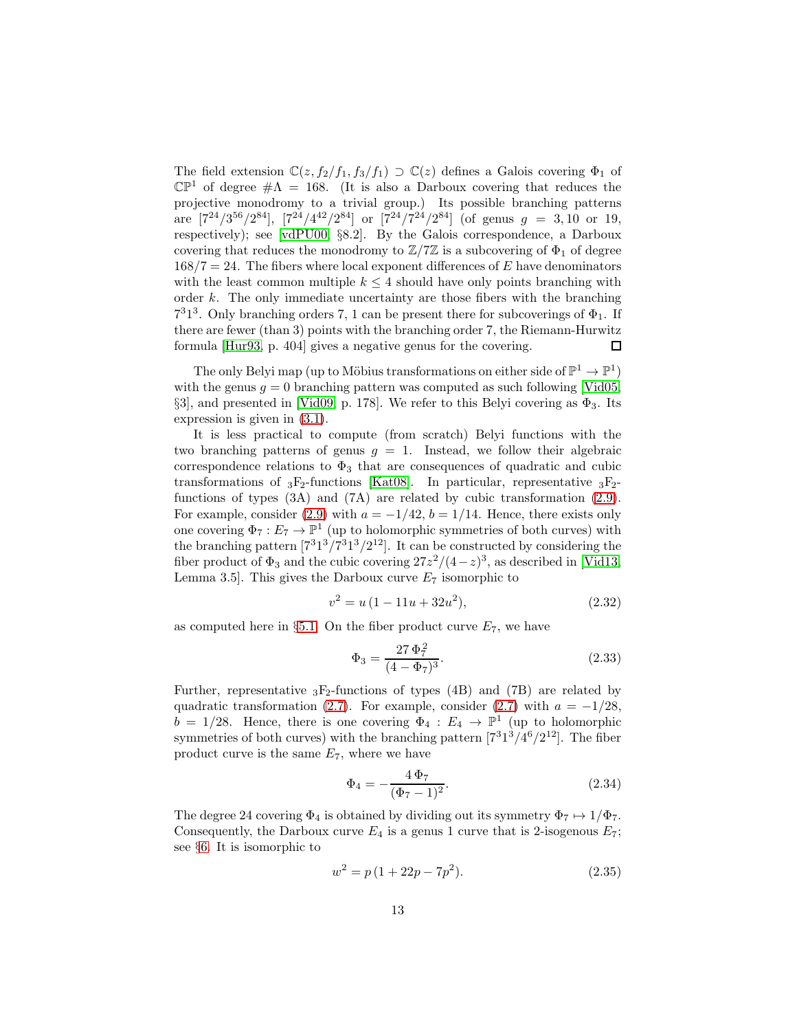The field extension $\mathbb{C}(z, f_2/f_1, f_3/f_1) \supset \mathbb{C}(z)$ defines a Galois covering $\Phi_1$ of $\mathbb{CP}^1$ of degree $\#\Lambda = 168$. (It is also a Darboux covering that reduces the projective monodromy to a trivial group.) Its possible branching patterns are $[7^{24}/3^{56}/2^{84}]$, $[7^{24}/4^{42}/2^{84}]$ or $[7^{24}/7^{24}/2^{84}]$ (of genus $g = 3, 10$ or $19$, respectively); see [vdPU00, §8.2]. By the Galois correspondence, a Darboux covering that reduces the monodromy to $\mathbb{Z}/7\mathbb{Z}$ is a subcovering of $\Phi_1$ of degree $168/7 = 24$. The fibers where local exponent differences of $E$ have denominators with the least common multiple $k \leq 4$ should have only points branching with order $k$. The only immediate uncertainty are those fibers with the branching $7^3 1^3$. Only branching orders 7, 1 can be present there for subcoverings of $\Phi_1$. If there are fewer (than 3) points with the branching order 7, the Riemann-Hurwitz formula [Hur93, p. 404] gives a negative genus for the covering. □

The only Belyi map (up to Möbius transformations on either side of $\mathbb{P}^1 \to \mathbb{P}^1$) with the genus $g = 0$ branching pattern was computed as such following [Vid05, §3], and presented in [Vid09, p. 178]. We refer to this Belyi covering as $\Phi_3$. Its expression is given in (3.1).

It is less practical to compute (from scratch) Belyi functions with the two branching patterns of genus $g = 1$. Instead, we follow their algebraic correspondence relations to $\Phi_3$ that are consequences of quadratic and cubic transformations of ${}_3\mathrm{F}_2$-functions [Kat08]. In particular, representative ${}_3\mathrm{F}_2$-functions of types (3A) and (7A) are related by cubic transformation (2.9). For example, consider (2.9) with $a = -1/42$, $b = 1/14$. Hence, there exists only one covering $\Phi_7 : E_7 \to \mathbb{P}^1$ (up to holomorphic symmetries of both curves) with the branching pattern $[7^3 1^3/7^3 1^3/2^{12}]$. It can be constructed by considering the fiber product of $\Phi_3$ and the cubic covering $27z^2/(4-z)^3$, as described in [Vid13, Lemma 3.5]. This gives the Darboux curve $E_7$ isomorphic to

$$v^2 = u\,(1 - 11u + 32u^2), \tag{2.32}$$

as computed here in §5.1. On the fiber product curve $E_7$, we have

$$\Phi_3 = \frac{27\,\Phi_7^2}{(4 - \Phi_7)^3}. \tag{2.33}$$

Further, representative ${}_3\mathrm{F}_2$-functions of types (4B) and (7B) are related by quadratic transformation (2.7). For example, consider (2.7) with $a = -1/28$, $b = 1/28$. Hence, there is one covering $\Phi_4 : E_4 \to \mathbb{P}^1$ (up to holomorphic symmetries of both curves) with the branching pattern $[7^3 1^3/4^6/2^{12}]$. The fiber product curve is the same $E_7$, where we have

$$\Phi_4 = -\frac{4\,\Phi_7}{(\Phi_7 - 1)^2}. \tag{2.34}$$

The degree 24 covering $\Phi_4$ is obtained by dividing out its symmetry $\Phi_7 \mapsto 1/\Phi_7$. Consequently, the Darboux curve $E_4$ is a genus 1 curve that is 2-isogenous $E_7$; see §6. It is isomorphic to

$$w^2 = p\,(1 + 22p - 7p^2). \tag{2.35}$$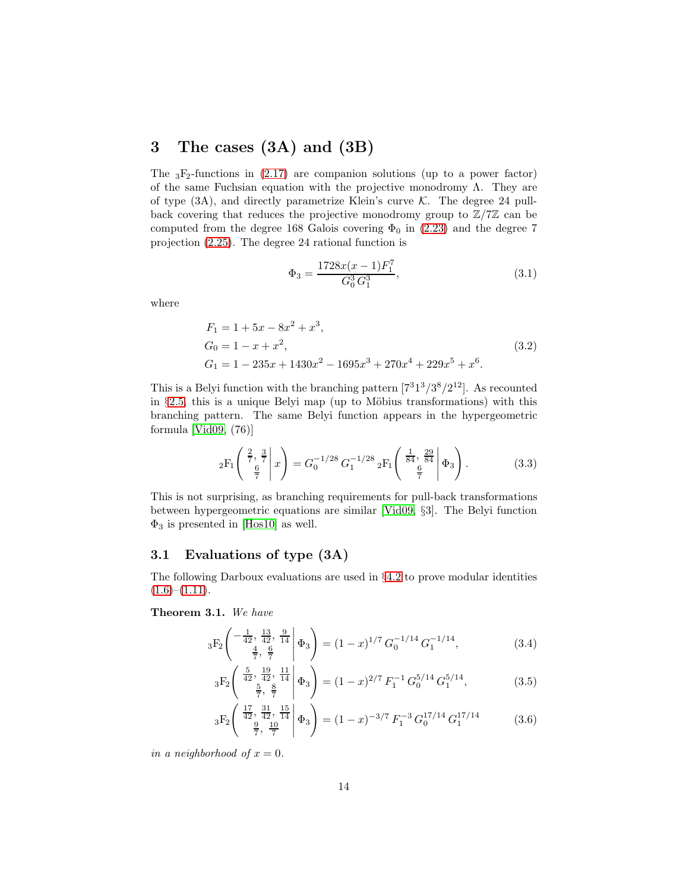# 3 The cases (3A) and (3B)

The ${}_3\mathrm{F}_2$-functions in (2.17) are companion solutions (up to a power factor) of the same Fuchsian equation with the projective monodromy $\Lambda$. They are of type (3A), and directly parametrize Klein's curve $\mathcal{K}$. The degree 24 pull-back covering that reduces the projective monodromy group to $\mathbb{Z}/7\mathbb{Z}$ can be computed from the degree 168 Galois covering $\Phi_0$ in (2.23) and the degree 7 projection (2.25). The degree 24 rational function is

$$\Phi_3 = \frac{1728x(x-1)F_1^7}{G_0^3\,G_1^3}, \tag{3.1}$$

where

$$\begin{aligned}
&F_1 = 1 + 5x - 8x^2 + x^3,\\
&G_0 = 1 - x + x^2,\\
&G_1 = 1 - 235x + 1430x^2 - 1695x^3 + 270x^4 + 229x^5 + x^6.
\end{aligned} \tag{3.2}$$

This is a Belyi function with the branching pattern $[7^3 1^3/3^8/2^{12}]$. As recounted in §2.5, this is a unique Belyi map (up to Möbius transformations) with this branching pattern. The same Belyi function appears in the hypergeometric formula [Vid09, (76)]

$$ {}_2\mathrm{F}_1\left(\left.\begin{matrix}\frac{2}{7},\ \frac{3}{7}\\ \frac{6}{7}\end{matrix}\,\right|\,x\right) = G_0^{-1/28}\,G_1^{-1/28}\,{}_2\mathrm{F}_1\left(\left.\begin{matrix}\frac{1}{84},\ \frac{29}{84}\\ \frac{6}{7}\end{matrix}\,\right|\,\Phi_3\right). \tag{3.3}$$

This is not surprising, as branching requirements for pull-back transformations between hypergeometric equations are similar [Vid09, §3]. The Belyi function $\Phi_3$ is presented in [Hos10] as well.

## 3.1 Evaluations of type (3A)

The following Darboux evaluations are used in §4.2 to prove modular identities (1.6)–(1.11).

**Theorem 3.1.** *We have*

$${}_3\mathrm{F}_2\left(\left.\begin{matrix}-\frac{1}{42},\ \frac{13}{42},\ \frac{9}{14}\\ \frac{4}{7},\ \frac{6}{7}\end{matrix}\,\right|\,\Phi_3\right) = (1-x)^{1/7}\,G_0^{-1/14}\,G_1^{-1/14}, \tag{3.4}$$

$${}_3\mathrm{F}_2\left(\left.\begin{matrix}\frac{5}{42},\ \frac{19}{42},\ \frac{11}{14}\\ \frac{5}{7},\ \frac{8}{7}\end{matrix}\,\right|\,\Phi_3\right) = (1-x)^{2/7}\,F_1^{-1}\,G_0^{5/14}\,G_1^{5/14}, \tag{3.5}$$

$${}_3\mathrm{F}_2\left(\left.\begin{matrix}\frac{17}{42},\ \frac{31}{42},\ \frac{15}{14}\\ \frac{9}{7},\ \frac{10}{7}\end{matrix}\,\right|\,\Phi_3\right) = (1-x)^{-3/7}\,F_1^{-3}\,G_0^{17/14}\,G_1^{17/14} \tag{3.6}$$

*in a neighborhood of $x = 0$.*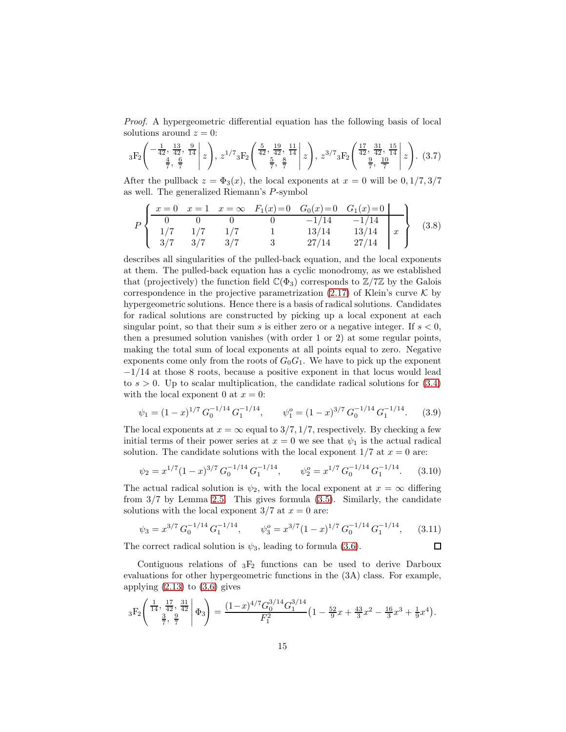*Proof.* A hypergeometric differential equation has the following basis of local solutions around $z = 0$:

$$
{}_3\mathrm{F}_2\left(\left.\begin{matrix} -\frac{1}{42},\, \frac{13}{42},\, \frac{9}{14} \\ \frac{4}{7},\, \frac{6}{7} \end{matrix}\right|\, z\right),\; z^{1/7}\,{}_3\mathrm{F}_2\left(\left.\begin{matrix} \frac{5}{42},\, \frac{19}{42},\, \frac{11}{14} \\ \frac{5}{7},\, \frac{8}{7} \end{matrix}\right|\, z\right),\; z^{3/7}\,{}_3\mathrm{F}_2\left(\left.\begin{matrix} \frac{17}{42},\, \frac{31}{42},\, \frac{15}{14} \\ \frac{9}{7},\, \frac{10}{7} \end{matrix}\right|\, z\right). \tag{3.7}
$$

After the pullback $z = \Phi_3(x)$, the local exponents at $x = 0$ will be $0, 1/7, 3/7$ as well. The generalized Riemann's $P$-symbol

$$
P\left\{\begin{array}{cccccc|c} x=0 & x=1 & x=\infty & F_1(x)=0 & G_0(x)=0 & G_1(x)=0 & \\ \hline 0 & 0 & 0 & 0 & -1/14 & -1/14 & \\ 1/7 & 1/7 & 1/7 & 1 & 13/14 & 13/14 & x \\ 3/7 & 3/7 & 3/7 & 3 & 27/14 & 27/14 & \end{array}\right\} \tag{3.8}
$$

describes all singularities of the pulled-back equation, and the local exponents at them. The pulled-back equation has a cyclic monodromy, as we established that (projectively) the function field $\mathbb{C}(\Phi_3)$ corresponds to $\mathbb{Z}/7\mathbb{Z}$ by the Galois correspondence in the projective parametrization (2.17) of Klein's curve $\mathcal{K}$ by hypergeometric solutions. Hence there is a basis of radical solutions. Candidates for radical solutions are constructed by picking up a local exponent at each singular point, so that their sum $s$ is either zero or a negative integer. If $s < 0$, then a presumed solution vanishes (with order 1 or 2) at some regular points, making the total sum of local exponents at all points equal to zero. Negative exponents come only from the roots of $G_0G_1$. We have to pick up the exponent $-1/14$ at those 8 roots, because a positive exponent in that locus would lead to $s > 0$. Up to scalar multiplication, the candidate radical solutions for (3.4) with the local exponent 0 at $x = 0$:

$$
\psi_1 = (1-x)^{1/7}\, G_0^{-1/14}\, G_1^{-1/14}, \qquad \psi_1^o = (1-x)^{3/7}\, G_0^{-1/14}\, G_1^{-1/14}. \tag{3.9}
$$

The local exponents at $x = \infty$ equal to $3/7, 1/7$, respectively. By checking a few initial terms of their power series at $x = 0$ we see that $\psi_1$ is the actual radical solution. The candidate solutions with the local exponent $1/7$ at $x = 0$ are:

$$
\psi_2 = x^{1/7}(1-x)^{3/7}\, G_0^{-1/14}\, G_1^{-1/14}, \qquad \psi_2^o = x^{1/7}\, G_0^{-1/14}\, G_1^{-1/14}. \tag{3.10}
$$

The actual radical solution is $\psi_2$, with the local exponent at $x = \infty$ differing from $3/7$ by Lemma 2.5. This gives formula (3.5). Similarly, the candidate solutions with the local exponent $3/7$ at $x = 0$ are:

$$
\psi_3 = x^{3/7}\, G_0^{-1/14}\, G_1^{-1/14}, \qquad \psi_3^o = x^{3/7}(1-x)^{1/7}\, G_0^{-1/14}\, G_1^{-1/14}, \tag{3.11}
$$

The correct radical solution is $\psi_3$, leading to formula (3.6). ◻

Contiguous relations of ${}_3\mathrm{F}_2$ functions can be used to derive Darboux evaluations for other hypergeometric functions in the (3A) class. For example, applying (2.13) to (3.6) gives

$$
{}_3\mathrm{F}_2\left(\left.\begin{matrix} \frac{1}{14},\, \frac{17}{42},\, \frac{31}{42} \\ \frac{3}{7},\, \frac{9}{7} \end{matrix}\right|\, \Phi_3\right) = \frac{(1-x)^{4/7} G_0^{3/14} G_1^{3/14}}{F_1^2}\left(1 - \tfrac{52}{9}x + \tfrac{43}{3}x^2 - \tfrac{16}{3}x^3 + \tfrac{1}{9}x^4\right).
$$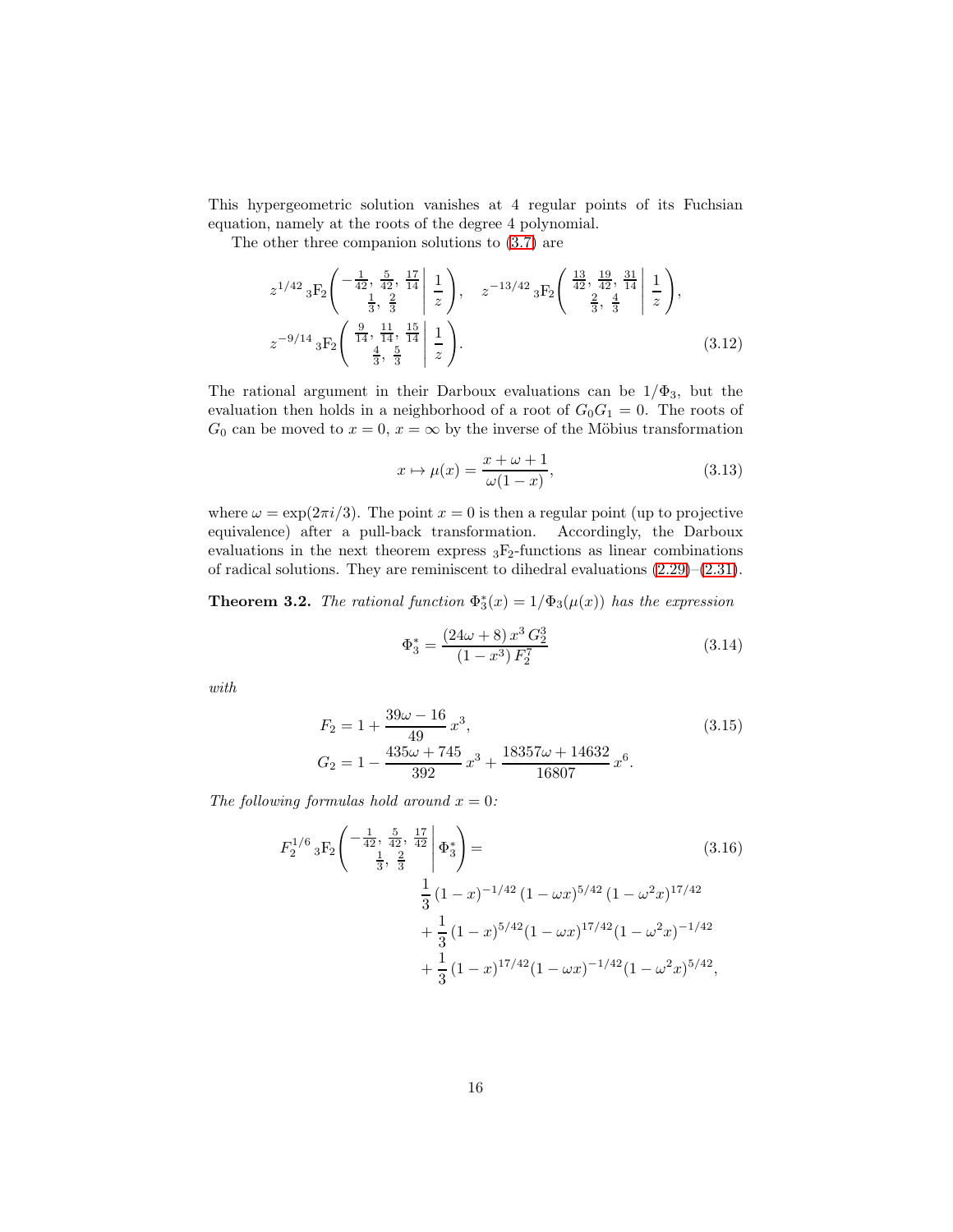This hypergeometric solution vanishes at 4 regular points of its Fuchsian equation, namely at the roots of the degree 4 polynomial.

The other three companion solutions to (3.7) are

$$
z^{1/42}\,{}_3\mathrm{F}_2\!\left(\left.\begin{matrix}-\frac{1}{42},\ \frac{5}{42},\ \frac{17}{14}\\ \frac{1}{3},\ \frac{2}{3}\end{matrix}\,\right|\,\frac{1}{z}\right),\quad z^{-13/42}\,{}_3\mathrm{F}_2\!\left(\left.\begin{matrix}\frac{13}{42},\ \frac{19}{42},\ \frac{31}{14}\\ \frac{2}{3},\ \frac{4}{3}\end{matrix}\,\right|\,\frac{1}{z}\right),
$$
$$
z^{-9/14}\,{}_3\mathrm{F}_2\!\left(\left.\begin{matrix}\frac{9}{14},\ \frac{11}{14},\ \frac{15}{14}\\ \frac{4}{3},\ \frac{5}{3}\end{matrix}\,\right|\,\frac{1}{z}\right). \tag{3.12}
$$

The rational argument in their Darboux evaluations can be $1/\Phi_3$, but the evaluation then holds in a neighborhood of a root of $G_0G_1 = 0$. The roots of $G_0$ can be moved to $x = 0$, $x = \infty$ by the inverse of the Möbius transformation

$$
x \mapsto \mu(x) = \frac{x + \omega + 1}{\omega(1 - x)}, \tag{3.13}
$$

where $\omega = \exp(2\pi i/3)$. The point $x = 0$ is then a regular point (up to projective equivalence) after a pull-back transformation. Accordingly, the Darboux evaluations in the next theorem express ${}_3\mathrm{F}_2$-functions as linear combinations of radical solutions. They are reminiscent to dihedral evaluations (2.29)–(2.31).

**Theorem 3.2.** *The rational function $\Phi_3^*(x) = 1/\Phi_3(\mu(x))$ has the expression*

$$
\Phi_3^* = \frac{(24\omega + 8)\,x^3\,G_2^3}{(1 - x^3)\,F_2^7} \tag{3.14}
$$

*with*

$$
\begin{aligned}
F_2 &= 1 + \frac{39\omega - 16}{49}\,x^3, \\
G_2 &= 1 - \frac{435\omega + 745}{392}\,x^3 + \frac{18357\omega + 14632}{16807}\,x^6.
\end{aligned} \tag{3.15}
$$

*The following formulas hold around $x = 0$:*

$$
\begin{aligned}
F_2^{1/6}\,{}_3\mathrm{F}_2\!\left(\left.\begin{matrix}-\frac{1}{42},\ \frac{5}{42},\ \frac{17}{42}\\ \frac{1}{3},\ \frac{2}{3}\end{matrix}\,\right|\,\Phi_3^*\right) = &\\
&\frac{1}{3}\,(1 - x)^{-1/42}\,(1 - \omega x)^{5/42}\,(1 - \omega^2 x)^{17/42} \\
&+ \frac{1}{3}\,(1 - x)^{5/42}(1 - \omega x)^{17/42}(1 - \omega^2 x)^{-1/42} \\
&+ \frac{1}{3}\,(1 - x)^{17/42}(1 - \omega x)^{-1/42}(1 - \omega^2 x)^{5/42},
\end{aligned} \tag{3.16}
$$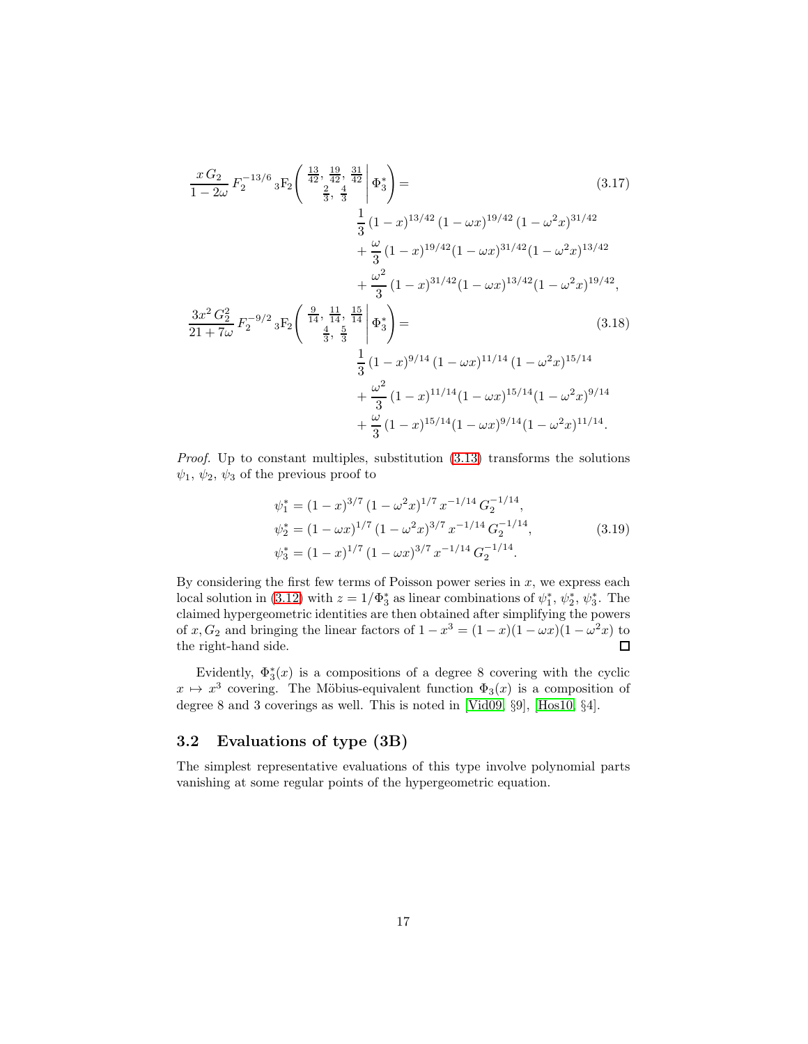$$\frac{x\,G_2}{1-2\omega}\,F_2^{-13/6}\,{}_3\mathrm{F}_2\left(\left.\begin{array}{c}\frac{13}{42},\,\frac{19}{42},\,\frac{31}{42}\\ \frac{2}{3},\,\frac{4}{3}\end{array}\right|\,\Phi_3^*\right)= \tag{3.17}$$

$$\begin{aligned}&\frac{1}{3}\,(1-x)^{13/42}\,(1-\omega x)^{19/42}\,(1-\omega^2x)^{31/42}\\ &+\frac{\omega}{3}\,(1-x)^{19/42}(1-\omega x)^{31/42}(1-\omega^2x)^{13/42}\\ &+\frac{\omega^2}{3}\,(1-x)^{31/42}(1-\omega x)^{13/42}(1-\omega^2x)^{19/42},\end{aligned}$$

$$\frac{3x^2\,G_2^2}{21+7\omega}\,F_2^{-9/2}\,{}_3\mathrm{F}_2\left(\left.\begin{array}{c}\frac{9}{14},\,\frac{11}{14},\,\frac{15}{14}\\ \frac{4}{3},\,\frac{5}{3}\end{array}\right|\,\Phi_3^*\right)= \tag{3.18}$$

$$\begin{aligned}&\frac{1}{3}\,(1-x)^{9/14}\,(1-\omega x)^{11/14}\,(1-\omega^2x)^{15/14}\\ &+\frac{\omega^2}{3}\,(1-x)^{11/14}(1-\omega x)^{15/14}(1-\omega^2x)^{9/14}\\ &+\frac{\omega}{3}\,(1-x)^{15/14}(1-\omega x)^{9/14}(1-\omega^2x)^{11/14}.\end{aligned}$$

*Proof.* Up to constant multiples, substitution (3.13) transforms the solutions $\psi_1$, $\psi_2$, $\psi_3$ of the previous proof to

$$\begin{aligned}\psi_1^* &= (1-x)^{3/7}\,(1-\omega^2x)^{1/7}\,x^{-1/14}\,G_2^{-1/14},\\ \psi_2^* &= (1-\omega x)^{1/7}\,(1-\omega^2x)^{3/7}\,x^{-1/14}\,G_2^{-1/14},\\ \psi_3^* &= (1-x)^{1/7}\,(1-\omega x)^{3/7}\,x^{-1/14}\,G_2^{-1/14}.\end{aligned} \tag{3.19}$$

By considering the first few terms of Poisson power series in $x$, we express each local solution in (3.12) with $z=1/\Phi_3^*$ as linear combinations of $\psi_1^*$, $\psi_2^*$, $\psi_3^*$. The claimed hypergeometric identities are then obtained after simplifying the powers of $x, G_2$ and bringing the linear factors of $1-x^3=(1-x)(1-\omega x)(1-\omega^2x)$ to the right-hand side. ◻

Evidently, $\Phi_3^*(x)$ is a compositions of a degree 8 covering with the cyclic $x\mapsto x^3$ covering. The Möbius-equivalent function $\Phi_3(x)$ is a composition of degree 8 and 3 coverings as well. This is noted in [Vid09, §9], [Hos10, §4].

## 3.2 Evaluations of type (3B)

The simplest representative evaluations of this type involve polynomial parts vanishing at some regular points of the hypergeometric equation.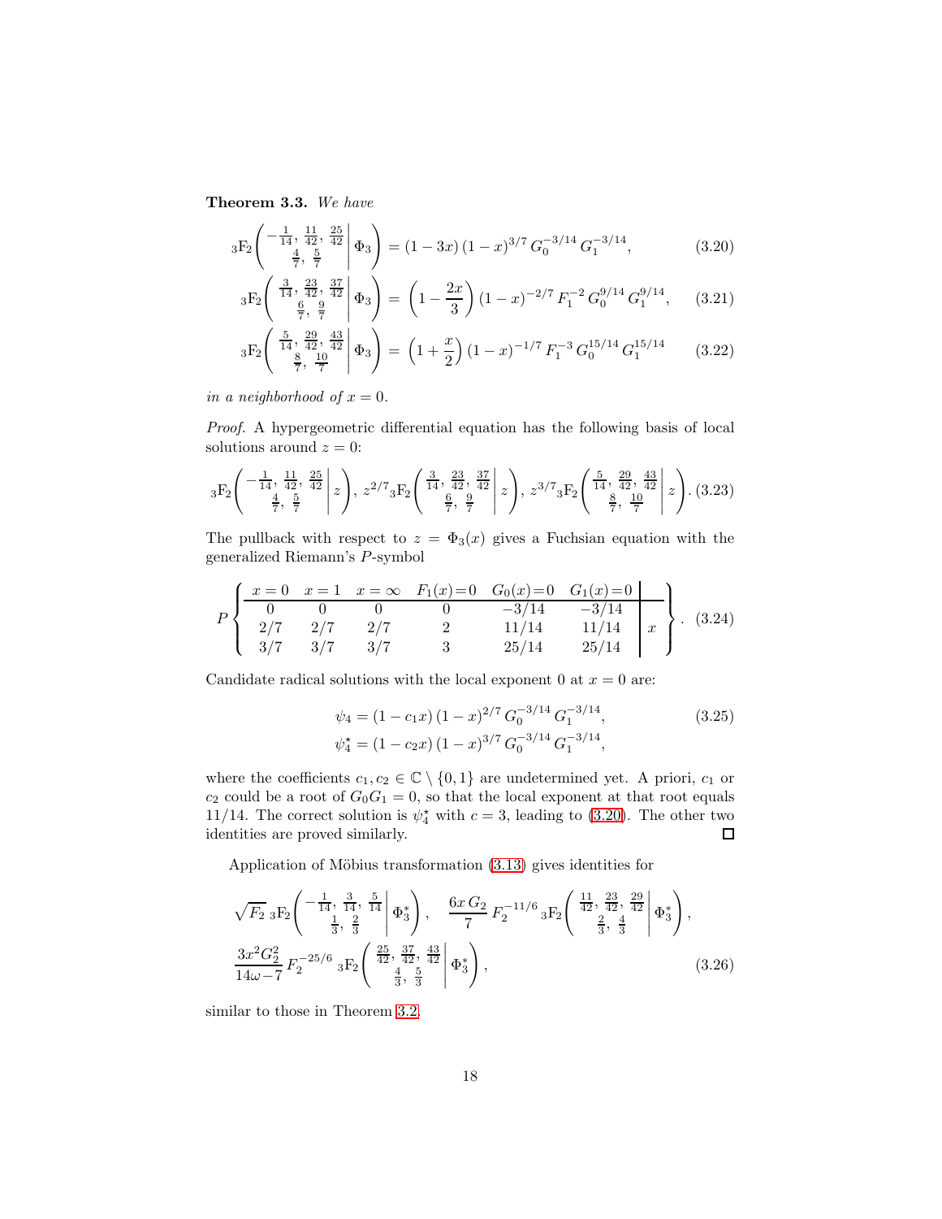**Theorem 3.3.** *We have*

$$
{}_3\mathrm{F}_2\left(\left.\begin{matrix} -\frac{1}{14},\ \frac{11}{42},\ \frac{25}{42} \\ \frac{4}{7},\ \frac{5}{7} \end{matrix}\right| \Phi_3\right) = (1-3x)\,(1-x)^{3/7}\,G_0^{-3/14}\,G_1^{-3/14}, \tag{3.20}
$$

$$
{}_3\mathrm{F}_2\left(\left.\begin{matrix} \frac{3}{14},\ \frac{23}{42},\ \frac{37}{42} \\ \frac{6}{7},\ \frac{9}{7} \end{matrix}\right| \Phi_3\right) = \left(1-\frac{2x}{3}\right)(1-x)^{-2/7}\,F_1^{-2}\,G_0^{9/14}\,G_1^{9/14}, \tag{3.21}
$$

$$
{}_3\mathrm{F}_2\left(\left.\begin{matrix} \frac{5}{14},\ \frac{29}{42},\ \frac{43}{42} \\ \frac{8}{7},\ \frac{10}{7} \end{matrix}\right| \Phi_3\right) = \left(1+\frac{x}{2}\right)(1-x)^{-1/7}\,F_1^{-3}\,G_0^{15/14}\,G_1^{15/14} \tag{3.22}
$$

*in a neighborhood of $x=0$.*

*Proof.* A hypergeometric differential equation has the following basis of local solutions around $z=0$:

$$
{}_3\mathrm{F}_2\left(\left.\begin{matrix} -\frac{1}{14},\ \frac{11}{42},\ \frac{25}{42} \\ \frac{4}{7},\ \frac{5}{7} \end{matrix}\right| z\right),\ z^{2/7}{}_3\mathrm{F}_2\left(\left.\begin{matrix} \frac{3}{14},\ \frac{23}{42},\ \frac{37}{42} \\ \frac{6}{7},\ \frac{9}{7} \end{matrix}\right| z\right),\ z^{3/7}{}_3\mathrm{F}_2\left(\left.\begin{matrix} \frac{5}{14},\ \frac{29}{42},\ \frac{43}{42} \\ \frac{8}{7},\ \frac{10}{7} \end{matrix}\right| z\right). \tag{3.23}
$$

The pullback with respect to $z=\Phi_3(x)$ gives a Fuchsian equation with the generalized Riemann's $P$-symbol

$$
P\left\{\begin{array}{cccccc|c} x=0 & x=1 & x=\infty & F_1(x)=0 & G_0(x)=0 & G_1(x)=0 & \\ \hline 0 & 0 & 0 & 0 & -3/14 & -3/14 & \\ 2/7 & 2/7 & 2/7 & 2 & 11/14 & 11/14 & x \\ 3/7 & 3/7 & 3/7 & 3 & 25/14 & 25/14 & \end{array}\right\}. \tag{3.24}
$$

Candidate radical solutions with the local exponent 0 at $x=0$ are:

$$
\begin{aligned}
\psi_4 &= (1-c_1x)\,(1-x)^{2/7}\,G_0^{-3/14}\,G_1^{-3/14}, \\
\psi_4^\star &= (1-c_2x)\,(1-x)^{3/7}\,G_0^{-3/14}\,G_1^{-3/14},
\end{aligned} \tag{3.25}
$$

where the coefficients $c_1, c_2 \in \mathbb{C}\setminus\{0,1\}$ are undetermined yet. A priori, $c_1$ or $c_2$ could be a root of $G_0G_1=0$, so that the local exponent at that root equals $11/14$. The correct solution is $\psi_4^\star$ with $c=3$, leading to (3.20). The other two identities are proved similarly. ☐

Application of Möbius transformation (3.13) gives identities for

$$
\begin{aligned}
&\sqrt{F_2}\ {}_3\mathrm{F}_2\left(\left.\begin{matrix} -\frac{1}{14},\ \frac{3}{14},\ \frac{5}{14} \\ \frac{1}{3},\ \frac{2}{3} \end{matrix}\right| \Phi_3^*\right), \quad \frac{6x\,G_2}{7}\,F_2^{-11/6}\,{}_3\mathrm{F}_2\left(\left.\begin{matrix} \frac{11}{42},\ \frac{23}{42},\ \frac{29}{42} \\ \frac{2}{3},\ \frac{4}{3} \end{matrix}\right| \Phi_3^*\right), \\
&\frac{3x^2G_2^2}{14\omega-7}\,F_2^{-25/6}\ {}_3\mathrm{F}_2\left(\left.\begin{matrix} \frac{25}{42},\ \frac{37}{42},\ \frac{43}{42} \\ \frac{4}{3},\ \frac{5}{3} \end{matrix}\right| \Phi_3^*\right),
\end{aligned} \tag{3.26}
$$

similar to those in Theorem 3.2.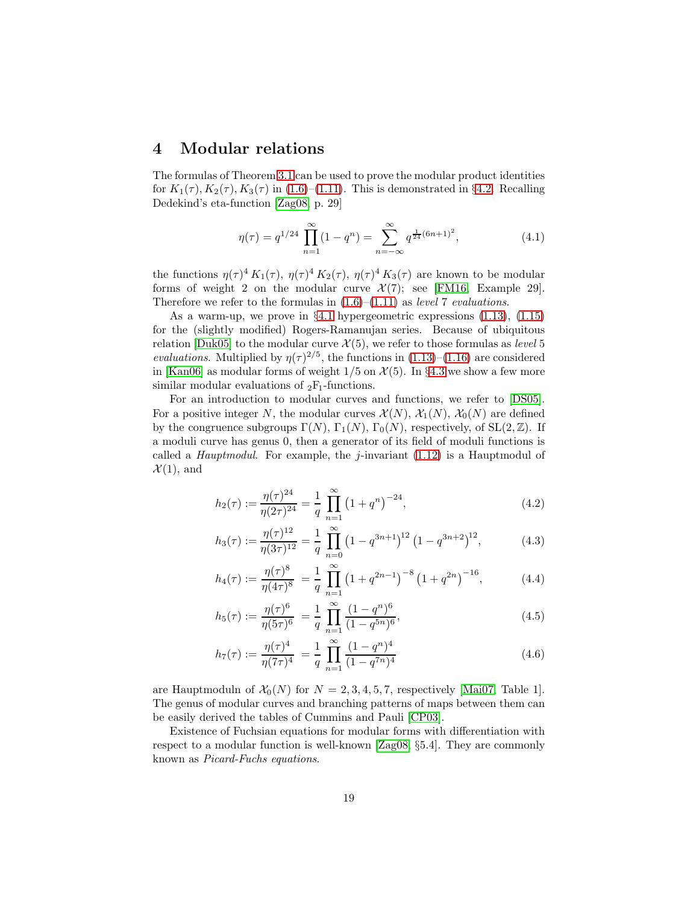## 4 Modular relations

The formulas of Theorem 3.1 can be used to prove the modular product identities for $K_1(\tau), K_2(\tau), K_3(\tau)$ in (1.6)–(1.11). This is demonstrated in §4.2. Recalling Dedekind's eta-function [Zag08, p. 29]

$$\eta(\tau) = q^{1/24} \prod_{n=1}^{\infty} (1 - q^n) = \sum_{n=-\infty}^{\infty} q^{\frac{1}{24}(6n+1)^2}, \tag{4.1}$$

the functions $\eta(\tau)^4 K_1(\tau)$, $\eta(\tau)^4 K_2(\tau)$, $\eta(\tau)^4 K_3(\tau)$ are known to be modular forms of weight 2 on the modular curve $\mathcal{X}(7)$; see [FM16, Example 29]. Therefore we refer to the formulas in (1.6)–(1.11) as *level* 7 *evaluations*.

As a warm-up, we prove in §4.1 hypergeometric expressions (1.13), (1.15) for the (slightly modified) Rogers-Ramanujan series. Because of ubiquitous relation [Duk05] to the modular curve $\mathcal{X}(5)$, we refer to those formulas as *level* 5 *evaluations*. Multiplied by $\eta(\tau)^{2/5}$, the functions in (1.13)–(1.16) are considered in [Kan06] as modular forms of weight $1/5$ on $\mathcal{X}(5)$. In §4.3 we show a few more similar modular evaluations of ${}_2\mathrm{F}_1$-functions.

For an introduction to modular curves and functions, we refer to [DS05]. For a positive integer $N$, the modular curves $\mathcal{X}(N)$, $\mathcal{X}_1(N)$, $\mathcal{X}_0(N)$ are defined by the congruence subgroups $\Gamma(N)$, $\Gamma_1(N)$, $\Gamma_0(N)$, respectively, of $\mathrm{SL}(2,\mathbb{Z})$. If a moduli curve has genus 0, then a generator of its field of moduli functions is called a *Hauptmodul*. For example, the $j$-invariant (1.12) is a Hauptmodul of $\mathcal{X}(1)$, and

$$h_2(\tau) := \frac{\eta(\tau)^{24}}{\eta(2\tau)^{24}} = \frac{1}{q} \prod_{n=1}^{\infty} \left(1 + q^n\right)^{-24}, \tag{4.2}$$

$$h_3(\tau) := \frac{\eta(\tau)^{12}}{\eta(3\tau)^{12}} = \frac{1}{q} \prod_{n=0}^{\infty} \left(1 - q^{3n+1}\right)^{12} \left(1 - q^{3n+2}\right)^{12}, \tag{4.3}$$

$$h_4(\tau) := \frac{\eta(\tau)^{8}}{\eta(4\tau)^{8}} = \frac{1}{q} \prod_{n=1}^{\infty} \left(1 + q^{2n-1}\right)^{-8} \left(1 + q^{2n}\right)^{-16}, \tag{4.4}$$

$$h_5(\tau) := \frac{\eta(\tau)^{6}}{\eta(5\tau)^{6}} = \frac{1}{q} \prod_{n=1}^{\infty} \frac{(1 - q^n)^6}{(1 - q^{5n})^6}, \tag{4.5}$$

$$h_7(\tau) := \frac{\eta(\tau)^{4}}{\eta(7\tau)^{4}} = \frac{1}{q} \prod_{n=1}^{\infty} \frac{(1 - q^n)^4}{(1 - q^{7n})^4} \tag{4.6}$$

are Hauptmoduln of $\mathcal{X}_0(N)$ for $N = 2, 3, 4, 5, 7$, respectively [Mai07, Table 1]. The genus of modular curves and branching patterns of maps between them can be easily derived the tables of Cummins and Pauli [CP03].

Existence of Fuchsian equations for modular forms with differentiation with respect to a modular function is well-known [Zag08, §5.4]. They are commonly known as *Picard-Fuchs equations*.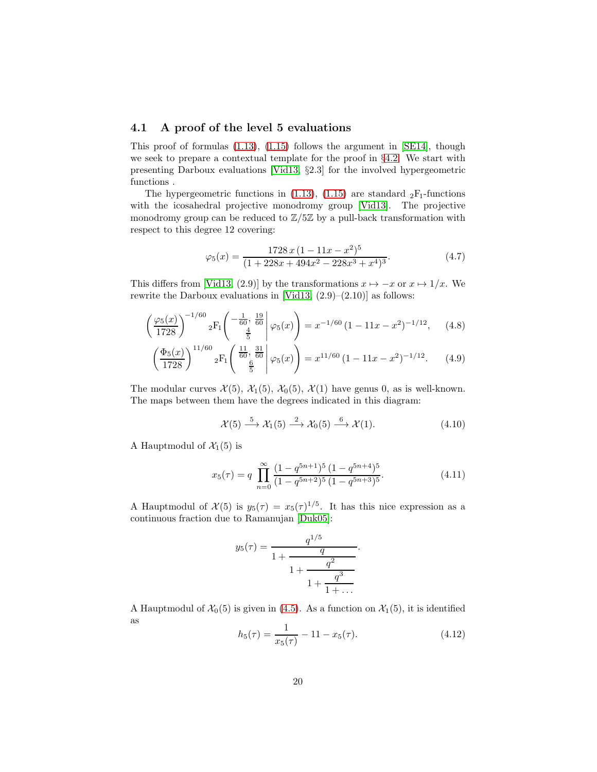### 4.1 A proof of the level 5 evaluations

This proof of formulas (1.13), (1.15) follows the argument in [SE14], though we seek to prepare a contextual template for the proof in §4.2. We start with presenting Darboux evaluations [Vid13, §2.3] for the involved hypergeometric functions .

The hypergeometric functions in (1.13), (1.15) are standard ${}_2\mathrm{F}_1$-functions with the icosahedral projective monodromy group [Vid13]. The projective monodromy group can be reduced to $\mathbb{Z}/5\mathbb{Z}$ by a pull-back transformation with respect to this degree 12 covering:

$$\varphi_5(x) = \frac{1728\, x\,(1-11x-x^2)^5}{(1+228x+494x^2-228x^3+x^4)^3}. \tag{4.7}$$

This differs from [Vid13, (2.9)] by the transformations $x \mapsto -x$ or $x \mapsto 1/x$. We rewrite the Darboux evaluations in [Vid13, (2.9)–(2.10)] as follows:

$$\left(\frac{\varphi_5(x)}{1728}\right)^{-1/60} {}_2\mathrm{F}_1\left(\left.\begin{matrix} -\frac{1}{60},\ \frac{19}{60} \\ \frac{4}{5} \end{matrix}\right|\, \varphi_5(x)\right) = x^{-1/60}\,(1-11x-x^2)^{-1/12}, \tag{4.8}$$

$$\left(\frac{\Phi_5(x)}{1728}\right)^{11/60} {}_2\mathrm{F}_1\left(\left.\begin{matrix} \frac{11}{60},\ \frac{31}{60} \\ \frac{6}{5} \end{matrix}\right|\, \varphi_5(x)\right) = x^{11/60}\,(1-11x-x^2)^{-1/12}. \tag{4.9}$$

The modular curves $\mathcal{X}(5)$, $\mathcal{X}_1(5)$, $\mathcal{X}_0(5)$, $\mathcal{X}(1)$ have genus 0, as is well-known. The maps between them have the degrees indicated in this diagram:

$$\mathcal{X}(5) \xrightarrow{\ 5\ } \mathcal{X}_1(5) \xrightarrow{\ 2\ } \mathcal{X}_0(5) \xrightarrow{\ 6\ } \mathcal{X}(1). \tag{4.10}$$

A Hauptmodul of $\mathcal{X}_1(5)$ is

$$x_5(\tau) = q\, \prod_{n=0}^{\infty} \frac{(1-q^{5n+1})^5\,(1-q^{5n+4})^5}{(1-q^{5n+2})^5\,(1-q^{5n+3})^5}. \tag{4.11}$$

A Hauptmodul of $\mathcal{X}(5)$ is $y_5(\tau) = x_5(\tau)^{1/5}$. It has this nice expression as a continuous fraction due to Ramanujan [Duk05]:

$$y_5(\tau) = \cfrac{q^{1/5}}{1+\cfrac{q}{1+\cfrac{q^2}{1+\cfrac{q^3}{1+\ldots}}}}.$$

A Hauptmodul of $\mathcal{X}_0(5)$ is given in (4.5). As a function on $\mathcal{X}_1(5)$, it is identified as

$$h_5(\tau) = \frac{1}{x_5(\tau)} - 11 - x_5(\tau). \tag{4.12}$$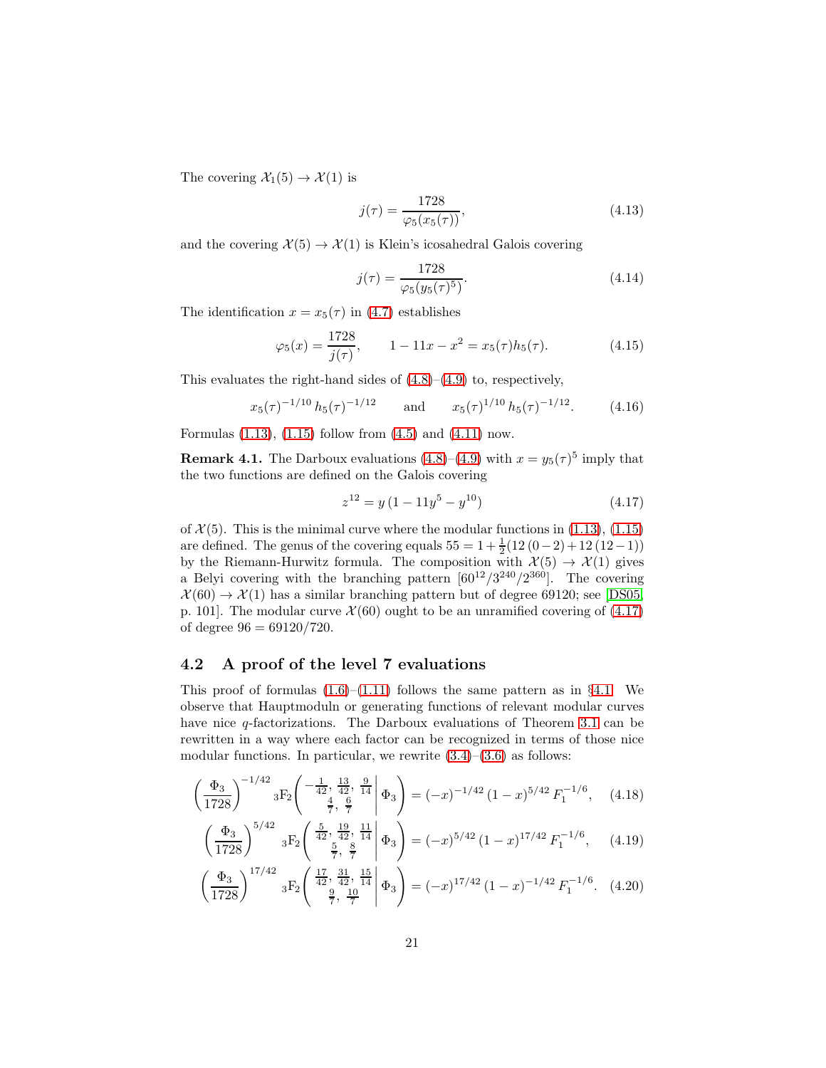The covering $\mathcal{X}_1(5) \to \mathcal{X}(1)$ is

$$j(\tau) = \frac{1728}{\varphi_5(x_5(\tau))}, \tag{4.13}$$

and the covering $\mathcal{X}(5) \to \mathcal{X}(1)$ is Klein's icosahedral Galois covering

$$j(\tau) = \frac{1728}{\varphi_5(y_5(\tau)^5)}. \tag{4.14}$$

The identification $x = x_5(\tau)$ in (4.7) establishes

$$\varphi_5(x) = \frac{1728}{j(\tau)}, \qquad 1 - 11x - x^2 = x_5(\tau) h_5(\tau). \tag{4.15}$$

This evaluates the right-hand sides of (4.8)–(4.9) to, respectively,

$$x_5(\tau)^{-1/10}\, h_5(\tau)^{-1/12} \qquad \text{and} \qquad x_5(\tau)^{1/10}\, h_5(\tau)^{-1/12}. \tag{4.16}$$

Formulas (1.13), (1.15) follow from (4.5) and (4.11) now.

**Remark 4.1.** The Darboux evaluations (4.8)–(4.9) with $x = y_5(\tau)^5$ imply that the two functions are defined on the Galois covering

$$z^{12} = y\,(1 - 11y^5 - y^{10}) \tag{4.17}$$

of $\mathcal{X}(5)$. This is the minimal curve where the modular functions in (1.13), (1.15) are defined. The genus of the covering equals $55 = 1 + \frac{1}{2}(12\,(0-2) + 12\,(12-1))$ by the Riemann-Hurwitz formula. The composition with $\mathcal{X}(5) \to \mathcal{X}(1)$ gives a Belyi covering with the branching pattern $[60^{12}/3^{240}/2^{360}]$. The covering $\mathcal{X}(60) \to \mathcal{X}(1)$ has a similar branching pattern but of degree 69120; see [DS05, p. 101]. The modular curve $\mathcal{X}(60)$ ought to be an unramified covering of (4.17) of degree $96 = 69120/720$.

## 4.2 A proof of the level 7 evaluations

This proof of formulas (1.6)–(1.11) follows the same pattern as in §4.1. We observe that Hauptmoduln or generating functions of relevant modular curves have nice $q$-factorizations. The Darboux evaluations of Theorem 3.1 can be rewritten in a way where each factor can be recognized in terms of those nice modular functions. In particular, we rewrite (3.4)–(3.6) as follows:

$$\left(\frac{\Phi_3}{1728}\right)^{-1/42} {}_3\mathrm{F}_2\left(\left.\begin{array}{c} -\frac{1}{42},\, \frac{13}{42},\, \frac{9}{14} \\ \frac{4}{7},\, \frac{6}{7} \end{array}\right| \Phi_3\right) = (-x)^{-1/42}\,(1-x)^{5/42}\,F_1^{-1/6}, \tag{4.18}$$

$$\left(\frac{\Phi_3}{1728}\right)^{5/42} {}_3\mathrm{F}_2\left(\left.\begin{array}{c} \frac{5}{42},\, \frac{19}{42},\, \frac{11}{14} \\ \frac{5}{7},\, \frac{8}{7} \end{array}\right| \Phi_3\right) = (-x)^{5/42}\,(1-x)^{17/42}\,F_1^{-1/6}, \tag{4.19}$$

$$\left(\frac{\Phi_3}{1728}\right)^{17/42} {}_3\mathrm{F}_2\left(\left.\begin{array}{c} \frac{17}{42},\, \frac{31}{42},\, \frac{15}{14} \\ \frac{9}{7},\, \frac{10}{7} \end{array}\right| \Phi_3\right) = (-x)^{17/42}\,(1-x)^{-1/42}\,F_1^{-1/6}. \tag{4.20}$$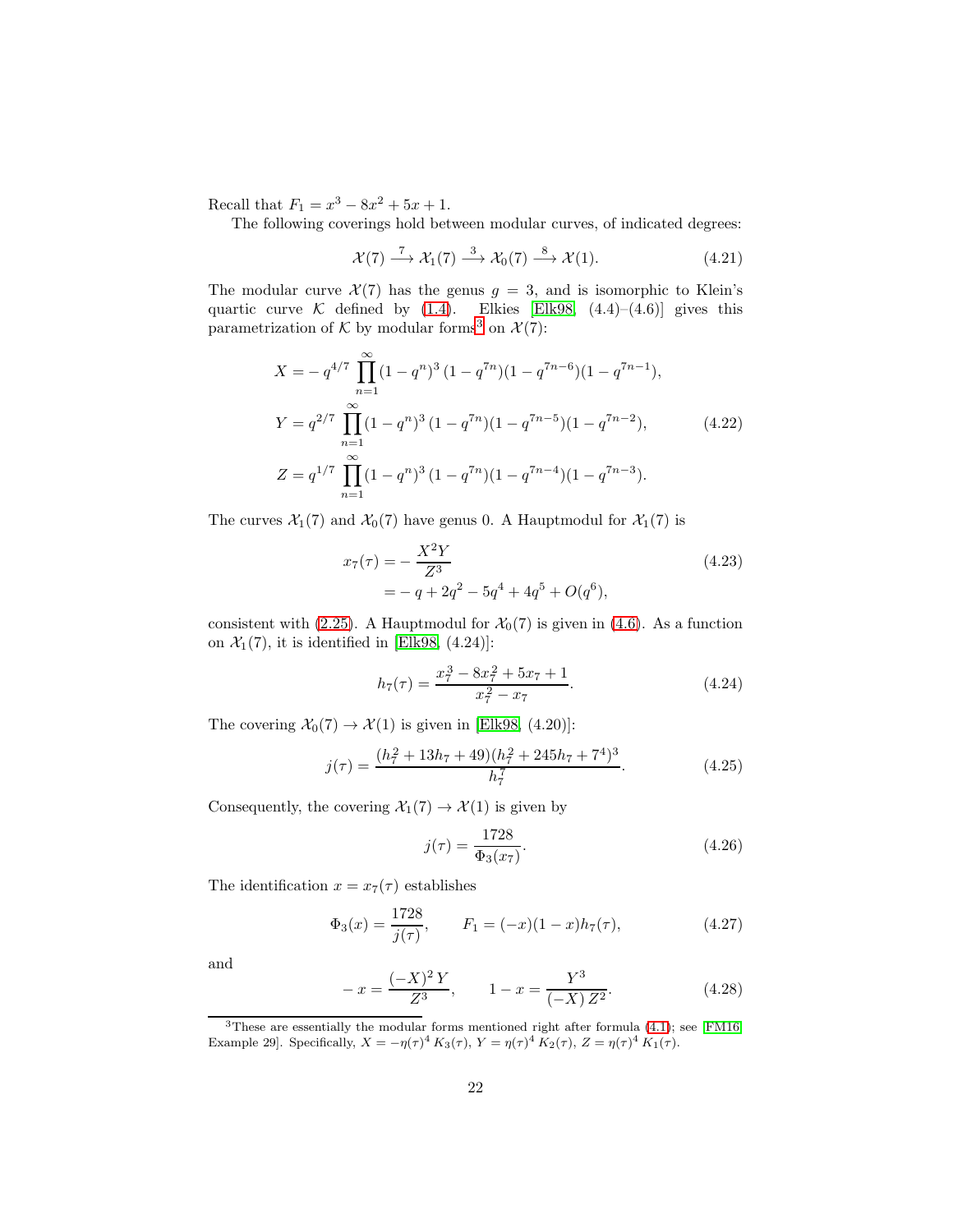Recall that $F_1 = x^3 - 8x^2 + 5x + 1$.

The following coverings hold between modular curves, of indicated degrees:

$$\mathcal{X}(7) \xrightarrow{\ 7\ } \mathcal{X}_1(7) \xrightarrow{\ 3\ } \mathcal{X}_0(7) \xrightarrow{\ 8\ } \mathcal{X}(1). \tag{4.21}$$

The modular curve $\mathcal{X}(7)$ has the genus $g = 3$, and is isomorphic to Klein's quartic curve $\mathcal{K}$ defined by (1.4). Elkies [Elk98, (4.4)–(4.6)] gives this parametrization of $\mathcal{K}$ by modular forms[3] on $\mathcal{X}(7)$:

$$\begin{aligned} X &= -\,q^{4/7} \prod_{n=1}^{\infty} (1-q^n)^3\,(1-q^{7n})(1-q^{7n-6})(1-q^{7n-1}), \\ Y &= q^{2/7} \prod_{n=1}^{\infty} (1-q^n)^3\,(1-q^{7n})(1-q^{7n-5})(1-q^{7n-2}), \\ Z &= q^{1/7} \prod_{n=1}^{\infty} (1-q^n)^3\,(1-q^{7n})(1-q^{7n-4})(1-q^{7n-3}). \end{aligned} \tag{4.22}$$

The curves $\mathcal{X}_1(7)$ and $\mathcal{X}_0(7)$ have genus 0. A Hauptmodul for $\mathcal{X}_1(7)$ is

$$\begin{aligned} x_7(\tau) &= -\,\frac{X^2 Y}{Z^3} \\ &= -\,q + 2q^2 - 5q^4 + 4q^5 + O(q^6), \end{aligned} \tag{4.23}$$

consistent with (2.25). A Hauptmodul for $\mathcal{X}_0(7)$ is given in (4.6). As a function on $\mathcal{X}_1(7)$, it is identified in [Elk98, (4.24)]:

$$h_7(\tau) = \frac{x_7^3 - 8x_7^2 + 5x_7 + 1}{x_7^2 - x_7}. \tag{4.24}$$

The covering $\mathcal{X}_0(7) \to \mathcal{X}(1)$ is given in [Elk98, (4.20)]:

$$j(\tau) = \frac{(h_7^2 + 13h_7 + 49)(h_7^2 + 245h_7 + 7^4)^3}{h_7^7}. \tag{4.25}$$

Consequently, the covering $\mathcal{X}_1(7) \to \mathcal{X}(1)$ is given by

$$j(\tau) = \frac{1728}{\Phi_3(x_7)}. \tag{4.26}$$

The identification $x = x_7(\tau)$ establishes

$$\Phi_3(x) = \frac{1728}{j(\tau)}, \qquad F_1 = (-x)(1-x)h_7(\tau), \tag{4.27}$$

and

$$-\,x = \frac{(-X)^2\,Y}{Z^3}, \qquad 1 - x = \frac{Y^3}{(-X)\,Z^2}. \tag{4.28}$$

[3] These are essentially the modular forms mentioned right after formula (4.1); see [FM16, Example 29]. Specifically, $X = -\eta(\tau)^4\,K_3(\tau)$, $Y = \eta(\tau)^4\,K_2(\tau)$, $Z = \eta(\tau)^4\,K_1(\tau)$.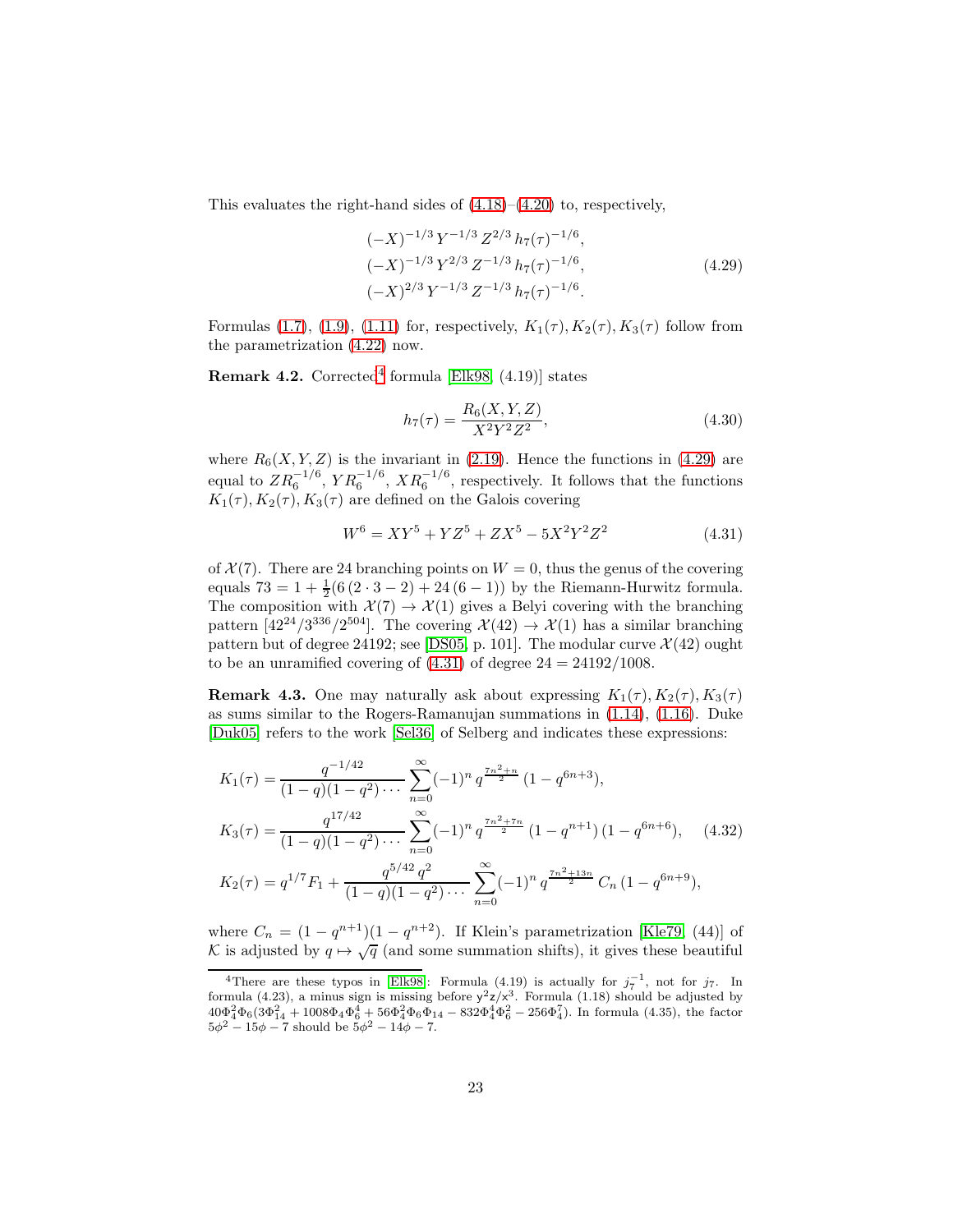This evaluates the right-hand sides of (4.18)–(4.20) to, respectively,

$$
\begin{aligned}
&(-X)^{-1/3}\, Y^{-1/3}\, Z^{2/3}\, h_7(\tau)^{-1/6}, \\
&(-X)^{-1/3}\, Y^{2/3}\, Z^{-1/3}\, h_7(\tau)^{-1/6}, \\
&(-X)^{2/3}\, Y^{-1/3}\, Z^{-1/3}\, h_7(\tau)^{-1/6}.
\end{aligned}
\tag{4.29}
$$

Formulas (1.7), (1.9), (1.11) for, respectively, $K_1(\tau), K_2(\tau), K_3(\tau)$ follow from the parametrization (4.22) now.

**Remark 4.2.** Corrected[4] formula [Elk98, (4.19)] states

$$
h_7(\tau) = \frac{R_6(X,Y,Z)}{X^2Y^2Z^2}, \tag{4.30}
$$

where $R_6(X,Y,Z)$ is the invariant in (2.19). Hence the functions in (4.29) are equal to $ZR_6^{-1/6}$, $YR_6^{-1/6}$, $XR_6^{-1/6}$, respectively. It follows that the functions $K_1(\tau), K_2(\tau), K_3(\tau)$ are defined on the Galois covering

$$
W^6 = XY^5 + YZ^5 + ZX^5 - 5X^2Y^2Z^2 \tag{4.31}
$$

of $\mathcal{X}(7)$. There are 24 branching points on $W = 0$, thus the genus of the covering equals $73 = 1 + \frac{1}{2}(6\,(2\cdot 3 - 2) + 24\,(6-1))$ by the Riemann-Hurwitz formula. The composition with $\mathcal{X}(7) \to \mathcal{X}(1)$ gives a Belyi covering with the branching pattern $[42^{24}/3^{336}/2^{504}]$. The covering $\mathcal{X}(42) \to \mathcal{X}(1)$ has a similar branching pattern but of degree 24192; see [DS05, p. 101]. The modular curve $\mathcal{X}(42)$ ought to be an unramified covering of (4.31) of degree $24 = 24192/1008$.

**Remark 4.3.** One may naturally ask about expressing $K_1(\tau), K_2(\tau), K_3(\tau)$ as sums similar to the Rogers-Ramanujan summations in (1.14), (1.16). Duke [Duk05] refers to the work [Sel36] of Selberg and indicates these expressions:

$$
\begin{aligned}
K_1(\tau) &= \frac{q^{-1/42}}{(1-q)(1-q^2)\cdots} \sum_{n=0}^{\infty} (-1)^n\, q^{\frac{7n^2+n}{2}}\, (1-q^{6n+3}), \\
K_3(\tau) &= \frac{q^{17/42}}{(1-q)(1-q^2)\cdots} \sum_{n=0}^{\infty} (-1)^n\, q^{\frac{7n^2+7n}{2}}\, (1-q^{n+1})\,(1-q^{6n+6}), \\
K_2(\tau) &= q^{1/7} F_1 + \frac{q^{5/42}\, q^2}{(1-q)(1-q^2)\cdots} \sum_{n=0}^{\infty} (-1)^n\, q^{\frac{7n^2+13n}{2}}\, C_n\, (1-q^{6n+9}),
\end{aligned}
\tag{4.32}
$$

where $C_n = (1-q^{n+1})(1-q^{n+2})$. If Klein's parametrization [Kle79, (44)] of $\mathcal{K}$ is adjusted by $q \mapsto \sqrt{q}$ (and some summation shifts), it gives these beautiful

[4] There are these typos in [Elk98]: Formula (4.19) is actually for $j_7^{-1}$, not for $j_7$. In formula (4.23), a minus sign is missing before $\mathsf{y}^2\mathsf{z}/\mathsf{x}^3$. Formula (1.18) should be adjusted by $40\Phi_4^2\Phi_6(3\Phi_{14}^2 + 1008\Phi_4\Phi_6^4 + 56\Phi_4^2\Phi_6\Phi_{14} - 832\Phi_4^4\Phi_6^2 - 256\Phi_4^7)$. In formula (4.35), the factor $5\phi^2 - 15\phi - 7$ should be $5\phi^2 - 14\phi - 7$.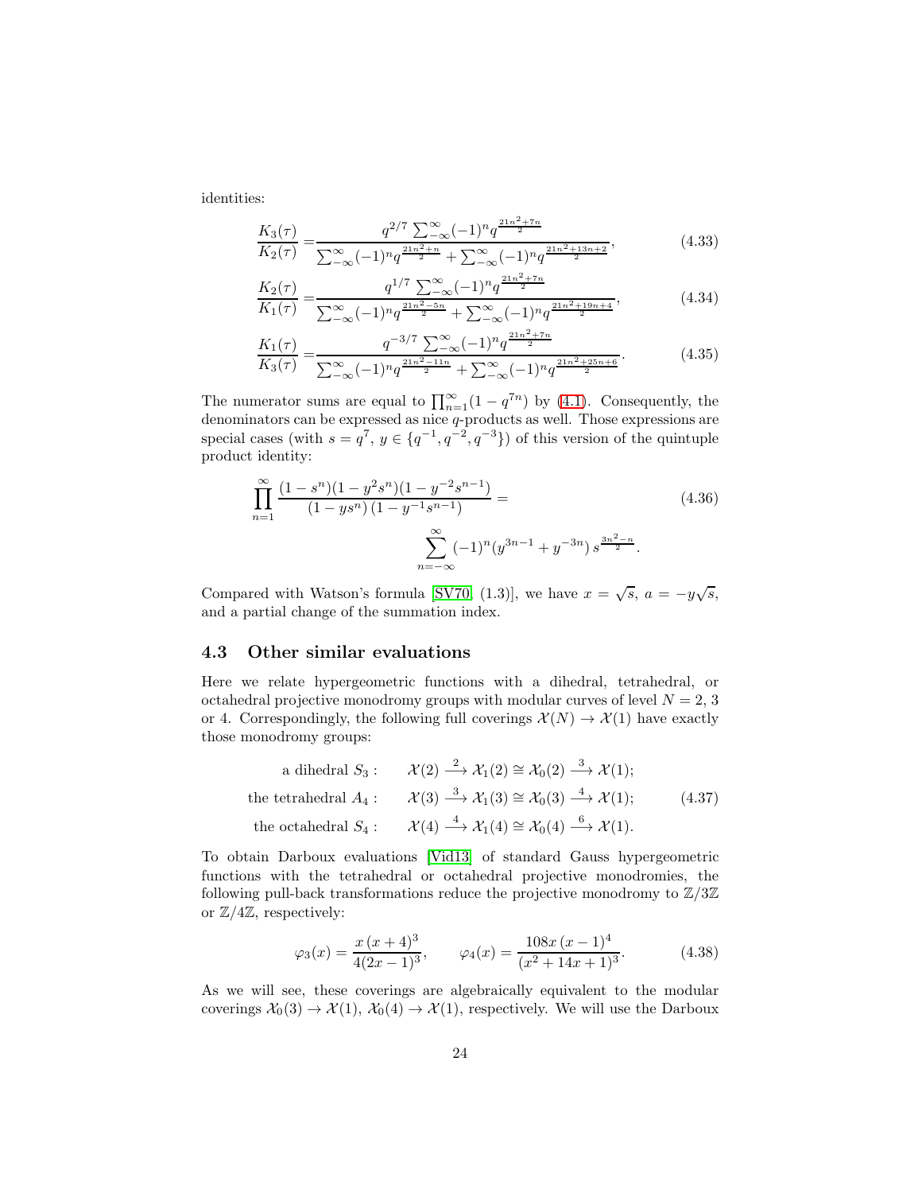identities:

$$
\frac{K_3(\tau)}{K_2(\tau)} = \frac{q^{2/7}\sum_{-\infty}^{\infty}(-1)^n q^{\frac{21n^2+7n}{2}}}{\sum_{-\infty}^{\infty}(-1)^n q^{\frac{21n^2+n}{2}} + \sum_{-\infty}^{\infty}(-1)^n q^{\frac{21n^2+13n+2}{2}}}, \tag{4.33}
$$

$$
\frac{K_2(\tau)}{K_1(\tau)} = \frac{q^{1/7}\sum_{-\infty}^{\infty}(-1)^n q^{\frac{21n^2+7n}{2}}}{\sum_{-\infty}^{\infty}(-1)^n q^{\frac{21n^2-5n}{2}} + \sum_{-\infty}^{\infty}(-1)^n q^{\frac{21n^2+19n+4}{2}}}, \tag{4.34}
$$

$$
\frac{K_1(\tau)}{K_3(\tau)} = \frac{q^{-3/7}\sum_{-\infty}^{\infty}(-1)^n q^{\frac{21n^2+7n}{2}}}{\sum_{-\infty}^{\infty}(-1)^n q^{\frac{21n^2-11n}{2}} + \sum_{-\infty}^{\infty}(-1)^n q^{\frac{21n^2+25n+6}{2}}}. \tag{4.35}
$$

The numerator sums are equal to $\prod_{n=1}^{\infty}(1-q^{7n})$ by (4.1). Consequently, the denominators can be expressed as nice $q$-products as well. Those expressions are special cases (with $s=q^7$, $y\in\{q^{-1},q^{-2},q^{-3}\}$) of this version of the quintuple product identity:

$$
\prod_{n=1}^{\infty}\frac{(1-s^n)(1-y^2s^n)(1-y^{-2}s^{n-1})}{(1-ys^n)\,(1-y^{-1}s^{n-1})} = \sum_{n=-\infty}^{\infty}(-1)^n(y^{3n-1}+y^{-3n})\,s^{\frac{3n^2-n}{2}}. \tag{4.36}
$$

Compared with Watson's formula [SV70, (1.3)], we have $x=\sqrt{s}$, $a=-y\sqrt{s}$, and a partial change of the summation index.

### 4.3 Other similar evaluations

Here we relate hypergeometric functions with a dihedral, tetrahedral, or octahedral projective monodromy groups with modular curves of level $N=2$, 3 or 4. Correspondingly, the following full coverings $\mathcal{X}(N)\to\mathcal{X}(1)$ have exactly those monodromy groups:

$$
\begin{aligned}
&\text{a dihedral } S_3: && \mathcal{X}(2)\xrightarrow{2}\mathcal{X}_1(2)\cong\mathcal{X}_0(2)\xrightarrow{3}\mathcal{X}(1);\\
&\text{the tetrahedral } A_4: && \mathcal{X}(3)\xrightarrow{3}\mathcal{X}_1(3)\cong\mathcal{X}_0(3)\xrightarrow{4}\mathcal{X}(1);\\
&\text{the octahedral } S_4: && \mathcal{X}(4)\xrightarrow{4}\mathcal{X}_1(4)\cong\mathcal{X}_0(4)\xrightarrow{6}\mathcal{X}(1).
\end{aligned} \tag{4.37}
$$

To obtain Darboux evaluations [Vid13] of standard Gauss hypergeometric functions with the tetrahedral or octahedral projective monodromies, the following pull-back transformations reduce the projective monodromy to $\mathbb{Z}/3\mathbb{Z}$ or $\mathbb{Z}/4\mathbb{Z}$, respectively:

$$
\varphi_3(x)=\frac{x\,(x+4)^3}{4(2x-1)^3}, \qquad \varphi_4(x)=\frac{108x\,(x-1)^4}{(x^2+14x+1)^3}. \tag{4.38}
$$

As we will see, these coverings are algebraically equivalent to the modular coverings $\mathcal{X}_0(3)\to\mathcal{X}(1)$, $\mathcal{X}_0(4)\to\mathcal{X}(1)$, respectively. We will use the Darboux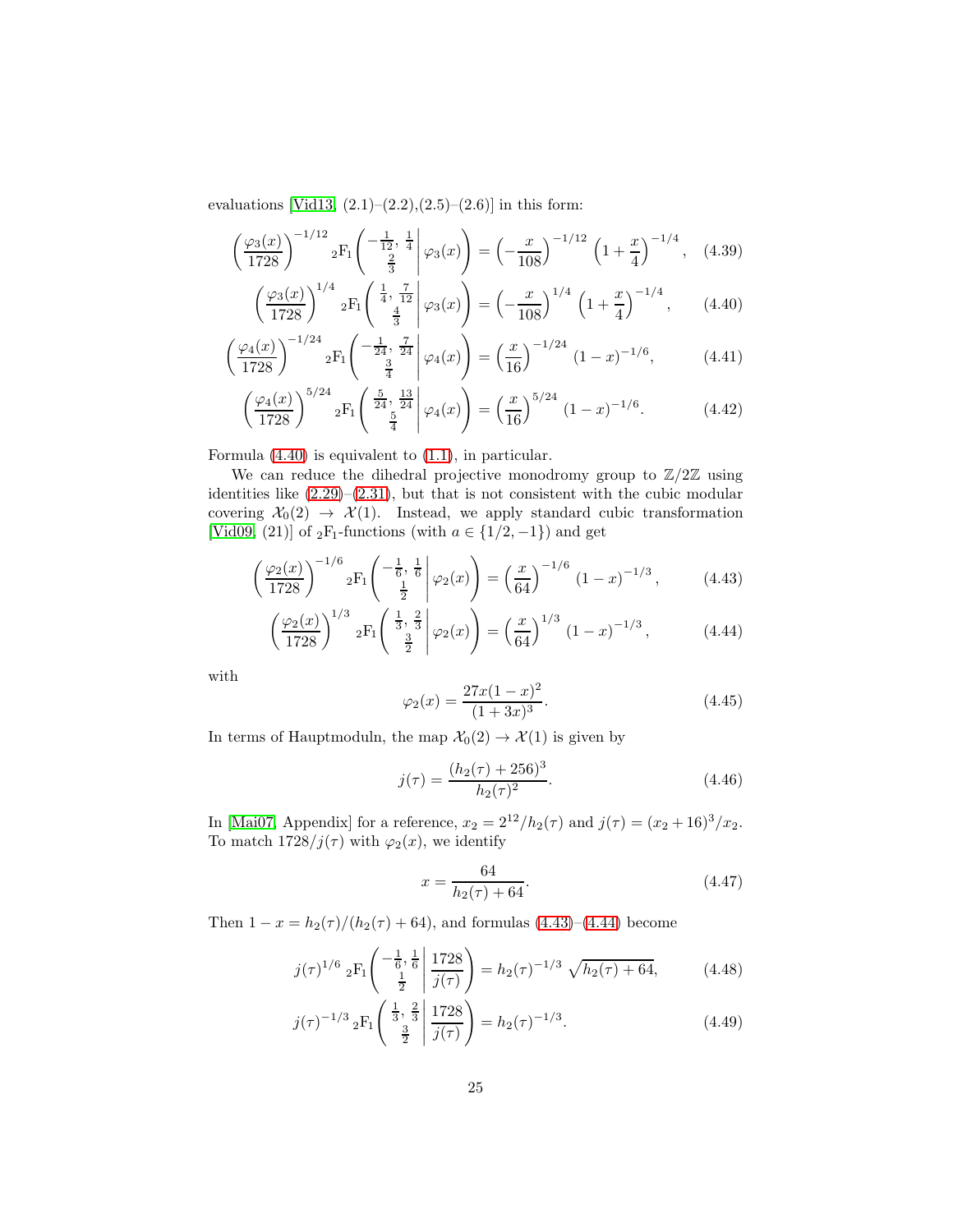evaluations [Vid13, (2.1)–(2.2),(2.5)–(2.6)] in this form:

$$\left(\frac{\varphi_3(x)}{1728}\right)^{-1/12} {}_2\mathrm{F}_1\left(\left.\begin{matrix}-\frac{1}{12},\, \frac{1}{4}\\ \frac{2}{3}\end{matrix}\right|\varphi_3(x)\right) = \left(-\frac{x}{108}\right)^{-1/12}\left(1+\frac{x}{4}\right)^{-1/4}, \tag{4.39}$$

$$\left(\frac{\varphi_3(x)}{1728}\right)^{1/4} {}_2\mathrm{F}_1\left(\left.\begin{matrix}\frac{1}{4},\, \frac{7}{12}\\ \frac{4}{3}\end{matrix}\right|\varphi_3(x)\right) = \left(-\frac{x}{108}\right)^{1/4}\left(1+\frac{x}{4}\right)^{-1/4}, \tag{4.40}$$

$$\left(\frac{\varphi_4(x)}{1728}\right)^{-1/24} {}_2\mathrm{F}_1\left(\left.\begin{matrix}-\frac{1}{24},\, \frac{7}{24}\\ \frac{3}{4}\end{matrix}\right|\varphi_4(x)\right) = \left(\frac{x}{16}\right)^{-1/24}(1-x)^{-1/6}, \tag{4.41}$$

$$\left(\frac{\varphi_4(x)}{1728}\right)^{5/24} {}_2\mathrm{F}_1\left(\left.\begin{matrix}\frac{5}{24},\, \frac{13}{24}\\ \frac{5}{4}\end{matrix}\right|\varphi_4(x)\right) = \left(\frac{x}{16}\right)^{5/24}(1-x)^{-1/6}. \tag{4.42}$$

Formula (4.40) is equivalent to (1.1), in particular.

We can reduce the dihedral projective monodromy group to $\mathbb{Z}/2\mathbb{Z}$ using identities like (2.29)–(2.31), but that is not consistent with the cubic modular covering $\mathcal{X}_0(2) \to \mathcal{X}(1)$. Instead, we apply standard cubic transformation [Vid09, (21)] of ${}_2\mathrm{F}_1$-functions (with $a \in \{1/2, -1\}$) and get

$$\left(\frac{\varphi_2(x)}{1728}\right)^{-1/6} {}_2\mathrm{F}_1\left(\left.\begin{matrix}-\frac{1}{6},\, \frac{1}{6}\\ \frac{1}{2}\end{matrix}\right|\varphi_2(x)\right) = \left(\frac{x}{64}\right)^{-1/6}(1-x)^{-1/3}, \tag{4.43}$$

$$\left(\frac{\varphi_2(x)}{1728}\right)^{1/3} {}_2\mathrm{F}_1\left(\left.\begin{matrix}\frac{1}{3},\, \frac{2}{3}\\ \frac{3}{2}\end{matrix}\right|\varphi_2(x)\right) = \left(\frac{x}{64}\right)^{1/3}(1-x)^{-1/3}, \tag{4.44}$$

with

$$\varphi_2(x) = \frac{27x(1-x)^2}{(1+3x)^3}. \tag{4.45}$$

In terms of Hauptmoduln, the map $\mathcal{X}_0(2) \to \mathcal{X}(1)$ is given by

$$j(\tau) = \frac{(h_2(\tau)+256)^3}{h_2(\tau)^2}. \tag{4.46}$$

In [Mai07, Appendix] for a reference, $x_2 = 2^{12}/h_2(\tau)$ and $j(\tau) = (x_2+16)^3/x_2$. To match $1728/j(\tau)$ with $\varphi_2(x)$, we identify

$$x = \frac{64}{h_2(\tau)+64}. \tag{4.47}$$

Then $1-x = h_2(\tau)/(h_2(\tau)+64)$, and formulas (4.43)–(4.44) become

$$j(\tau)^{1/6}\, {}_2\mathrm{F}_1\left(\left.\begin{matrix}-\frac{1}{6},\, \frac{1}{6}\\ \frac{1}{2}\end{matrix}\right|\frac{1728}{j(\tau)}\right) = h_2(\tau)^{-1/3}\sqrt{h_2(\tau)+64}, \tag{4.48}$$

$$j(\tau)^{-1/3}\, {}_2\mathrm{F}_1\left(\left.\begin{matrix}\frac{1}{3},\, \frac{2}{3}\\ \frac{3}{2}\end{matrix}\right|\frac{1728}{j(\tau)}\right) = h_2(\tau)^{-1/3}. \tag{4.49}$$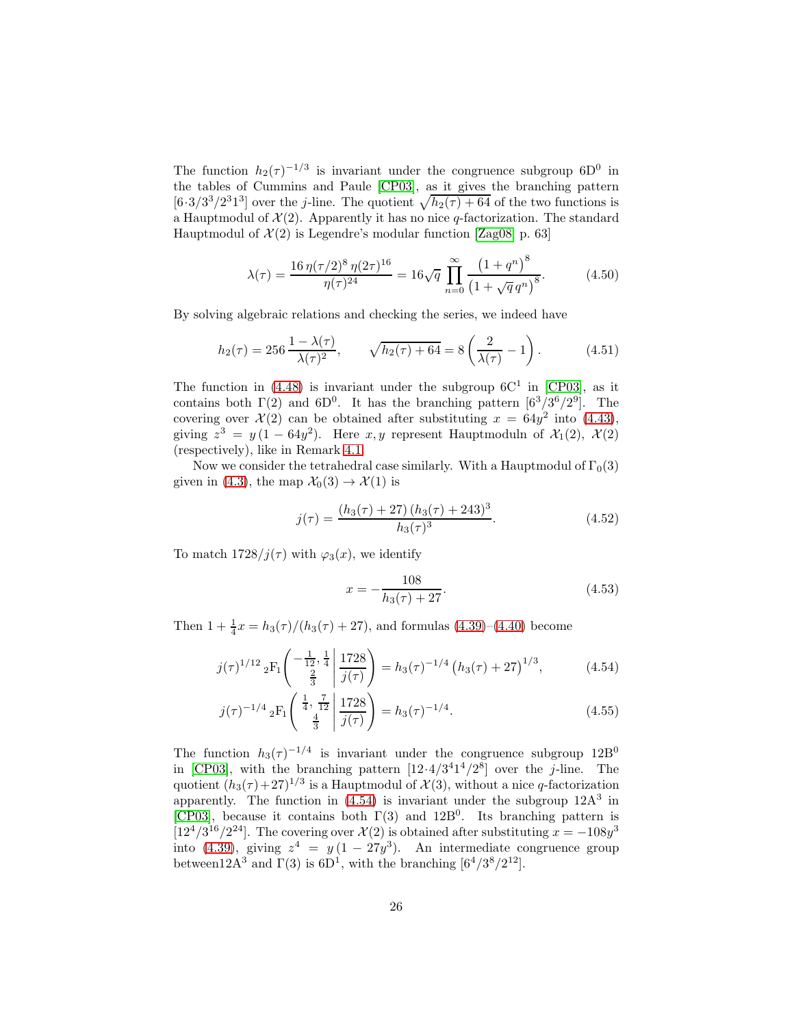The function $h_2(\tau)^{-1/3}$ is invariant under the congruence subgroup $6\text{D}^0$ in the tables of Cummins and Paule [CP03], as it gives the branching pattern $[6{\cdot}3/3^3/2^3 1^3]$ over the $j$-line. The quotient $\sqrt{h_2(\tau)+64}$ of the two functions is a Hauptmodul of $\mathcal{X}(2)$. Apparently it has no nice $q$-factorization. The standard Hauptmodul of $\mathcal{X}(2)$ is Legendre's modular function [Zag08, p. 63]

$$\lambda(\tau) = \frac{16\,\eta(\tau/2)^8\,\eta(2\tau)^{16}}{\eta(\tau)^{24}} = 16\sqrt{q}\,\prod_{n=0}^{\infty} \frac{\left(1+q^n\right)^8}{\left(1+\sqrt{q}\,q^n\right)^8}. \tag{4.50}$$

By solving algebraic relations and checking the series, we indeed have

$$h_2(\tau) = 256\,\frac{1-\lambda(\tau)}{\lambda(\tau)^2}, \qquad \sqrt{h_2(\tau)+64} = 8\left(\frac{2}{\lambda(\tau)}-1\right). \tag{4.51}$$

The function in (4.48) is invariant under the subgroup $6\text{C}^1$ in [CP03], as it contains both $\Gamma(2)$ and $6\text{D}^0$. It has the branching pattern $[6^3/3^6/2^9]$. The covering over $\mathcal{X}(2)$ can be obtained after substituting $x = 64y^2$ into (4.43), giving $z^3 = y\,(1-64y^2)$. Here $x, y$ represent Hauptmoduln of $\mathcal{X}_1(2)$, $\mathcal{X}(2)$ (respectively), like in Remark 4.1.

Now we consider the tetrahedral case similarly. With a Hauptmodul of $\Gamma_0(3)$ given in (4.3), the map $\mathcal{X}_0(3) \to \mathcal{X}(1)$ is

$$j(\tau) = \frac{(h_3(\tau)+27)\,(h_3(\tau)+243)^3}{h_3(\tau)^3}. \tag{4.52}$$

To match $1728/j(\tau)$ with $\varphi_3(x)$, we identify

$$x = -\frac{108}{h_3(\tau)+27}. \tag{4.53}$$

Then $1+\frac{1}{4}x = h_3(\tau)/(h_3(\tau)+27)$, and formulas (4.39)–(4.40) become

$$j(\tau)^{1/12}\,{}_2\text{F}_1\!\left(\left.\begin{matrix} -\frac{1}{12}, \frac{1}{4} \\ \frac{2}{3} \end{matrix}\,\right|\, \frac{1728}{j(\tau)}\right) = h_3(\tau)^{-1/4}\left(h_3(\tau)+27\right)^{1/3}, \tag{4.54}$$

$$j(\tau)^{-1/4}\,{}_2\text{F}_1\!\left(\left.\begin{matrix} \frac{1}{4}, \frac{7}{12} \\ \frac{4}{3} \end{matrix}\,\right|\, \frac{1728}{j(\tau)}\right) = h_3(\tau)^{-1/4}. \tag{4.55}$$

The function $h_3(\tau)^{-1/4}$ is invariant under the congruence subgroup $12\text{B}^0$ in [CP03], with the branching pattern $[12{\cdot}4/3^4 1^4/2^8]$ over the $j$-line. The quotient $(h_3(\tau)+27)^{1/3}$ is a Hauptmodul of $\mathcal{X}(3)$, without a nice $q$-factorization apparently. The function in (4.54) is invariant under the subgroup $12\text{A}^3$ in [CP03], because it contains both $\Gamma(3)$ and $12\text{B}^0$. Its branching pattern is $[12^4/3^{16}/2^{24}]$. The covering over $\mathcal{X}(2)$ is obtained after substituting $x = -108y^3$ into (4.39), giving $z^4 = y\,(1-27y^3)$. An intermediate congruence group between$12\text{A}^3$ and $\Gamma(3)$ is $6\text{D}^1$, with the branching $[6^4/3^8/2^{12}]$.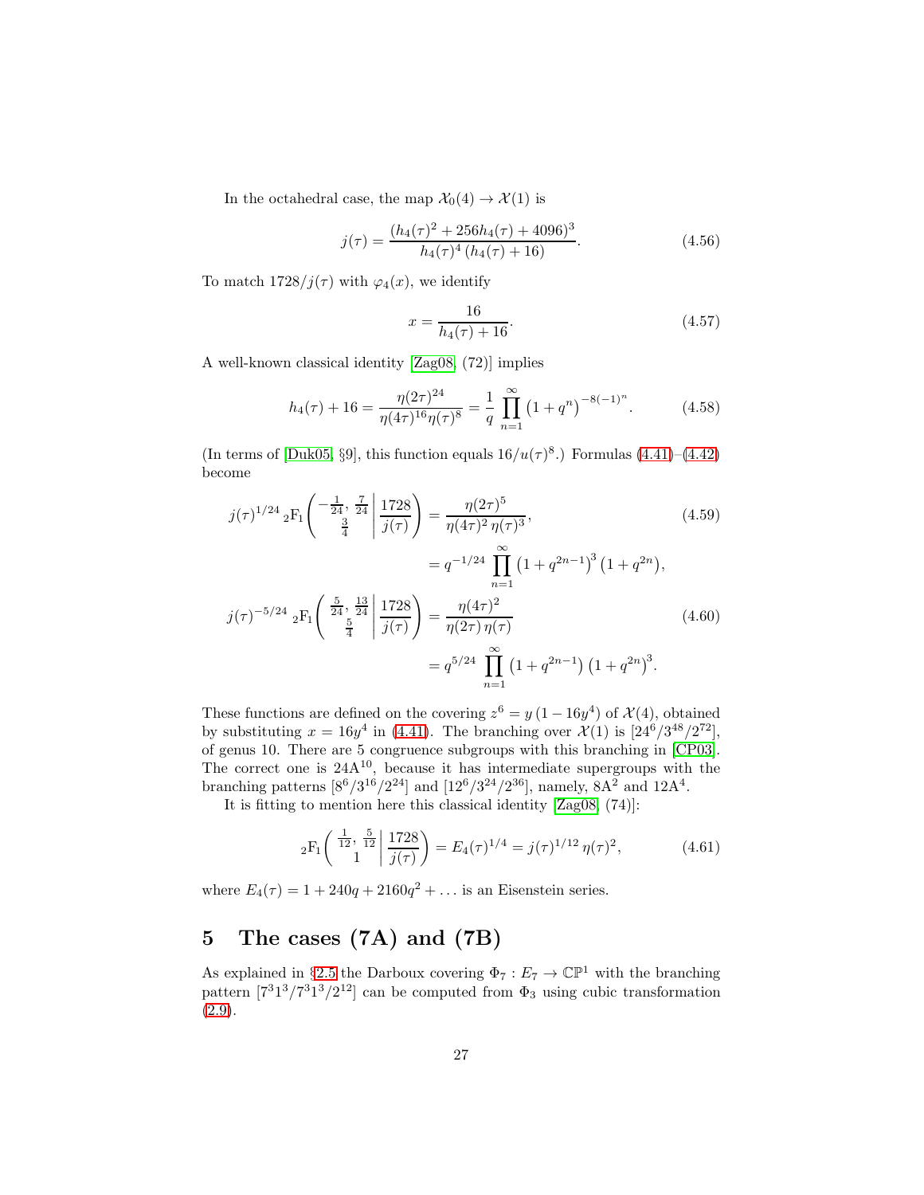In the octahedral case, the map $\mathcal{X}_0(4) \to \mathcal{X}(1)$ is

$$j(\tau) = \frac{(h_4(\tau)^2 + 256 h_4(\tau) + 4096)^3}{h_4(\tau)^4\,(h_4(\tau)+16)}. \tag{4.56}$$

To match $1728/j(\tau)$ with $\varphi_4(x)$, we identify

$$x = \frac{16}{h_4(\tau)+16}. \tag{4.57}$$

A well-known classical identity [Zag08, (72)] implies

$$h_4(\tau) + 16 = \frac{\eta(2\tau)^{24}}{\eta(4\tau)^{16}\eta(\tau)^8} = \frac{1}{q}\prod_{n=1}^{\infty}\left(1+q^n\right)^{-8(-1)^n}. \tag{4.58}$$

(In terms of [Duk05, §9], this function equals $16/u(\tau)^8$.) Formulas (4.41)–(4.42) become

$$j(\tau)^{1/24}\,{}_2\mathrm{F}_1\left(\left.\begin{array}{c} -\frac{1}{24},\ \frac{7}{24} \\ \frac{3}{4} \end{array}\right| \frac{1728}{j(\tau)}\right) = \frac{\eta(2\tau)^5}{\eta(4\tau)^2\,\eta(\tau)^3}, \tag{4.59}$$

$$= q^{-1/24}\prod_{n=1}^{\infty}\left(1+q^{2n-1}\right)^3\left(1+q^{2n}\right),$$

$$j(\tau)^{-5/24}\,{}_2\mathrm{F}_1\left(\left.\begin{array}{c} \frac{5}{24},\ \frac{13}{24} \\ \frac{5}{4} \end{array}\right| \frac{1728}{j(\tau)}\right) = \frac{\eta(4\tau)^2}{\eta(2\tau)\,\eta(\tau)} \tag{4.60}$$

$$= q^{5/24}\prod_{n=1}^{\infty}\left(1+q^{2n-1}\right)\left(1+q^{2n}\right)^3.$$

These functions are defined on the covering $z^6 = y\,(1-16y^4)$ of $\mathcal{X}(4)$, obtained by substituting $x = 16y^4$ in (4.41). The branching over $\mathcal{X}(1)$ is $[24^6/3^{48}/2^{72}]$, of genus 10. There are 5 congruence subgroups with this branching in [CP03]. The correct one is $24\mathrm{A}^{10}$, because it has intermediate supergroups with the branching patterns $[8^6/3^{16}/2^{24}]$ and $[12^6/3^{24}/2^{36}]$, namely, $8\mathrm{A}^2$ and $12\mathrm{A}^4$.

It is fitting to mention here this classical identity [Zag08, (74)]:

$${}_2\mathrm{F}_1\left(\left.\begin{array}{c} \frac{1}{12},\ \frac{5}{12} \\ 1 \end{array}\right| \frac{1728}{j(\tau)}\right) = E_4(\tau)^{1/4} = j(\tau)^{1/12}\,\eta(\tau)^2, \tag{4.61}$$

where $E_4(\tau) = 1 + 240q + 2160q^2 + \ldots$ is an Eisenstein series.

# 5 The cases (7A) and (7B)

As explained in §2.5 the Darboux covering $\Phi_7 : E_7 \to \mathbb{CP}^1$ with the branching pattern $[7^3 1^3/7^3 1^3/2^{12}]$ can be computed from $\Phi_3$ using cubic transformation (2.9).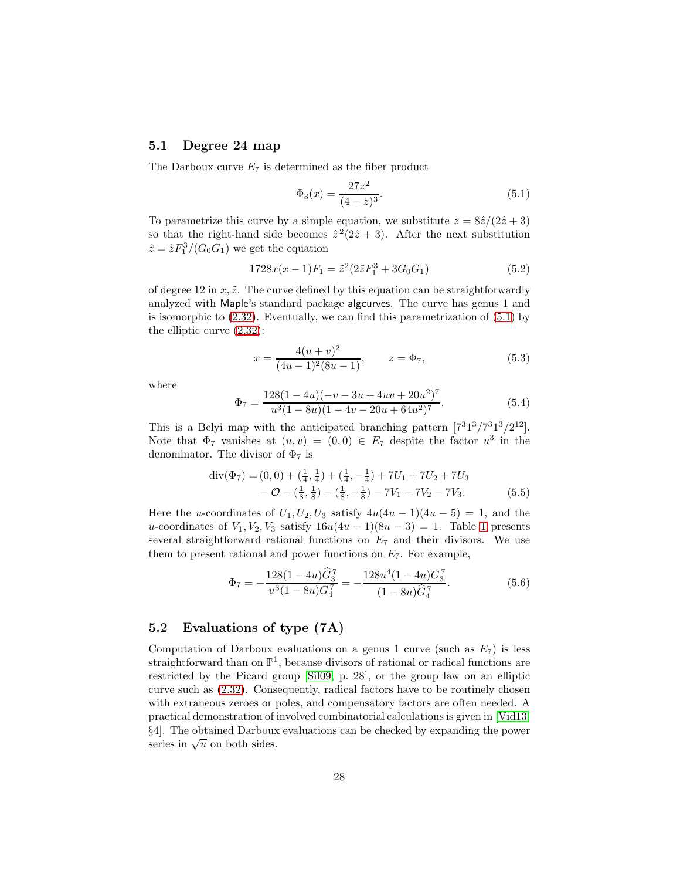### 5.1 Degree 24 map

The Darboux curve $E_7$ is determined as the fiber product

$$\Phi_3(x) = \frac{27z^2}{(4-z)^3}. \tag{5.1}$$

To parametrize this curve by a simple equation, we substitute $z = 8\hat{z}/(2\hat{z}+3)$ so that the right-hand side becomes $\hat{z}^2(2\hat{z}+3)$. After the next substitution $\hat{z} = \tilde{z}F_1^3/(G_0G_1)$ we get the equation

$$1728x(x-1)F_1 = \tilde{z}^2(2\tilde{z}F_1^3 + 3G_0G_1) \tag{5.2}$$

of degree 12 in $x, \tilde{z}$. The curve defined by this equation can be straightforwardly analyzed with Maple's standard package algcurves. The curve has genus 1 and is isomorphic to (2.32). Eventually, we can find this parametrization of (5.1) by the elliptic curve (2.32):

$$x = \frac{4(u+v)^2}{(4u-1)^2(8u-1)}, \qquad z = \Phi_7, \tag{5.3}$$

where

$$\Phi_7 = \frac{128(1-4u)(-v-3u+4uv+20u^2)^7}{u^3(1-8u)(1-4v-20u+64u^2)^7}. \tag{5.4}$$

This is a Belyi map with the anticipated branching pattern $[7^3 1^3/7^3 1^3/2^{12}]$. Note that $\Phi_7$ vanishes at $(u,v) = (0,0) \in E_7$ despite the factor $u^3$ in the denominator. The divisor of $\Phi_7$ is

$$\begin{aligned}\operatorname{div}(\Phi_7) = (0,0) + (\tfrac{1}{4}, \tfrac{1}{4}) + (\tfrac{1}{4}, -\tfrac{1}{4}) + 7U_1 + 7U_2 + 7U_3 \\ - \mathcal{O} - (\tfrac{1}{8}, \tfrac{1}{8}) - (\tfrac{1}{8}, -\tfrac{1}{8}) - 7V_1 - 7V_2 - 7V_3.\end{aligned} \tag{5.5}$$

Here the $u$-coordinates of $U_1, U_2, U_3$ satisfy $4u(4u-1)(4u-5) = 1$, and the $u$-coordinates of $V_1, V_2, V_3$ satisfy $16u(4u-1)(8u-3) = 1$. Table 1 presents several straightforward rational functions on $E_7$ and their divisors. We use them to present rational and power functions on $E_7$. For example,

$$\Phi_7 = -\frac{128(1-4u)\widehat{G}_3^7}{u^3(1-8u)G_4^7} = -\frac{128u^4(1-4u)G_3^7}{(1-8u)\widehat{G}_4^7}. \tag{5.6}$$

### 5.2 Evaluations of type (7A)

Computation of Darboux evaluations on a genus 1 curve (such as $E_7$) is less straightforward than on $\mathbb{P}^1$, because divisors of rational or radical functions are restricted by the Picard group [Sil09, p. 28], or the group law on an elliptic curve such as (2.32). Consequently, radical factors have to be routinely chosen with extraneous zeroes or poles, and compensatory factors are often needed. A practical demonstration of involved combinatorial calculations is given in [Vid13, §4]. The obtained Darboux evaluations can be checked by expanding the power series in $\sqrt{u}$ on both sides.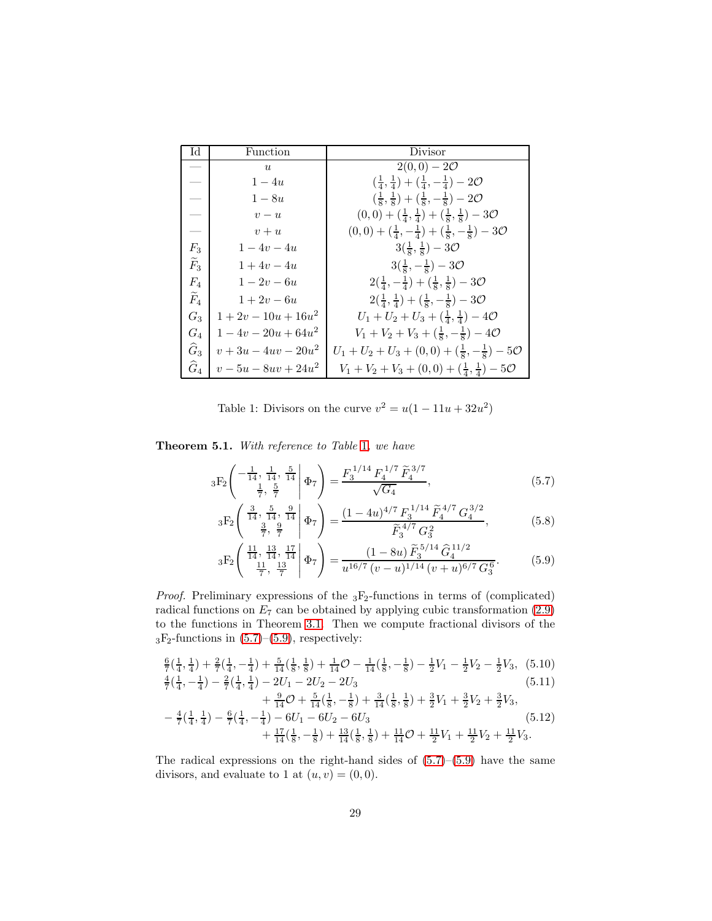| Id | Function | Divisor |
|---|---|---|
| — | $u$ | $2(0,0)-2\mathcal{O}$ |
| — | $1-4u$ | $(\frac{1}{4},\frac{1}{4})+(\frac{1}{4},-\frac{1}{4})-2\mathcal{O}$ |
| — | $1-8u$ | $(\frac{1}{8},\frac{1}{8})+(\frac{1}{8},-\frac{1}{8})-2\mathcal{O}$ |
| — | $v-u$ | $(0,0)+(\frac{1}{4},\frac{1}{4})+(\frac{1}{8},\frac{1}{8})-3\mathcal{O}$ |
| — | $v+u$ | $(0,0)+(\frac{1}{4},-\frac{1}{4})+(\frac{1}{8},-\frac{1}{8})-3\mathcal{O}$ |
| $F_3$ | $1-4v-4u$ | $3(\frac{1}{8},\frac{1}{8})-3\mathcal{O}$ |
| $\widetilde{F}_3$ | $1+4v-4u$ | $3(\frac{1}{8},-\frac{1}{8})-3\mathcal{O}$ |
| $F_4$ | $1-2v-6u$ | $2(\frac{1}{4},-\frac{1}{4})+(\frac{1}{8},\frac{1}{8})-3\mathcal{O}$ |
| $\widetilde{F}_4$ | $1+2v-6u$ | $2(\frac{1}{4},\frac{1}{4})+(\frac{1}{8},-\frac{1}{8})-3\mathcal{O}$ |
| $G_3$ | $1+2v-10u+16u^2$ | $U_1+U_2+U_3+(\frac{1}{4},\frac{1}{4})-4\mathcal{O}$ |
| $G_4$ | $1-4v-20u+64u^2$ | $V_1+V_2+V_3+(\frac{1}{8},-\frac{1}{8})-4\mathcal{O}$ |
| $\widehat{G}_3$ | $v+3u-4uv-20u^2$ | $U_1+U_2+U_3+(0,0)+(\frac{1}{8},-\frac{1}{8})-5\mathcal{O}$ |
| $\widehat{G}_4$ | $v-5u-8uv+24u^2$ | $V_1+V_2+V_3+(0,0)+(\frac{1}{4},\frac{1}{4})-5\mathcal{O}$ |

Table 1: Divisors on the curve $v^2=u(1-11u+32u^2)$

**Theorem 5.1.** *With reference to Table 1, we have*

$$
{}_3\mathrm{F}_2\left(\left.\begin{array}{c}-\frac{1}{14},\,\frac{1}{14},\,\frac{5}{14}\\ \frac{1}{7},\,\frac{5}{7}\end{array}\right|\Phi_7\right)=\frac{F_3^{\,1/14}\,F_4^{\,1/7}\,\widetilde{F}_4^{\,3/7}}{\sqrt{G_4}}, \tag{5.7}
$$

$$
{}_3\mathrm{F}_2\left(\left.\begin{array}{c}\frac{3}{14},\,\frac{5}{14},\,\frac{9}{14}\\ \frac{3}{7},\,\frac{9}{7}\end{array}\right|\Phi_7\right)=\frac{(1-4u)^{4/7}\,F_3^{\,1/14}\,\widetilde{F}_4^{\,4/7}\,G_4^{3/2}}{\widetilde{F}_3^{\,4/7}\,G_3^2}, \tag{5.8}
$$

$$
{}_3\mathrm{F}_2\left(\left.\begin{array}{c}\frac{11}{14},\,\frac{13}{14},\,\frac{17}{14}\\ \frac{11}{7},\,\frac{13}{7}\end{array}\right|\Phi_7\right)=\frac{(1-8u)\,\widetilde{F}_3^{\,5/14}\,\widehat{G}_4^{\,11/2}}{u^{16/7}\,(v-u)^{1/14}\,(v+u)^{6/7}\,G_3^6}. \tag{5.9}
$$

*Proof.* Preliminary expressions of the ${}_3\mathrm{F}_2$-functions in terms of (complicated) radical functions on $E_7$ can be obtained by applying cubic transformation (2.9) to the functions in Theorem 3.1. Then we compute fractional divisors of the ${}_3\mathrm{F}_2$-functions in (5.7)–(5.9), respectively:

$$
\tfrac{6}{7}(\tfrac{1}{4},\tfrac{1}{4})+\tfrac{2}{7}(\tfrac{1}{4},-\tfrac{1}{4})+\tfrac{5}{14}(\tfrac{1}{8},\tfrac{1}{8})+\tfrac{1}{14}\mathcal{O}-\tfrac{1}{14}(\tfrac{1}{8},-\tfrac{1}{8})-\tfrac{1}{2}V_1-\tfrac{1}{2}V_2-\tfrac{1}{2}V_3, \tag{5.10}
$$

$$
\begin{aligned}
&\tfrac{4}{7}(\tfrac{1}{4},-\tfrac{1}{4})-\tfrac{2}{7}(\tfrac{1}{4},\tfrac{1}{4})-2U_1-2U_2-2U_3\\
&\qquad+\tfrac{9}{14}\mathcal{O}+\tfrac{5}{14}(\tfrac{1}{8},-\tfrac{1}{8})+\tfrac{3}{14}(\tfrac{1}{8},\tfrac{1}{8})+\tfrac{3}{2}V_1+\tfrac{3}{2}V_2+\tfrac{3}{2}V_3,
\end{aligned} \tag{5.11}
$$

$$
\begin{aligned}
&-\tfrac{4}{7}(\tfrac{1}{4},\tfrac{1}{4})-\tfrac{6}{7}(\tfrac{1}{4},-\tfrac{1}{4})-6U_1-6U_2-6U_3\\
&\qquad+\tfrac{17}{14}(\tfrac{1}{8},-\tfrac{1}{8})+\tfrac{13}{14}(\tfrac{1}{8},\tfrac{1}{8})+\tfrac{11}{14}\mathcal{O}+\tfrac{11}{2}V_1+\tfrac{11}{2}V_2+\tfrac{11}{2}V_3.
\end{aligned} \tag{5.12}
$$

The radical expressions on the right-hand sides of (5.7)–(5.9) have the same divisors, and evaluate to 1 at $(u,v)=(0,0)$.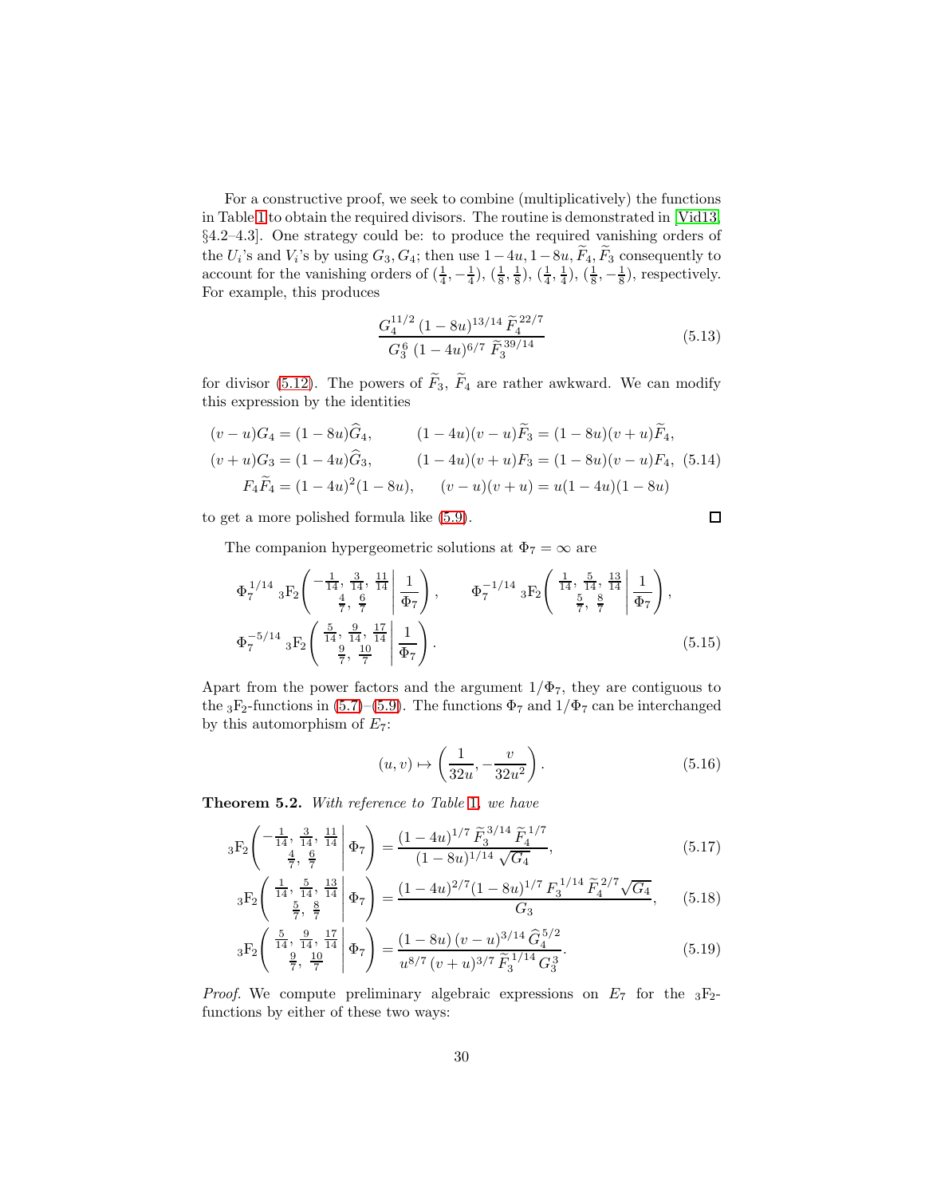For a constructive proof, we seek to combine (multiplicatively) the functions in Table 1 to obtain the required divisors. The routine is demonstrated in [Vid13, §4.2–4.3]. One strategy could be: to produce the required vanishing orders of the $U_i$'s and $V_i$'s by using $G_3, G_4$; then use $1-4u, 1-8u, \widetilde{F}_4, \widetilde{F}_3$ consequently to account for the vanishing orders of $(\frac14,-\frac14)$, $(\frac18,\frac18)$, $(\frac14,\frac14)$, $(\frac18,-\frac18)$, respectively. For example, this produces

$$\frac{G_4^{11/2}\,(1-8u)^{13/14}\,\widetilde{F}_4^{22/7}}{G_3^{6}\,(1-4u)^{6/7}\,\widetilde{F}_3^{39/14}} \tag{5.13}$$

for divisor (5.12). The powers of $\widetilde{F}_3$, $\widetilde{F}_4$ are rather awkward. We can modify this expression by the identities

$$\begin{aligned}
(v-u)G_4 &= (1-8u)\widehat{G}_4, &\qquad (1-4u)(v-u)\widetilde{F}_3 &= (1-8u)(v+u)\widetilde{F}_4,\\
(v+u)G_3 &= (1-4u)\widehat{G}_3, &\qquad (1-4u)(v+u)F_3 &= (1-8u)(v-u)F_4,\\
F_4\widetilde{F}_4 &= (1-4u)^2(1-8u), &\qquad (v-u)(v+u) &= u(1-4u)(1-8u)
\end{aligned} \tag{5.14}$$

to get a more polished formula like (5.9). □

The companion hypergeometric solutions at $\Phi_7=\infty$ are

$$\Phi_7^{1/14}\;{}_3\mathrm{F}_2\!\left(\left.\begin{matrix}-\frac{1}{14},\ \frac{3}{14},\ \frac{11}{14}\\ \frac47,\ \frac67\end{matrix}\right|\frac{1}{\Phi_7}\right),\qquad \Phi_7^{-1/14}\;{}_3\mathrm{F}_2\!\left(\left.\begin{matrix}\frac{1}{14},\ \frac{5}{14},\ \frac{13}{14}\\ \frac57,\ \frac87\end{matrix}\right|\frac{1}{\Phi_7}\right),$$
$$\Phi_7^{-5/14}\;{}_3\mathrm{F}_2\!\left(\left.\begin{matrix}\frac{5}{14},\ \frac{9}{14},\ \frac{17}{14}\\ \frac97,\ \frac{10}{7}\end{matrix}\right|\frac{1}{\Phi_7}\right). \tag{5.15}$$

Apart from the power factors and the argument $1/\Phi_7$, they are contiguous to the ${}_3\mathrm{F}_2$-functions in (5.7)–(5.9). The functions $\Phi_7$ and $1/\Phi_7$ can be interchanged by this automorphism of $E_7$:

$$(u,v)\mapsto\left(\frac{1}{32u},-\frac{v}{32u^2}\right). \tag{5.16}$$

**Theorem 5.2.** *With reference to Table 1, we have*

$${}_3\mathrm{F}_2\!\left(\left.\begin{matrix}-\frac{1}{14},\ \frac{3}{14},\ \frac{11}{14}\\ \frac47,\ \frac67\end{matrix}\right|\Phi_7\right)=\frac{(1-4u)^{1/7}\,\widetilde{F}_3^{3/14}\,\widetilde{F}_4^{1/7}}{(1-8u)^{1/14}\sqrt{G_4}}, \tag{5.17}$$

$${}_3\mathrm{F}_2\!\left(\left.\begin{matrix}\frac{1}{14},\ \frac{5}{14},\ \frac{13}{14}\\ \frac57,\ \frac87\end{matrix}\right|\Phi_7\right)=\frac{(1-4u)^{2/7}(1-8u)^{1/7}\,F_3^{1/14}\,\widetilde{F}_4^{2/7}\sqrt{G_4}}{G_3}, \tag{5.18}$$

$${}_3\mathrm{F}_2\!\left(\left.\begin{matrix}\frac{5}{14},\ \frac{9}{14},\ \frac{17}{14}\\ \frac97,\ \frac{10}{7}\end{matrix}\right|\Phi_7\right)=\frac{(1-8u)\,(v-u)^{3/14}\,\widehat{G}_4^{5/2}}{u^{8/7}\,(v+u)^{3/7}\,\widetilde{F}_3^{1/14}\,G_3^{3}}. \tag{5.19}$$

*Proof.* We compute preliminary algebraic expressions on $E_7$ for the ${}_3\mathrm{F}_2$-functions by either of these two ways: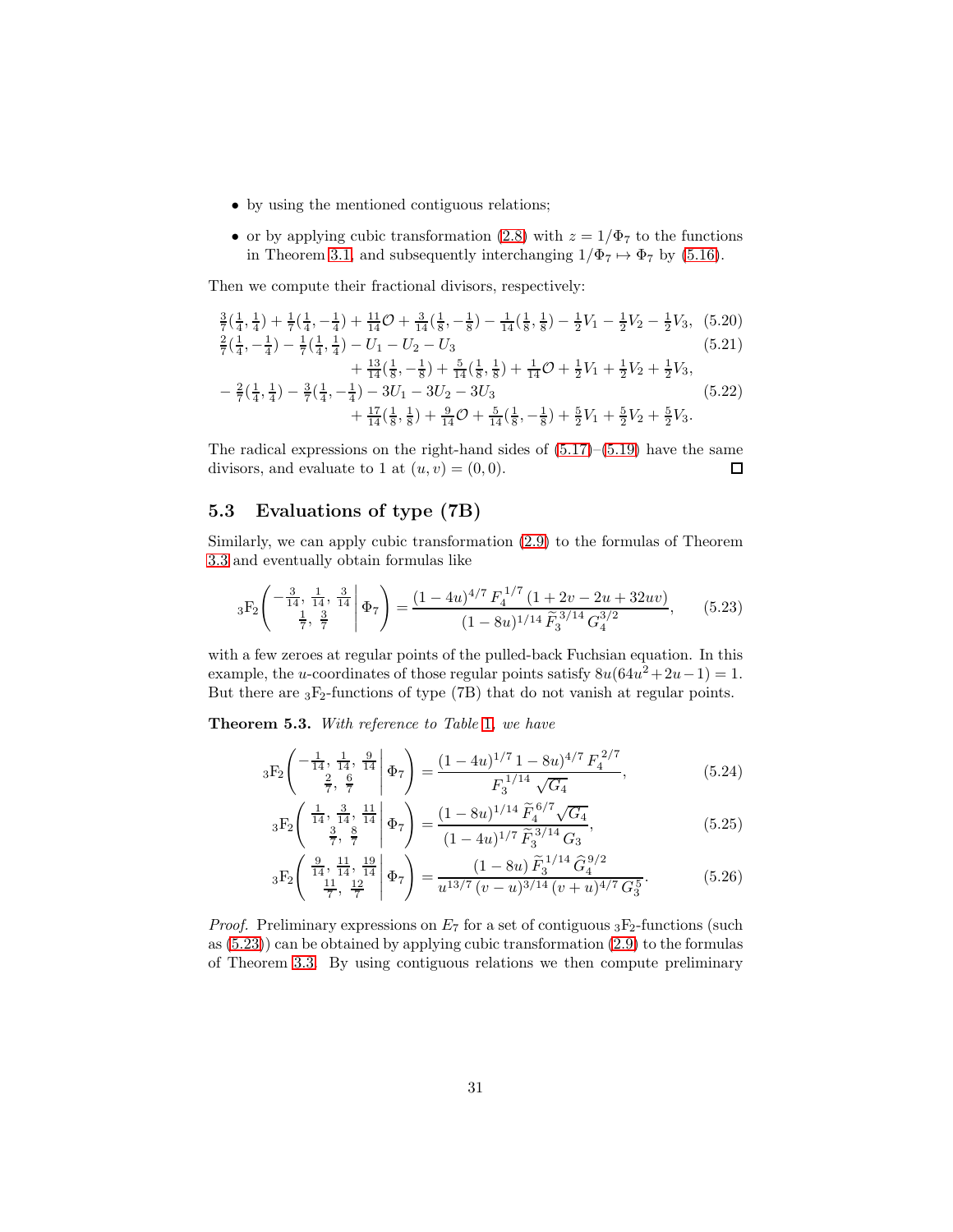- by using the mentioned contiguous relations;
- or by applying cubic transformation (2.8) with $z = 1/\Phi_7$ to the functions in Theorem 3.1, and subsequently interchanging $1/\Phi_7 \mapsto \Phi_7$ by (5.16).

Then we compute their fractional divisors, respectively:

$$\tfrac{3}{7}(\tfrac14,\tfrac14) + \tfrac17(\tfrac14,-\tfrac14) + \tfrac{11}{14}\mathcal{O} + \tfrac{3}{14}(\tfrac18,-\tfrac18) - \tfrac{1}{14}(\tfrac18,\tfrac18) - \tfrac12 V_1 - \tfrac12 V_2 - \tfrac12 V_3, \tag{5.20}$$

$$\tfrac27(\tfrac14,-\tfrac14) - \tfrac17(\tfrac14,\tfrac14) - U_1 - U_2 - U_3 + \tfrac{13}{14}(\tfrac18,-\tfrac18) + \tfrac{5}{14}(\tfrac18,\tfrac18) + \tfrac{1}{14}\mathcal{O} + \tfrac12 V_1 + \tfrac12 V_2 + \tfrac12 V_3, \tag{5.21}$$

$$-\tfrac27(\tfrac14,\tfrac14) - \tfrac37(\tfrac14,-\tfrac14) - 3U_1 - 3U_2 - 3U_3 + \tfrac{17}{14}(\tfrac18,\tfrac18) + \tfrac{9}{14}\mathcal{O} + \tfrac{5}{14}(\tfrac18,-\tfrac18) + \tfrac52 V_1 + \tfrac52 V_2 + \tfrac52 V_3. \tag{5.22}$$

The radical expressions on the right-hand sides of (5.17)–(5.19) have the same divisors, and evaluate to 1 at $(u,v)=(0,0)$. ◻

## 5.3 Evaluations of type (7B)

Similarly, we can apply cubic transformation (2.9) to the formulas of Theorem 3.3 and eventually obtain formulas like

$${}_3\mathrm{F}_2\left( \left. \begin{matrix} -\frac{3}{14},\ \frac{1}{14},\ \frac{3}{14} \\ \frac17,\ \frac37 \end{matrix} \right| \Phi_7 \right) = \frac{(1-4u)^{4/7}\, F_4^{\,1/7}\,(1+2v-2u+32uv)}{(1-8u)^{1/14}\, \widetilde{F}_3^{\,3/14}\, G_4^{\,3/2}}, \tag{5.23}$$

with a few zeroes at regular points of the pulled-back Fuchsian equation. In this example, the $u$-coordinates of those regular points satisfy $8u(64u^2+2u-1)=1$. But there are ${}_3\mathrm{F}_2$-functions of type (7B) that do not vanish at regular points.

**Theorem 5.3.** *With reference to Table 1, we have*

$${}_3\mathrm{F}_2\left( \left. \begin{matrix} -\frac{1}{14},\ \frac{1}{14},\ \frac{9}{14} \\ \frac27,\ \frac67 \end{matrix} \right| \Phi_7 \right) = \frac{(1-4u)^{1/7}\, 1-8u)^{4/7}\, F_4^{\,2/7}}{F_3^{\,1/14}\sqrt{G_4}}, \tag{5.24}$$

$${}_3\mathrm{F}_2\left( \left. \begin{matrix} \frac{1}{14},\ \frac{3}{14},\ \frac{11}{14} \\ \frac37,\ \frac87 \end{matrix} \right| \Phi_7 \right) = \frac{(1-8u)^{1/14}\, \widetilde{F}_4^{\,6/7}\sqrt{G_4}}{(1-4u)^{1/7}\, \widetilde{F}_3^{\,3/14}\, G_3}, \tag{5.25}$$

$${}_3\mathrm{F}_2\left( \left. \begin{matrix} \frac{9}{14},\ \frac{11}{14},\ \frac{19}{14} \\ \frac{11}{7},\ \frac{12}{7} \end{matrix} \right| \Phi_7 \right) = \frac{(1-8u)\, \widetilde{F}_3^{\,1/14}\, \widehat{G}_4^{\,9/2}}{u^{13/7}\,(v-u)^{3/14}\,(v+u)^{4/7}\, G_3^5}. \tag{5.26}$$

*Proof.* Preliminary expressions on $E_7$ for a set of contiguous ${}_3\mathrm{F}_2$-functions (such as (5.23)) can be obtained by applying cubic transformation (2.9) to the formulas of Theorem 3.3. By using contiguous relations we then compute preliminary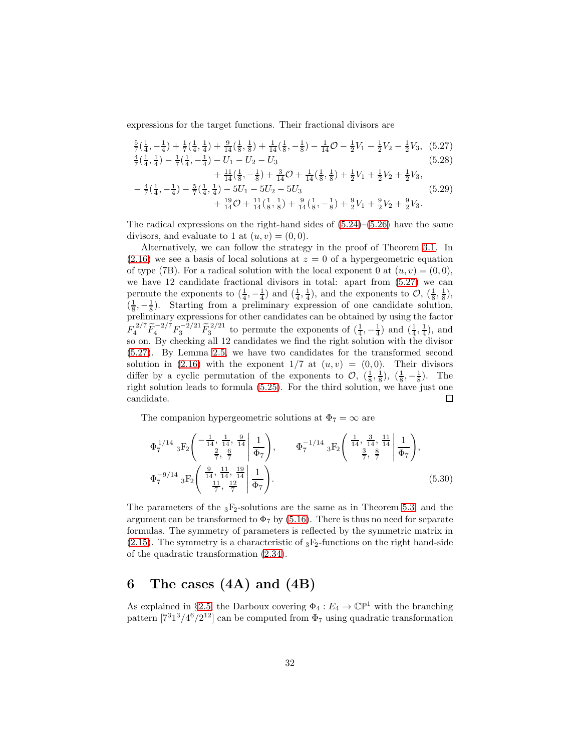expressions for the target functions. Their fractional divisors are

$$\tfrac{5}{7}(\tfrac14,-\tfrac14)+\tfrac17(\tfrac14,\tfrac14)+\tfrac{9}{14}(\tfrac18,\tfrac18)+\tfrac{1}{14}(\tfrac18,-\tfrac18)-\tfrac{1}{14}\mathcal{O}-\tfrac12V_1-\tfrac12V_2-\tfrac12V_3, \tag{5.27}$$

$$\tfrac47(\tfrac14,\tfrac14)-\tfrac17(\tfrac14,-\tfrac14)-U_1-U_2-U_3 \tag{5.28}$$
$$\qquad+\tfrac{11}{14}(\tfrac18,-\tfrac18)+\tfrac{3}{14}\mathcal{O}+\tfrac{1}{14}(\tfrac18,\tfrac18)+\tfrac12V_1+\tfrac12V_2+\tfrac12V_3,$$

$$-\tfrac47(\tfrac14,-\tfrac14)-\tfrac57(\tfrac14,\tfrac14)-5U_1-5U_2-5U_3 \tag{5.29}$$
$$\qquad+\tfrac{19}{14}\mathcal{O}+\tfrac{11}{14}(\tfrac18,\tfrac18)+\tfrac{9}{14}(\tfrac18,-\tfrac18)+\tfrac92V_1+\tfrac92V_2+\tfrac92V_3.$$

The radical expressions on the right-hand sides of (5.24)–(5.26) have the same divisors, and evaluate to 1 at $(u,v)=(0,0)$.

Alternatively, we can follow the strategy in the proof of Theorem 3.1. In (2.16) we see a basis of local solutions at $z=0$ of a hypergeometric equation of type (7B). For a radical solution with the local exponent 0 at $(u,v)=(0,0)$, we have 12 candidate fractional divisors in total: apart from (5.27) we can permute the exponents to $(\frac14,-\frac14)$ and $(\frac14,\frac14)$, and the exponents to $\mathcal{O}$, $(\frac18,\frac18)$, $(\frac18,-\frac18)$. Starting from a preliminary expression of one candidate solution, preliminary expressions for other candidates can be obtained by using the factor $F_4^{2/7}\widetilde{F}_4^{-2/7}F_3^{-2/21}\widetilde{F}_3^{2/21}$ to permute the exponents of $(\frac14,-\frac14)$ and $(\frac14,\frac14)$, and so on. By checking all 12 candidates we find the right solution with the divisor (5.27). By Lemma 2.5, we have two candidates for the transformed second solution in (2.16) with the exponent $1/7$ at $(u,v)=(0,0)$. Their divisors differ by a cyclic permutation of the exponents to $\mathcal{O}$, $(\frac18,\frac18)$, $(\frac18,-\frac18)$. The right solution leads to formula (5.25). For the third solution, we have just one candidate. $\square$

The companion hypergeometric solutions at $\Phi_7=\infty$ are

$$\Phi_7^{1/14}\;{}_3\mathrm{F}_2\!\left(\left.\begin{matrix}-\frac{1}{14},\,\frac{1}{14},\,\frac{9}{14}\\ \frac27,\,\frac67\end{matrix}\,\right|\,\frac{1}{\Phi_7}\right),\qquad \Phi_7^{-1/14}\;{}_3\mathrm{F}_2\!\left(\left.\begin{matrix}\frac{1}{14},\,\frac{3}{14},\,\frac{11}{14}\\ \frac37,\,\frac87\end{matrix}\,\right|\,\frac{1}{\Phi_7}\right),$$
$$\Phi_7^{-9/14}\;{}_3\mathrm{F}_2\!\left(\left.\begin{matrix}\frac{9}{14},\,\frac{11}{14},\,\frac{19}{14}\\ \frac{11}{7},\,\frac{12}{7}\end{matrix}\,\right|\,\frac{1}{\Phi_7}\right). \tag{5.30}$$

The parameters of the ${}_3\mathrm{F}_2$-solutions are the same as in Theorem 5.3, and the argument can be transformed to $\Phi_7$ by (5.16). There is thus no need for separate formulas. The symmetry of parameters is reflected by the symmetric matrix in (2.15). The symmetry is a characteristic of ${}_3\mathrm{F}_2$-functions on the right hand-side of the quadratic transformation (2.34).

# 6 The cases (4A) and (4B)

As explained in §2.5, the Darboux covering $\Phi_4: E_4\to\mathbb{CP}^1$ with the branching pattern $[7^31^3/4^6/2^{12}]$ can be computed from $\Phi_7$ using quadratic transformation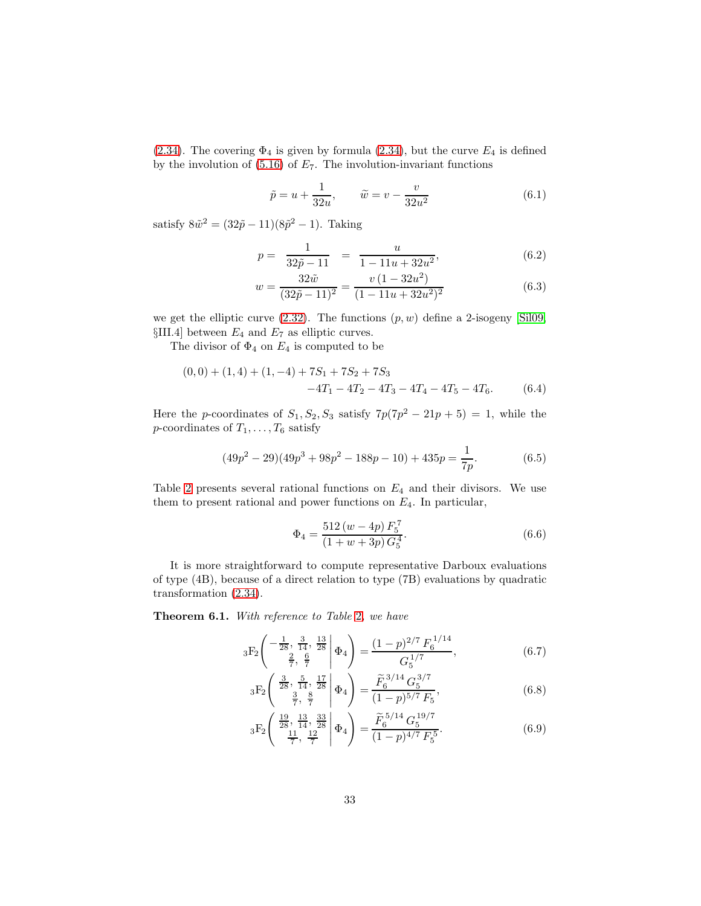(2.34). The covering $\Phi_4$ is given by formula (2.34), but the curve $E_4$ is defined by the involution of (5.16) of $E_7$. The involution-invariant functions

$$\tilde{p} = u + \frac{1}{32u}, \qquad \widetilde{w} = v - \frac{v}{32u^2} \tag{6.1}$$

satisfy $8\tilde{w}^2 = (32\tilde{p} - 11)(8\tilde{p}^2 - 1)$. Taking

$$p = \frac{1}{32\tilde{p} - 11} = \frac{u}{1 - 11u + 32u^2}, \tag{6.2}$$

$$w = \frac{32\tilde{w}}{(32\tilde{p} - 11)^2} = \frac{v\,(1 - 32u^2)}{(1 - 11u + 32u^2)^2} \tag{6.3}$$

we get the elliptic curve (2.32). The functions $(p, w)$ define a 2-isogeny [Sil09, §III.4] between $E_4$ and $E_7$ as elliptic curves.

The divisor of $\Phi_4$ on $E_4$ is computed to be

$$\begin{aligned}(0,0) + (1,4) + (1,-4) + 7S_1 + 7S_2 + 7S_3& \\ -4T_1 - 4T_2 - 4T_3 - 4T_4 - 4T_5 - 4T_6.& \end{aligned} \tag{6.4}$$

Here the $p$-coordinates of $S_1, S_2, S_3$ satisfy $7p(7p^2 - 21p + 5) = 1$, while the $p$-coordinates of $T_1, \ldots, T_6$ satisfy

$$(49p^2 - 29)(49p^3 + 98p^2 - 188p - 10) + 435p = \frac{1}{7p}. \tag{6.5}$$

Table 2 presents several rational functions on $E_4$ and their divisors. We use them to present rational and power functions on $E_4$. In particular,

$$\Phi_4 = \frac{512\,(w - 4p)\,F_5^7}{(1 + w + 3p)\,G_5^4}. \tag{6.6}$$

It is more straightforward to compute representative Darboux evaluations of type (4B), because of a direct relation to type (7B) evaluations by quadratic transformation (2.34).

**Theorem 6.1.** *With reference to Table 2, we have*

$${}_3\mathrm{F}_2\left( \left. \begin{matrix} -\frac{1}{28},\ \frac{3}{14},\ \frac{13}{28} \\ \frac{2}{7},\ \frac{6}{7} \end{matrix} \right| \Phi_4 \right) = \frac{(1-p)^{2/7}\,F_6^{1/14}}{G_5^{1/7}}, \tag{6.7}$$

$${}_3\mathrm{F}_2\left( \left. \begin{matrix} \frac{3}{28},\ \frac{5}{14},\ \frac{17}{28} \\ \frac{3}{7},\ \frac{8}{7} \end{matrix} \right| \Phi_4 \right) = \frac{\widetilde{F}_6^{\,3/14}\,G_5^{3/7}}{(1-p)^{5/7}\,F_5}, \tag{6.8}$$

$${}_3\mathrm{F}_2\left( \left. \begin{matrix} \frac{19}{28},\ \frac{13}{14},\ \frac{33}{28} \\ \frac{11}{7},\ \frac{12}{7} \end{matrix} \right| \Phi_4 \right) = \frac{\widetilde{F}_6^{\,5/14}\,G_5^{19/7}}{(1-p)^{4/7}\,F_5^5}. \tag{6.9}$$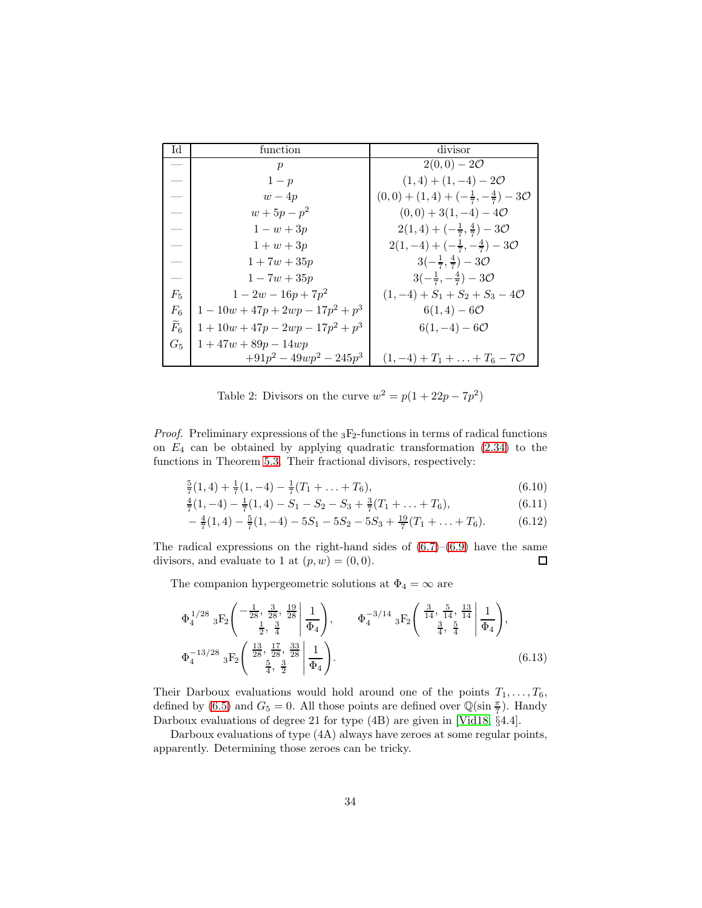| Id | function | divisor |
|---|---|---|
| — | $p$ | $2(0,0) - 2\mathcal{O}$ |
| — | $1-p$ | $(1,4) + (1,-4) - 2\mathcal{O}$ |
| — | $w - 4p$ | $(0,0) + (1,4) + (-\frac{1}{7}, -\frac{4}{7}) - 3\mathcal{O}$ |
| — | $w + 5p - p^2$ | $(0,0) + 3(1,-4) - 4\mathcal{O}$ |
| — | $1 - w + 3p$ | $2(1,4) + (-\frac{1}{7}, \frac{4}{7}) - 3\mathcal{O}$ |
| — | $1 + w + 3p$ | $2(1,-4) + (-\frac{1}{7}, -\frac{4}{7}) - 3\mathcal{O}$ |
| — | $1 + 7w + 35p$ | $3(-\frac{1}{7}, \frac{4}{7}) - 3\mathcal{O}$ |
| — | $1 - 7w + 35p$ | $3(-\frac{1}{7}, -\frac{4}{7}) - 3\mathcal{O}$ |
| $F_5$ | $1 - 2w - 16p + 7p^2$ | $(1,-4) + S_1 + S_2 + S_3 - 4\mathcal{O}$ |
| $F_6$ | $1 - 10w + 47p + 2wp - 17p^2 + p^3$ | $6(1,4) - 6\mathcal{O}$ |
| $\widetilde{F}_6$ | $1 + 10w + 47p - 2wp - 17p^2 + p^3$ | $6(1,-4) - 6\mathcal{O}$ |
| $G_5$ | $1 + 47w + 89p - 14wp$ $+91p^2 - 49wp^2 - 245p^3$ | $(1,-4) + T_1 + \ldots + T_6 - 7\mathcal{O}$ |

Table 2: Divisors on the curve $w^2 = p(1 + 22p - 7p^2)$

*Proof.* Preliminary expressions of the ${}_3\mathrm{F}_2$-functions in terms of radical functions on $E_4$ can be obtained by applying quadratic transformation (2.34) to the functions in Theorem 5.3. Their fractional divisors, respectively:

$$\tfrac{5}{7}(1,4) + \tfrac{1}{7}(1,-4) - \tfrac{1}{7}(T_1 + \ldots + T_6), \tag{6.10}$$

$$\tfrac{4}{7}(1,-4) - \tfrac{1}{7}(1,4) - S_1 - S_2 - S_3 + \tfrac{3}{7}(T_1 + \ldots + T_6), \tag{6.11}$$

$$-\tfrac{4}{7}(1,4) - \tfrac{5}{7}(1,-4) - 5S_1 - 5S_2 - 5S_3 + \tfrac{19}{7}(T_1 + \ldots + T_6). \tag{6.12}$$

The radical expressions on the right-hand sides of (6.7)–(6.9) have the same divisors, and evaluate to 1 at $(p,w) = (0,0)$. $\square$

The companion hypergeometric solutions at $\Phi_4 = \infty$ are

$$\Phi_4^{1/28}\; {}_3\mathrm{F}_2\left( \left. \begin{matrix} -\frac{1}{28},\, \frac{3}{28},\, \frac{19}{28} \\ \frac{1}{2},\, \frac{3}{4} \end{matrix} \right| \frac{1}{\Phi_4} \right), \qquad \Phi_4^{-3/14}\; {}_3\mathrm{F}_2\left( \left. \begin{matrix} \frac{3}{14},\, \frac{5}{14},\, \frac{13}{14} \\ \frac{3}{4},\, \frac{5}{4} \end{matrix} \right| \frac{1}{\Phi_4} \right),$$
$$\Phi_4^{-13/28}\; {}_3\mathrm{F}_2\left( \left. \begin{matrix} \frac{13}{28},\, \frac{17}{28},\, \frac{33}{28} \\ \frac{5}{4},\, \frac{3}{2} \end{matrix} \right| \frac{1}{\Phi_4} \right). \tag{6.13}$$

Their Darboux evaluations would hold around one of the points $T_1, \ldots, T_6$, defined by (6.5) and $G_5 = 0$. All those points are defined over $\mathbb{Q}(\sin \frac{\pi}{7})$. Handy Darboux evaluations of degree 21 for type (4B) are given in [Vid18, §4.4].

Darboux evaluations of type (4A) always have zeroes at some regular points, apparently. Determining those zeroes can be tricky.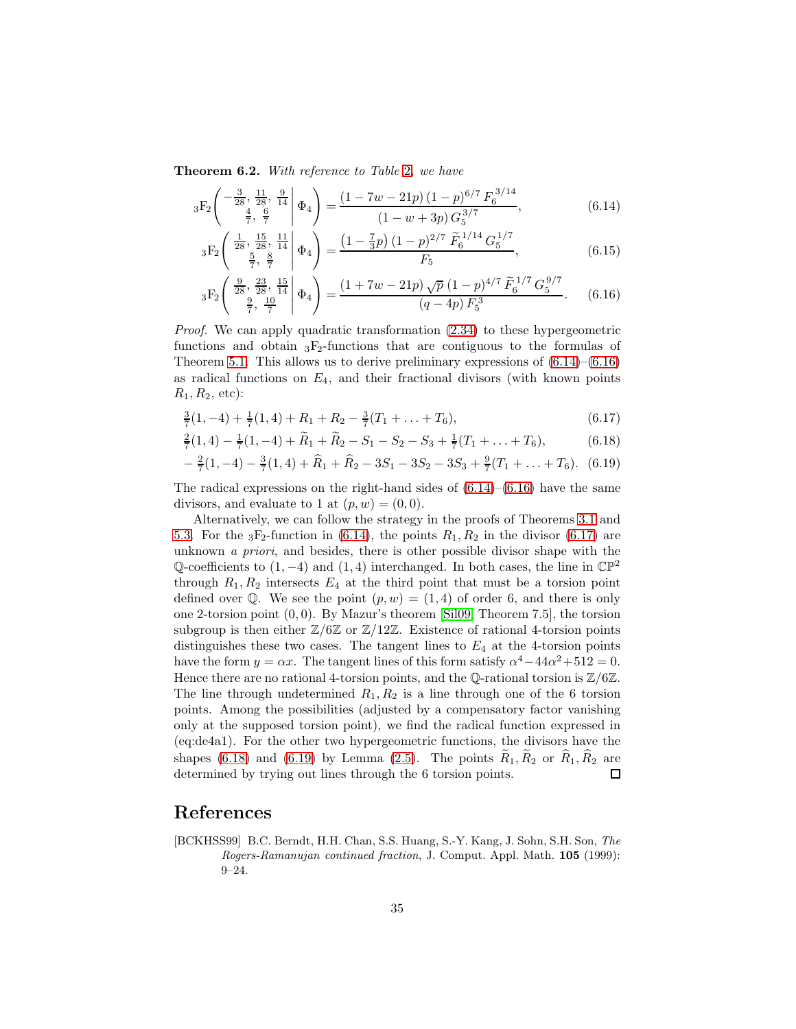**Theorem 6.2.** *With reference to Table 2, we have*

$$
{}_3\mathrm{F}_2\left(\left.\begin{matrix} -\frac{3}{28},\ \frac{11}{28},\ \frac{9}{14} \\ \frac{4}{7},\ \frac{6}{7} \end{matrix}\right|\, \Phi_4\right) = \frac{(1-7w-21p)\,(1-p)^{6/7}\,F_6^{3/14}}{(1-w+3p)\,G_5^{3/7}}, \tag{6.14}
$$

$$
{}_3\mathrm{F}_2\left(\left.\begin{matrix} \frac{1}{28},\ \frac{15}{28},\ \frac{11}{14} \\ \frac{5}{7},\ \frac{8}{7} \end{matrix}\right|\, \Phi_4\right) = \frac{\left(1-\frac{7}{3}p\right)(1-p)^{2/7}\,\widetilde{F}_6^{1/14}\,G_5^{1/7}}{F_5}, \tag{6.15}
$$

$$
{}_3\mathrm{F}_2\left(\left.\begin{matrix} \frac{9}{28},\ \frac{23}{28},\ \frac{15}{14} \\ \frac{9}{7},\ \frac{10}{7} \end{matrix}\right|\, \Phi_4\right) = \frac{(1+7w-21p)\,\sqrt{p}\,(1-p)^{4/7}\,\widetilde{F}_6^{1/7}\,G_5^{9/7}}{(q-4p)\,F_5^3}. \tag{6.16}
$$

*Proof.* We can apply quadratic transformation (2.34) to these hypergeometric functions and obtain ${}_3\mathrm{F}_2$-functions that are contiguous to the formulas of Theorem 5.1. This allows us to derive preliminary expressions of (6.14)–(6.16) as radical functions on $E_4$, and their fractional divisors (with known points $R_1, R_2$, etc):

$$
\tfrac{3}{7}(1,-4) + \tfrac{1}{7}(1,4) + R_1 + R_2 - \tfrac{3}{7}(T_1 + \ldots + T_6), \tag{6.17}
$$

$$
\tfrac{2}{7}(1,4) - \tfrac{1}{7}(1,-4) + \widetilde{R}_1 + \widetilde{R}_2 - S_1 - S_2 - S_3 + \tfrac{1}{7}(T_1 + \ldots + T_6), \tag{6.18}
$$

$$
-\tfrac{2}{7}(1,-4) - \tfrac{3}{7}(1,4) + \widehat{R}_1 + \widehat{R}_2 - 3S_1 - 3S_2 - 3S_3 + \tfrac{9}{7}(T_1 + \ldots + T_6). \tag{6.19}
$$

The radical expressions on the right-hand sides of (6.14)–(6.16) have the same divisors, and evaluate to 1 at $(p,w) = (0,0)$.

Alternatively, we can follow the strategy in the proofs of Theorems 3.1 and 5.3. For the ${}_3\mathrm{F}_2$-function in (6.14), the points $R_1, R_2$ in the divisor (6.17) are unknown *a priori*, and besides, there is other possible divisor shape with the $\mathbb{Q}$-coefficients to $(1,-4)$ and $(1,4)$ interchanged. In both cases, the line in $\mathbb{CP}^2$ through $R_1, R_2$ intersects $E_4$ at the third point that must be a torsion point defined over $\mathbb{Q}$. We see the point $(p,w) = (1,4)$ of order 6, and there is only one 2-torsion point $(0,0)$. By Mazur's theorem [Sil09, Theorem 7.5], the torsion subgroup is then either $\mathbb{Z}/6\mathbb{Z}$ or $\mathbb{Z}/12\mathbb{Z}$. Existence of rational 4-torsion points distinguishes these two cases. The tangent lines to $E_4$ at the 4-torsion points have the form $y = \alpha x$. The tangent lines of this form satisfy $\alpha^4 - 44\alpha^2 + 512 = 0$. Hence there are no rational 4-torsion points, and the $\mathbb{Q}$-rational torsion is $\mathbb{Z}/6\mathbb{Z}$. The line through undetermined $R_1, R_2$ is a line through one of the 6 torsion points. Among the possibilities (adjusted by a compensatory factor vanishing only at the supposed torsion point), we find the radical function expressed in (eq:de4a1). For the other two hypergeometric functions, the divisors have the shapes (6.18) and (6.19) by Lemma (2.5). The points $\widetilde{R}_1, \widetilde{R}_2$ or $\widehat{R}_1, \widehat{R}_2$ are determined by trying out lines through the 6 torsion points. □

# References

[BCKHSS99] B.C. Berndt, H.H. Chan, S.S. Huang, S.-Y. Kang, J. Sohn, S.H. Son, *The Rogers-Ramanujan continued fraction*, J. Comput. Appl. Math. **105** (1999): 9–24.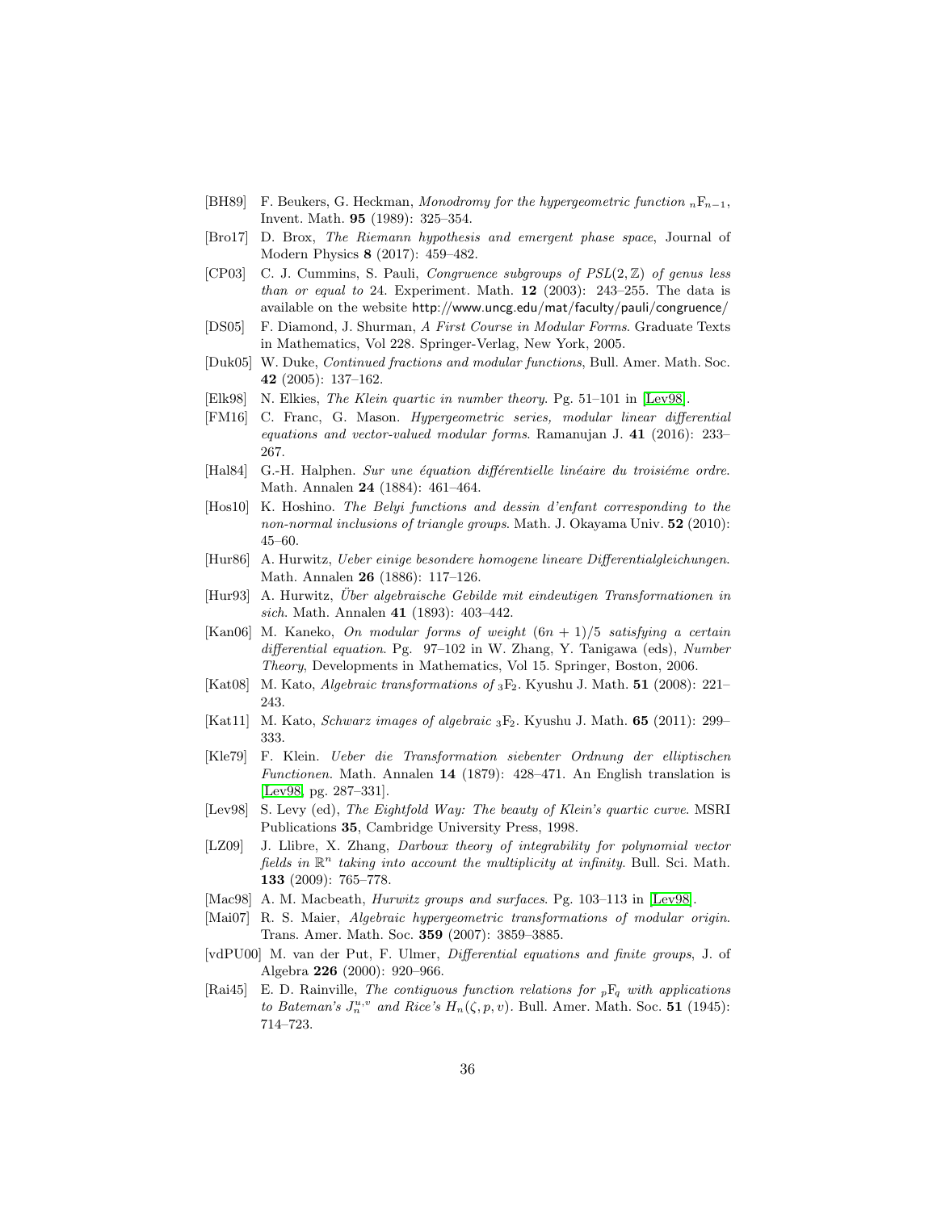[BH89] F. Beukers, G. Heckman, *Monodromy for the hypergeometric function* ${}_n\mathrm{F}_{n-1}$, Invent. Math. **95** (1989): 325–354.

[Bro17] D. Brox, *The Riemann hypothesis and emergent phase space*, Journal of Modern Physics **8** (2017): 459–482.

[CP03] C. J. Cummins, S. Pauli, *Congruence subgroups of* $PSL(2,\mathbb{Z})$ *of genus less than or equal to* 24. Experiment. Math. **12** (2003): 243–255. The data is available on the website http://www.uncg.edu/mat/faculty/pauli/congruence/

[DS05] F. Diamond, J. Shurman, *A First Course in Modular Forms*. Graduate Texts in Mathematics, Vol 228. Springer-Verlag, New York, 2005.

[Duk05] W. Duke, *Continued fractions and modular functions*, Bull. Amer. Math. Soc. **42** (2005): 137–162.

[Elk98] N. Elkies, *The Klein quartic in number theory*. Pg. 51–101 in [Lev98].

[FM16] C. Franc, G. Mason. *Hypergeometric series, modular linear differential equations and vector-valued modular forms*. Ramanujan J. **41** (2016): 233–267.

[Hal84] G.-H. Halphen. *Sur une équation différentielle linéaire du troisiéme ordre*. Math. Annalen **24** (1884): 461–464.

[Hos10] K. Hoshino. *The Belyi functions and dessin d'enfant corresponding to the non-normal inclusions of triangle groups*. Math. J. Okayama Univ. **52** (2010): 45–60.

[Hur86] A. Hurwitz, *Ueber einige besondere homogene lineare Differentialgleichungen*. Math. Annalen **26** (1886): 117–126.

[Hur93] A. Hurwitz, *Über algebraische Gebilde mit eindeutigen Transformationen in sich*. Math. Annalen **41** (1893): 403–442.

[Kan06] M. Kaneko, *On modular forms of weight* $(6n+1)/5$ *satisfying a certain differential equation*. Pg. 97–102 in W. Zhang, Y. Tanigawa (eds), *Number Theory*, Developments in Mathematics, Vol 15. Springer, Boston, 2006.

[Kat08] M. Kato, *Algebraic transformations of* ${}_3\mathrm{F}_2$. Kyushu J. Math. **51** (2008): 221–243.

[Kat11] M. Kato, *Schwarz images of algebraic* ${}_3\mathrm{F}_2$. Kyushu J. Math. **65** (2011): 299–333.

[Kle79] F. Klein. *Ueber die Transformation siebenter Ordnung der elliptischen Functionen*. Math. Annalen **14** (1879): 428–471. An English translation is [Lev98, pg. 287–331].

[Lev98] S. Levy (ed), *The Eightfold Way: The beauty of Klein's quartic curve*. MSRI Publications **35**, Cambridge University Press, 1998.

[LZ09] J. Llibre, X. Zhang, *Darboux theory of integrability for polynomial vector fields in* $\mathbb{R}^n$ *taking into account the multiplicity at infinity*. Bull. Sci. Math. **133** (2009): 765–778.

[Mac98] A. M. Macbeath, *Hurwitz groups and surfaces*. Pg. 103–113 in [Lev98].

[Mai07] R. S. Maier, *Algebraic hypergeometric transformations of modular origin*. Trans. Amer. Math. Soc. **359** (2007): 3859–3885.

[vdPU00] M. van der Put, F. Ulmer, *Differential equations and finite groups*, J. of Algebra **226** (2000): 920–966.

[Rai45] E. D. Rainville, *The contiguous function relations for* ${}_p\mathrm{F}_q$ *with applications to Bateman's* $J_n^{u,v}$ *and Rice's* $H_n(\zeta,p,v)$. Bull. Amer. Math. Soc. **51** (1945): 714–723.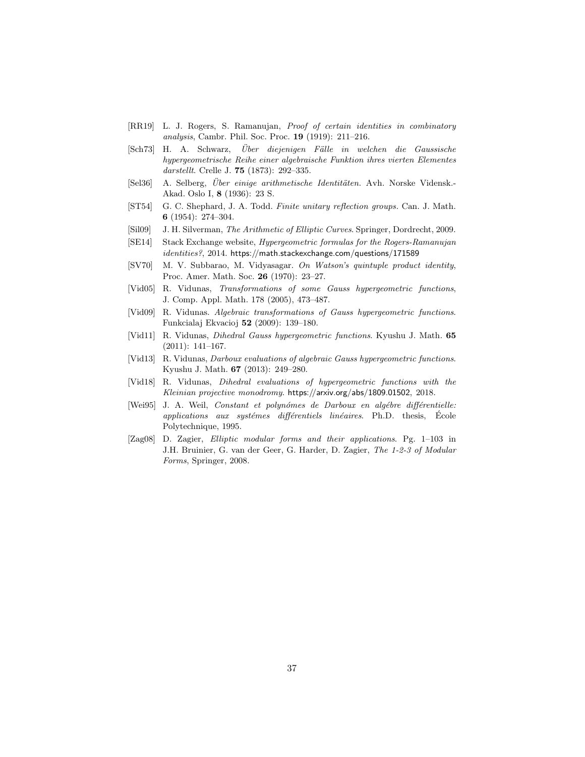[RR19] L. J. Rogers, S. Ramanujan, *Proof of certain identities in combinatory analysis*, Cambr. Phil. Soc. Proc. **19** (1919): 211–216.

[Sch73] H. A. Schwarz, *Über diejenigen Fälle in welchen die Gaussische hypergeometrische Reihe einer algebraische Funktion ihres vierten Elementes darstellt*. Crelle J. **75** (1873): 292–335.

[Sel36] A. Selberg, *Über einige arithmetische Identitäten*. Avh. Norske Vidensk.-Akad. Oslo I, **8** (1936): 23 S.

[ST54] G. C. Shephard, J. A. Todd. *Finite unitary reflection groups*. Can. J. Math. **6** (1954): 274–304.

[Sil09] J. H. Silverman, *The Arithmetic of Elliptic Curves*. Springer, Dordrecht, 2009.

[SE14] Stack Exchange website, *Hypergeometric formulas for the Rogers-Ramanujan identities?*, 2014. https://math.stackexchange.com/questions/171589

[SV70] M. V. Subbarao, M. Vidyasagar. *On Watson's quintuple product identity*, Proc. Amer. Math. Soc. **26** (1970): 23–27.

[Vid05] R. Vidunas, *Transformations of some Gauss hypergeometric functions*, J. Comp. Appl. Math. 178 (2005), 473–487.

[Vid09] R. Vidunas. *Algebraic transformations of Gauss hypergeometric functions*. Funkcialaj Ekvacioj **52** (2009): 139–180.

[Vid11] R. Vidunas, *Dihedral Gauss hypergeometric functions*. Kyushu J. Math. **65** (2011): 141–167.

[Vid13] R. Vidunas, *Darboux evaluations of algebraic Gauss hypergeometric functions*. Kyushu J. Math. **67** (2013): 249–280.

[Vid18] R. Vidunas, *Dihedral evaluations of hypergeometric functions with the Kleinian projective monodromy*. https://arxiv.org/abs/1809.01502, 2018.

[Wei95] J. A. Weil, *Constant et polynómes de Darboux en algébre différentielle: applications aux systémes différentiels linéaires*. Ph.D. thesis, École Polytechnique, 1995.

[Zag08] D. Zagier, *Elliptic modular forms and their applications*. Pg. 1–103 in J.H. Bruinier, G. van der Geer, G. Harder, D. Zagier, *The 1-2-3 of Modular Forms*, Springer, 2008.